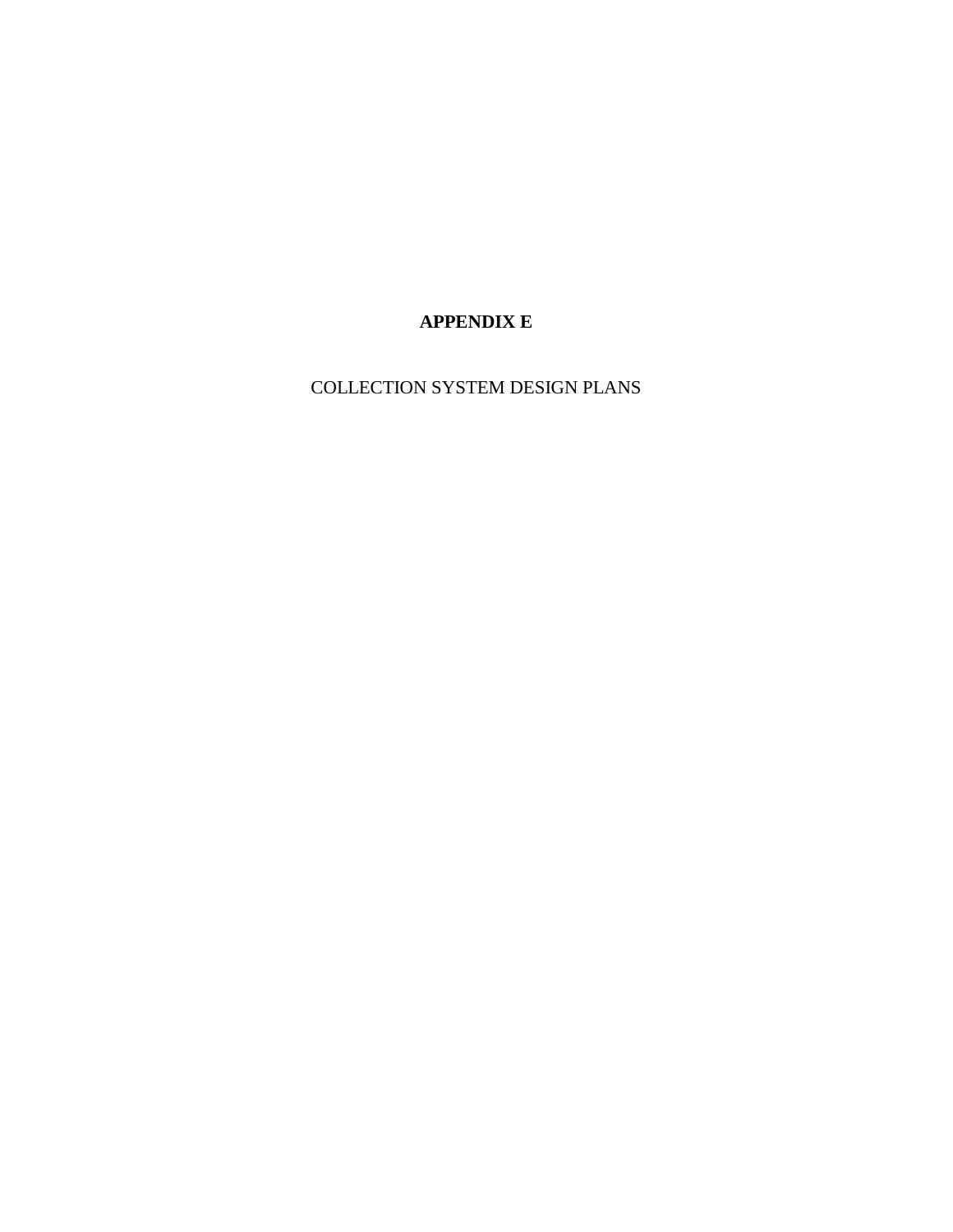# APPENDIX E

COLLECTION SYSTEM DESIGN PLANS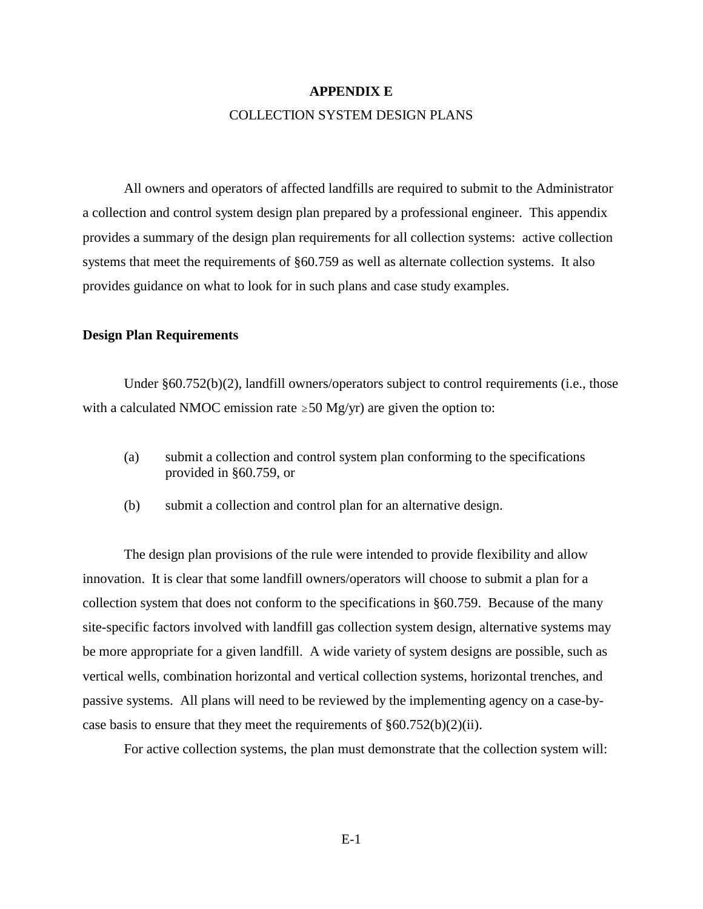# APPENDIX E

## COLLECTION SYSTEM DESIGN PLANS

All owners and operators of affected landfills are required to submit to the Administrator a collection and control system design plan prepared by a professional engineer. This appendix provides a summary of the design plan requirements for all collection systems: active collection systems that meet the requirements of §60.759 as well as alternate collection systems. It also provides guidance on what to look for in such plans and case study examples.

### Design Plan Requirements

Under §60.752(b)(2), landfill owners/operators subject to control requirements (i.e., those with a calculated NMOC emission rate $\geq$50 Mg/yr) are given the option to:

(a) submit a collection and control system plan conforming to the specifications provided in §60.759, or

(b) submit a collection and control plan for an alternative design.

The design plan provisions of the rule were intended to provide flexibility and allow innovation. It is clear that some landfill owners/operators will choose to submit a plan for a collection system that does not conform to the specifications in §60.759. Because of the many site-specific factors involved with landfill gas collection system design, alternative systems may be more appropriate for a given landfill. A wide variety of system designs are possible, such as vertical wells, combination horizontal and vertical collection systems, horizontal trenches, and passive systems. All plans will need to be reviewed by the implementing agency on a case-by-case basis to ensure that they meet the requirements of §60.752(b)(2)(ii).

For active collection systems, the plan must demonstrate that the collection system will: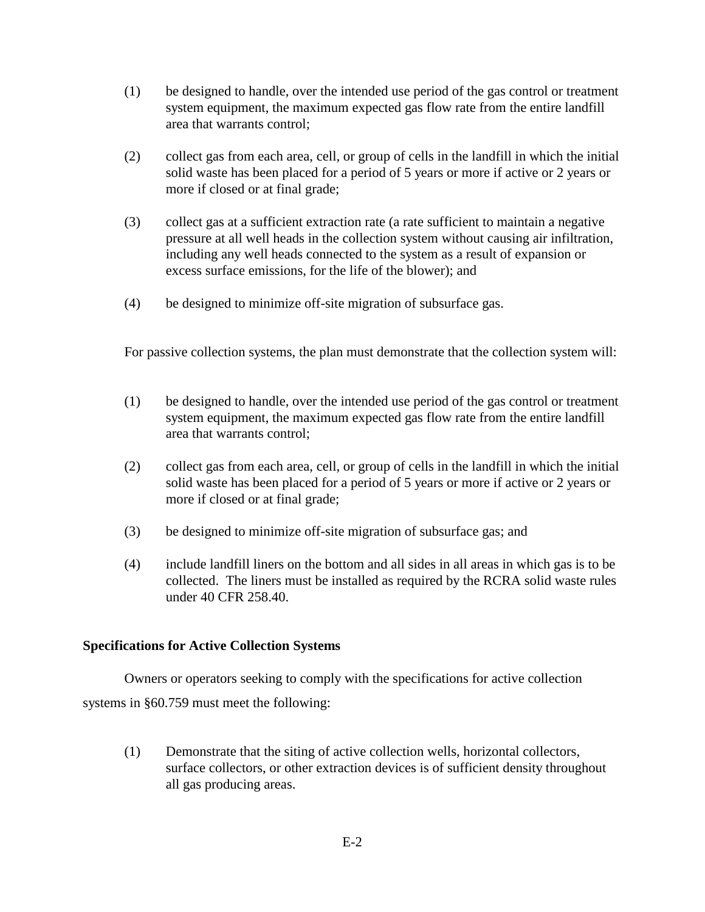(1) be designed to handle, over the intended use period of the gas control or treatment system equipment, the maximum expected gas flow rate from the entire landfill area that warrants control;

(2) collect gas from each area, cell, or group of cells in the landfill in which the initial solid waste has been placed for a period of 5 years or more if active or 2 years or more if closed or at final grade;

(3) collect gas at a sufficient extraction rate (a rate sufficient to maintain a negative pressure at all well heads in the collection system without causing air infiltration, including any well heads connected to the system as a result of expansion or excess surface emissions, for the life of the blower); and

(4) be designed to minimize off-site migration of subsurface gas.

For passive collection systems, the plan must demonstrate that the collection system will:

(1) be designed to handle, over the intended use period of the gas control or treatment system equipment, the maximum expected gas flow rate from the entire landfill area that warrants control;

(2) collect gas from each area, cell, or group of cells in the landfill in which the initial solid waste has been placed for a period of 5 years or more if active or 2 years or more if closed or at final grade;

(3) be designed to minimize off-site migration of subsurface gas; and

(4) include landfill liners on the bottom and all sides in all areas in which gas is to be collected. The liners must be installed as required by the RCRA solid waste rules under 40 CFR 258.40.

**Specifications for Active Collection Systems**

Owners or operators seeking to comply with the specifications for active collection systems in §60.759 must meet the following:

(1) Demonstrate that the siting of active collection wells, horizontal collectors, surface collectors, or other extraction devices is of sufficient density throughout all gas producing areas.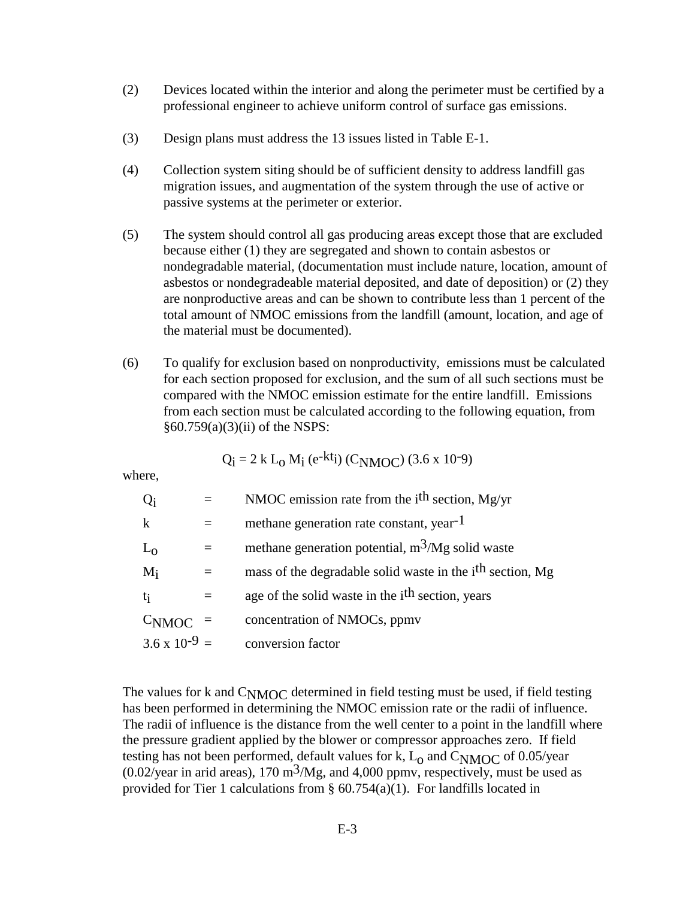(2) Devices located within the interior and along the perimeter must be certified by a professional engineer to achieve uniform control of surface gas emissions.

(3) Design plans must address the 13 issues listed in Table E-1.

(4) Collection system siting should be of sufficient density to address landfill gas migration issues, and augmentation of the system through the use of active or passive systems at the perimeter or exterior.

(5) The system should control all gas producing areas except those that are excluded because either (1) they are segregated and shown to contain asbestos or nondegradable material, (documentation must include nature, location, amount of asbestos or nondegradeable material deposited, and date of deposition) or (2) they are nonproductive areas and can be shown to contribute less than 1 percent of the total amount of NMOC emissions from the landfill (amount, location, and age of the material must be documented).

(6) To qualify for exclusion based on nonproductivity, emissions must be calculated for each section proposed for exclusion, and the sum of all such sections must be compared with the NMOC emission estimate for the entire landfill. Emissions from each section must be calculated according to the following equation, from §60.759(a)(3)(ii) of the NSPS:

$$Q_i = 2\,k\,L_o\,M_i\,(e^{-kt_i})\,(C_{NMOC})\,(3.6 \times 10^{-9})$$

where,

| | | |
|---|---|---|
| $Q_i$ | = | NMOC emission rate from the $i^{th}$ section, Mg/yr |
| $k$ | = | methane generation rate constant, $year^{-1}$ |
| $L_o$ | = | methane generation potential, $m^3$/Mg solid waste |
| $M_i$ | = | mass of the degradable solid waste in the $i^{th}$ section, Mg |
| $t_i$ | = | age of the solid waste in the $i^{th}$ section, years |
| $C_{NMOC}$ | = | concentration of NMOCs, ppmv |
| $3.6 \times 10^{-9}$ | = | conversion factor |

The values for k and $C_{NMOC}$ determined in field testing must be used, if field testing has been performed in determining the NMOC emission rate or the radii of influence. The radii of influence is the distance from the well center to a point in the landfill where the pressure gradient applied by the blower or compressor approaches zero. If field testing has not been performed, default values for k, $L_o$ and $C_{NMOC}$ of 0.05/year (0.02/year in arid areas), 170 $m^3$/Mg, and 4,000 ppmv, respectively, must be used as provided for Tier 1 calculations from § 60.754(a)(1). For landfills located in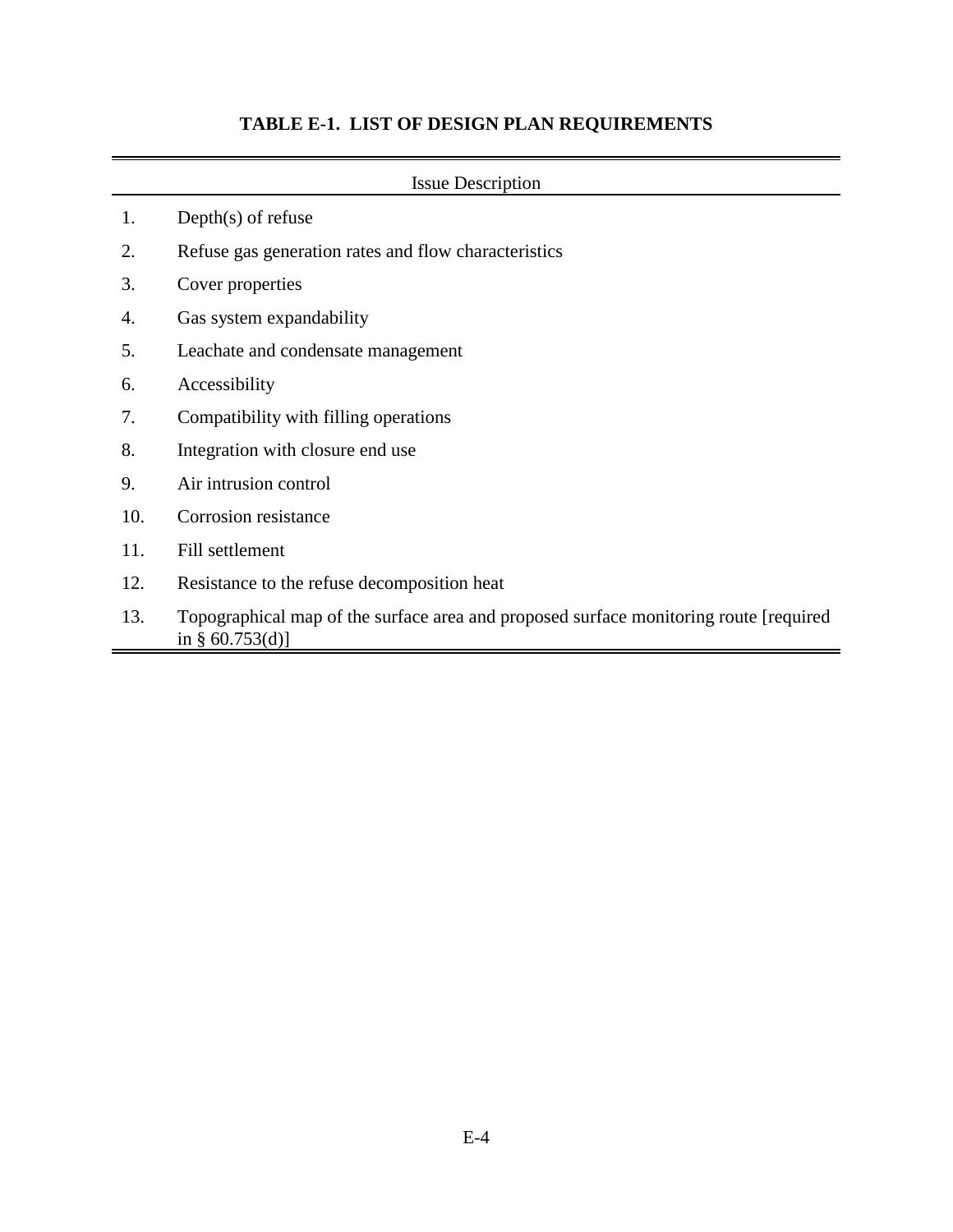**TABLE E-1. LIST OF DESIGN PLAN REQUIREMENTS**

| | Issue Description |
|---|---|
| 1. | Depth(s) of refuse |
| 2. | Refuse gas generation rates and flow characteristics |
| 3. | Cover properties |
| 4. | Gas system expandability |
| 5. | Leachate and condensate management |
| 6. | Accessibility |
| 7. | Compatibility with filling operations |
| 8. | Integration with closure end use |
| 9. | Air intrusion control |
| 10. | Corrosion resistance |
| 11. | Fill settlement |
| 12. | Resistance to the refuse decomposition heat |
| 13. | Topographical map of the surface area and proposed surface monitoring route [required in § 60.753(d)] |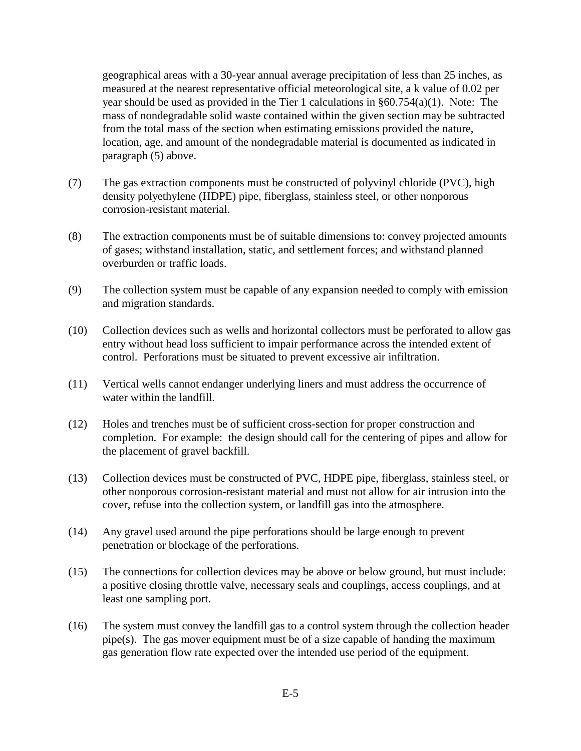geographical areas with a 30-year annual average precipitation of less than 25 inches, as measured at the nearest representative official meteorological site, a k value of 0.02 per year should be used as provided in the Tier 1 calculations in §60.754(a)(1). Note: The mass of nondegradable solid waste contained within the given section may be subtracted from the total mass of the section when estimating emissions provided the nature, location, age, and amount of the nondegradable material is documented as indicated in paragraph (5) above.

(7) The gas extraction components must be constructed of polyvinyl chloride (PVC), high density polyethylene (HDPE) pipe, fiberglass, stainless steel, or other nonporous corrosion-resistant material.

(8) The extraction components must be of suitable dimensions to: convey projected amounts of gases; withstand installation, static, and settlement forces; and withstand planned overburden or traffic loads.

(9) The collection system must be capable of any expansion needed to comply with emission and migration standards.

(10) Collection devices such as wells and horizontal collectors must be perforated to allow gas entry without head loss sufficient to impair performance across the intended extent of control. Perforations must be situated to prevent excessive air infiltration.

(11) Vertical wells cannot endanger underlying liners and must address the occurrence of water within the landfill.

(12) Holes and trenches must be of sufficient cross-section for proper construction and completion. For example: the design should call for the centering of pipes and allow for the placement of gravel backfill.

(13) Collection devices must be constructed of PVC, HDPE pipe, fiberglass, stainless steel, or other nonporous corrosion-resistant material and must not allow for air intrusion into the cover, refuse into the collection system, or landfill gas into the atmosphere.

(14) Any gravel used around the pipe perforations should be large enough to prevent penetration or blockage of the perforations.

(15) The connections for collection devices may be above or below ground, but must include: a positive closing throttle valve, necessary seals and couplings, access couplings, and at least one sampling port.

(16) The system must convey the landfill gas to a control system through the collection header pipe(s). The gas mover equipment must be of a size capable of handing the maximum gas generation flow rate expected over the intended use period of the equipment.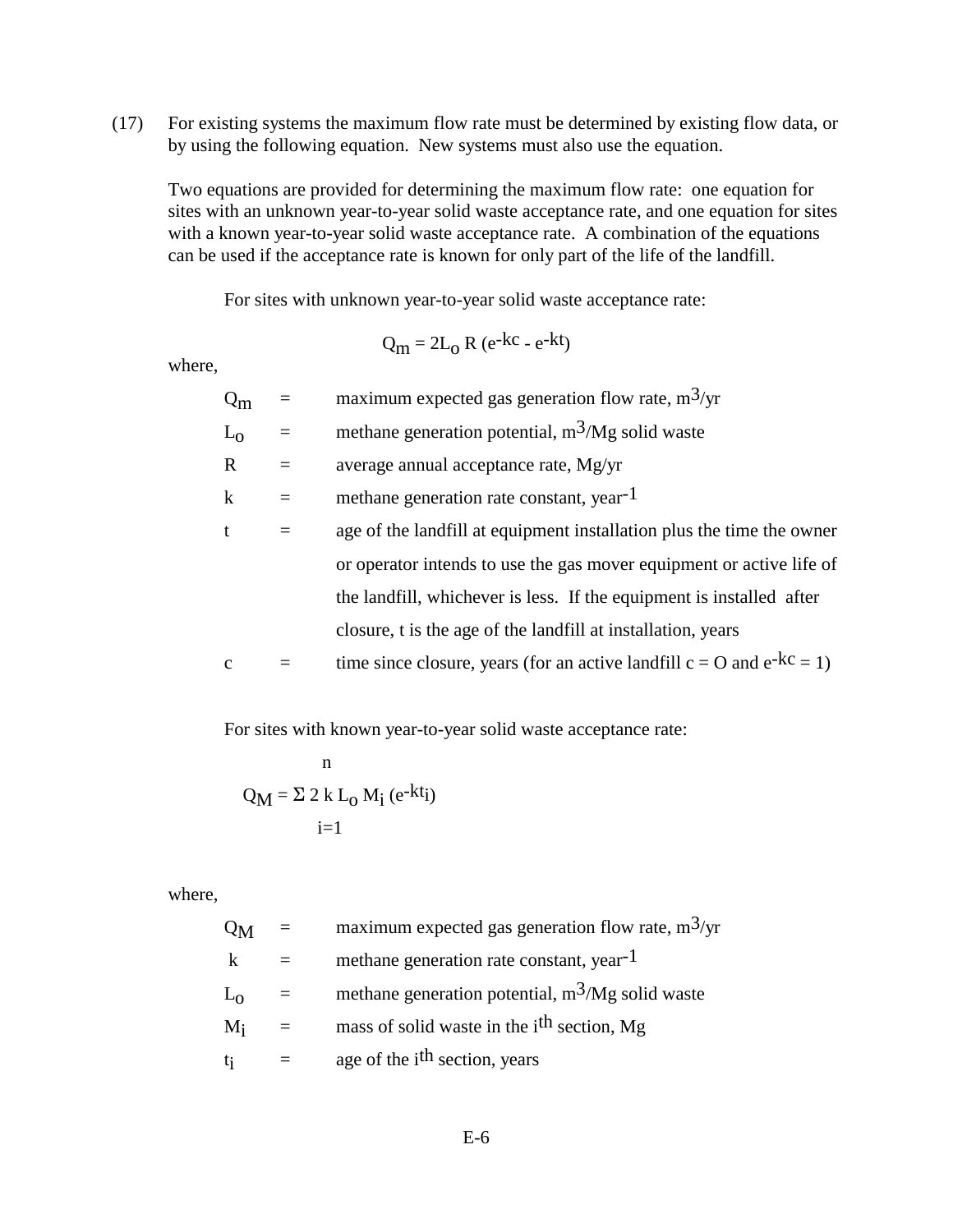(17) For existing systems the maximum flow rate must be determined by existing flow data, or by using the following equation. New systems must also use the equation.

Two equations are provided for determining the maximum flow rate: one equation for sites with an unknown year-to-year solid waste acceptance rate, and one equation for sites with a known year-to-year solid waste acceptance rate. A combination of the equations can be used if the acceptance rate is known for only part of the life of the landfill.

For sites with unknown year-to-year solid waste acceptance rate:

$$Q_m = 2L_o R (e^{-kc} - e^{-kt})$$

where,

| | | |
|---|---|---|
| $Q_m$ | = | maximum expected gas generation flow rate, $m^3/yr$ |
| $L_o$ | = | methane generation potential, $m^3/Mg$ solid waste |
| R | = | average annual acceptance rate, Mg/yr |
| k | = | methane generation rate constant, $year^{-1}$ |
| t | = | age of the landfill at equipment installation plus the time the owner or operator intends to use the gas mover equipment or active life of the landfill, whichever is less. If the equipment is installed after closure, t is the age of the landfill at installation, years |
| c | = | time since closure, years (for an active landfill c = O and $e^{-kc} = 1$) |

For sites with known year-to-year solid waste acceptance rate:

$$Q_M = \sum_{i=1}^{n} 2\, k\, L_o\, M_i\, (e^{-kt_i})$$

where,

| | | |
|---|---|---|
| $Q_M$ | = | maximum expected gas generation flow rate, $m^3/yr$ |
| k | = | methane generation rate constant, $year^{-1}$ |
| $L_o$ | = | methane generation potential, $m^3/Mg$ solid waste |
| $M_i$ | = | mass of solid waste in the $i^{th}$ section, Mg |
| $t_i$ | = | age of the $i^{th}$ section, years |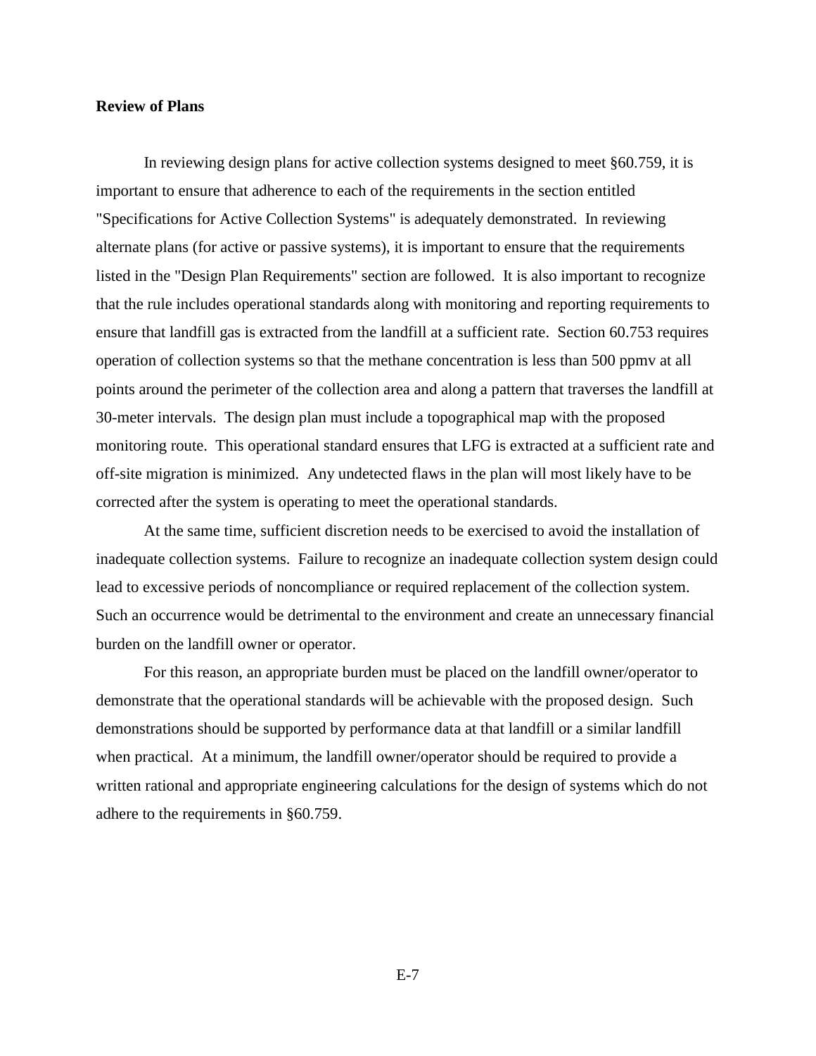**Review of Plans**

In reviewing design plans for active collection systems designed to meet §60.759, it is important to ensure that adherence to each of the requirements in the section entitled "Specifications for Active Collection Systems" is adequately demonstrated. In reviewing alternate plans (for active or passive systems), it is important to ensure that the requirements listed in the "Design Plan Requirements" section are followed. It is also important to recognize that the rule includes operational standards along with monitoring and reporting requirements to ensure that landfill gas is extracted from the landfill at a sufficient rate. Section 60.753 requires operation of collection systems so that the methane concentration is less than 500 ppmv at all points around the perimeter of the collection area and along a pattern that traverses the landfill at 30-meter intervals. The design plan must include a topographical map with the proposed monitoring route. This operational standard ensures that LFG is extracted at a sufficient rate and off-site migration is minimized. Any undetected flaws in the plan will most likely have to be corrected after the system is operating to meet the operational standards.

At the same time, sufficient discretion needs to be exercised to avoid the installation of inadequate collection systems. Failure to recognize an inadequate collection system design could lead to excessive periods of noncompliance or required replacement of the collection system. Such an occurrence would be detrimental to the environment and create an unnecessary financial burden on the landfill owner or operator.

For this reason, an appropriate burden must be placed on the landfill owner/operator to demonstrate that the operational standards will be achievable with the proposed design. Such demonstrations should be supported by performance data at that landfill or a similar landfill when practical. At a minimum, the landfill owner/operator should be required to provide a written rational and appropriate engineering calculations for the design of systems which do not adhere to the requirements in §60.759.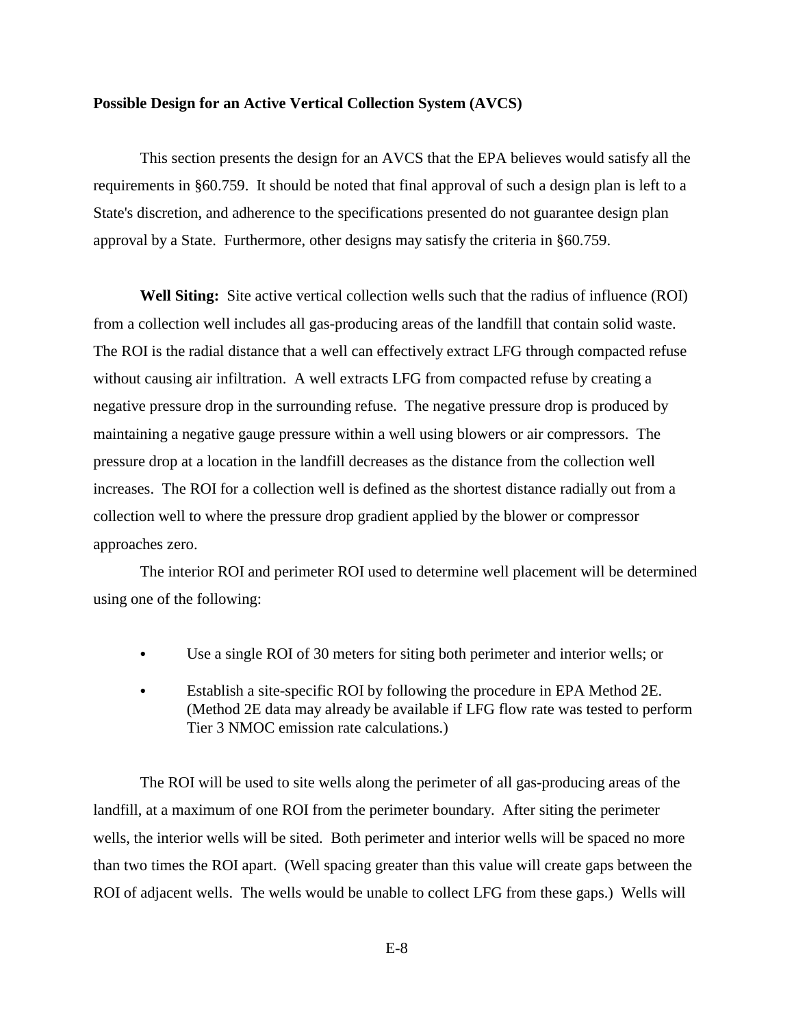**Possible Design for an Active Vertical Collection System (AVCS)**

This section presents the design for an AVCS that the EPA believes would satisfy all the requirements in §60.759. It should be noted that final approval of such a design plan is left to a State's discretion, and adherence to the specifications presented do not guarantee design plan approval by a State. Furthermore, other designs may satisfy the criteria in §60.759.

**Well Siting:** Site active vertical collection wells such that the radius of influence (ROI) from a collection well includes all gas-producing areas of the landfill that contain solid waste. The ROI is the radial distance that a well can effectively extract LFG through compacted refuse without causing air infiltration. A well extracts LFG from compacted refuse by creating a negative pressure drop in the surrounding refuse. The negative pressure drop is produced by maintaining a negative gauge pressure within a well using blowers or air compressors. The pressure drop at a location in the landfill decreases as the distance from the collection well increases. The ROI for a collection well is defined as the shortest distance radially out from a collection well to where the pressure drop gradient applied by the blower or compressor approaches zero.

The interior ROI and perimeter ROI used to determine well placement will be determined using one of the following:

- Use a single ROI of 30 meters for siting both perimeter and interior wells; or
- Establish a site-specific ROI by following the procedure in EPA Method 2E. (Method 2E data may already be available if LFG flow rate was tested to perform Tier 3 NMOC emission rate calculations.)

The ROI will be used to site wells along the perimeter of all gas-producing areas of the landfill, at a maximum of one ROI from the perimeter boundary. After siting the perimeter wells, the interior wells will be sited. Both perimeter and interior wells will be spaced no more than two times the ROI apart. (Well spacing greater than this value will create gaps between the ROI of adjacent wells. The wells would be unable to collect LFG from these gaps.) Wells will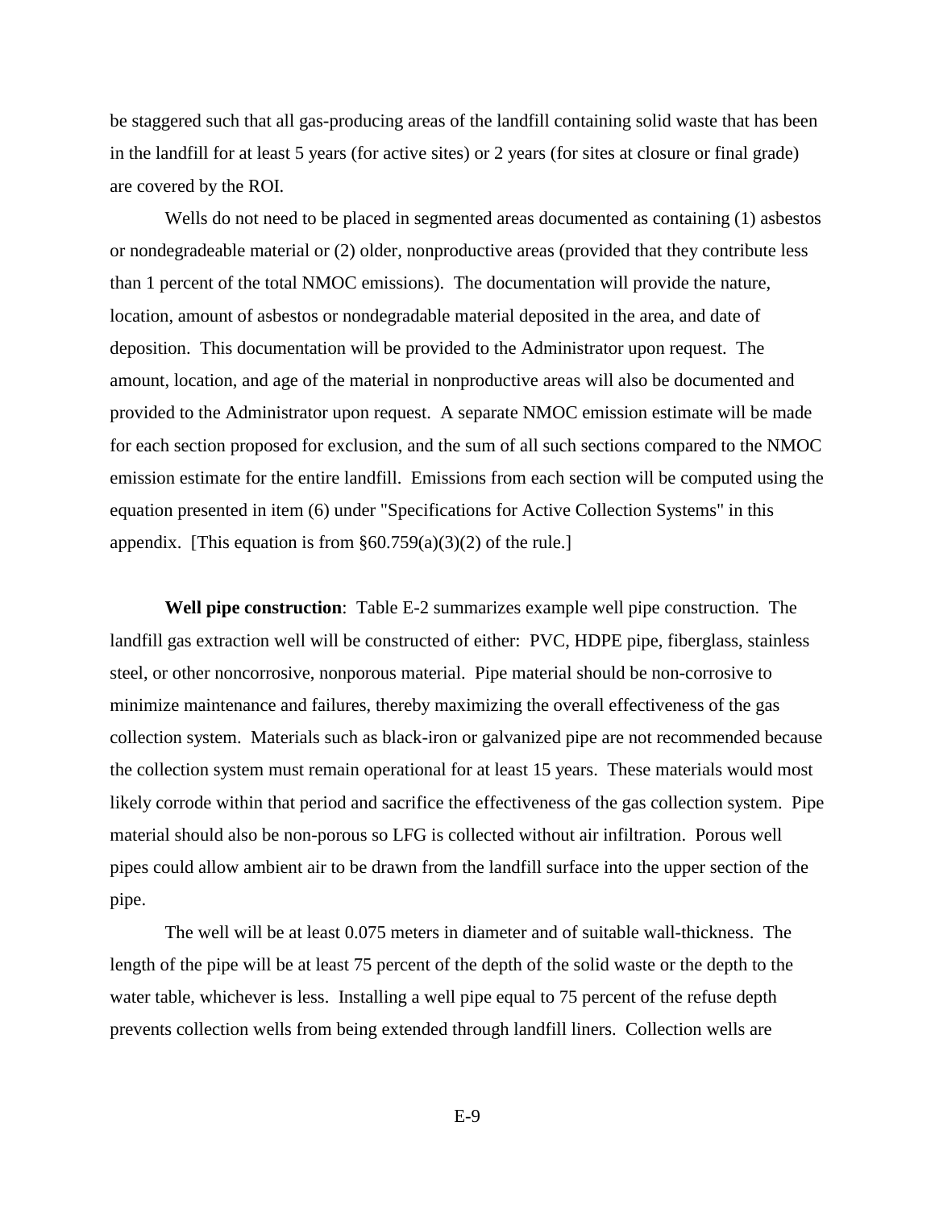be staggered such that all gas-producing areas of the landfill containing solid waste that has been in the landfill for at least 5 years (for active sites) or 2 years (for sites at closure or final grade) are covered by the ROI.

Wells do not need to be placed in segmented areas documented as containing (1) asbestos or nondegradeable material or (2) older, nonproductive areas (provided that they contribute less than 1 percent of the total NMOC emissions). The documentation will provide the nature, location, amount of asbestos or nondegradable material deposited in the area, and date of deposition. This documentation will be provided to the Administrator upon request. The amount, location, and age of the material in nonproductive areas will also be documented and provided to the Administrator upon request. A separate NMOC emission estimate will be made for each section proposed for exclusion, and the sum of all such sections compared to the NMOC emission estimate for the entire landfill. Emissions from each section will be computed using the equation presented in item (6) under "Specifications for Active Collection Systems" in this appendix. [This equation is from §60.759(a)(3)(2) of the rule.]

**Well pipe construction**: Table E-2 summarizes example well pipe construction. The landfill gas extraction well will be constructed of either: PVC, HDPE pipe, fiberglass, stainless steel, or other noncorrosive, nonporous material. Pipe material should be non-corrosive to minimize maintenance and failures, thereby maximizing the overall effectiveness of the gas collection system. Materials such as black-iron or galvanized pipe are not recommended because the collection system must remain operational for at least 15 years. These materials would most likely corrode within that period and sacrifice the effectiveness of the gas collection system. Pipe material should also be non-porous so LFG is collected without air infiltration. Porous well pipes could allow ambient air to be drawn from the landfill surface into the upper section of the pipe.

The well will be at least 0.075 meters in diameter and of suitable wall-thickness. The length of the pipe will be at least 75 percent of the depth of the solid waste or the depth to the water table, whichever is less. Installing a well pipe equal to 75 percent of the refuse depth prevents collection wells from being extended through landfill liners. Collection wells are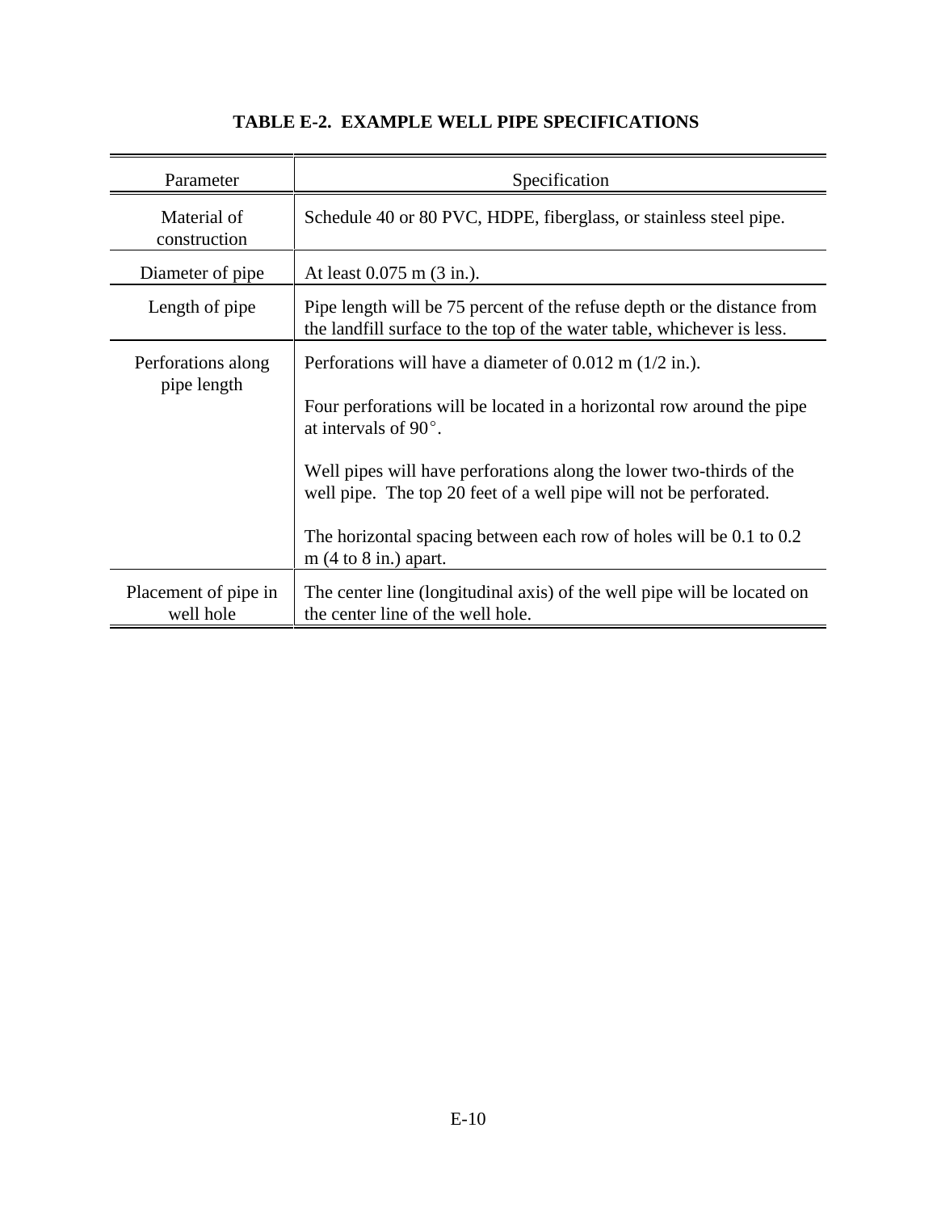**TABLE E-2. EXAMPLE WELL PIPE SPECIFICATIONS**

| Parameter | Specification |
|---|---|
| Material of construction | Schedule 40 or 80 PVC, HDPE, fiberglass, or stainless steel pipe. |
| Diameter of pipe | At least 0.075 m (3 in.). |
| Length of pipe | Pipe length will be 75 percent of the refuse depth or the distance from the landfill surface to the top of the water table, whichever is less. |
| Perforations along pipe length | Perforations will have a diameter of 0.012 m (1/2 in.).<br><br>Four perforations will be located in a horizontal row around the pipe at intervals of 90°.<br><br>Well pipes will have perforations along the lower two-thirds of the well pipe. The top 20 feet of a well pipe will not be perforated.<br><br>The horizontal spacing between each row of holes will be 0.1 to 0.2 m (4 to 8 in.) apart. |
| Placement of pipe in well hole | The center line (longitudinal axis) of the well pipe will be located on the center line of the well hole. |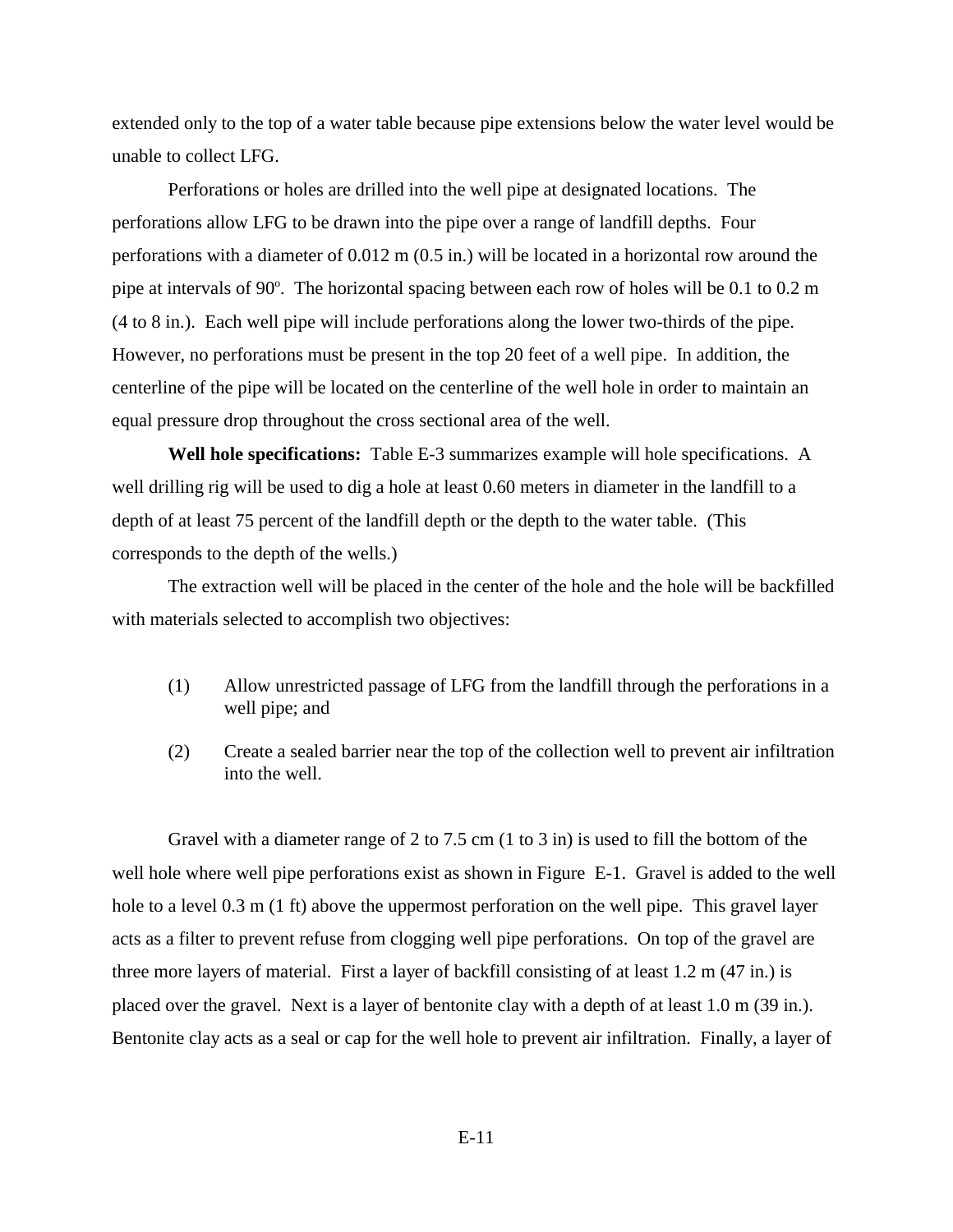extended only to the top of a water table because pipe extensions below the water level would be unable to collect LFG.

Perforations or holes are drilled into the well pipe at designated locations. The perforations allow LFG to be drawn into the pipe over a range of landfill depths. Four perforations with a diameter of 0.012 m (0.5 in.) will be located in a horizontal row around the pipe at intervals of 90°. The horizontal spacing between each row of holes will be 0.1 to 0.2 m (4 to 8 in.). Each well pipe will include perforations along the lower two-thirds of the pipe. However, no perforations must be present in the top 20 feet of a well pipe. In addition, the centerline of the pipe will be located on the centerline of the well hole in order to maintain an equal pressure drop throughout the cross sectional area of the well.

**Well hole specifications:** Table E-3 summarizes example will hole specifications. A well drilling rig will be used to dig a hole at least 0.60 meters in diameter in the landfill to a depth of at least 75 percent of the landfill depth or the depth to the water table. (This corresponds to the depth of the wells.)

The extraction well will be placed in the center of the hole and the hole will be backfilled with materials selected to accomplish two objectives:

(1) Allow unrestricted passage of LFG from the landfill through the perforations in a well pipe; and

(2) Create a sealed barrier near the top of the collection well to prevent air infiltration into the well.

Gravel with a diameter range of 2 to 7.5 cm (1 to 3 in) is used to fill the bottom of the well hole where well pipe perforations exist as shown in Figure E-1. Gravel is added to the well hole to a level 0.3 m (1 ft) above the uppermost perforation on the well pipe. This gravel layer acts as a filter to prevent refuse from clogging well pipe perforations. On top of the gravel are three more layers of material. First a layer of backfill consisting of at least 1.2 m (47 in.) is placed over the gravel. Next is a layer of bentonite clay with a depth of at least 1.0 m (39 in.). Bentonite clay acts as a seal or cap for the well hole to prevent air infiltration. Finally, a layer of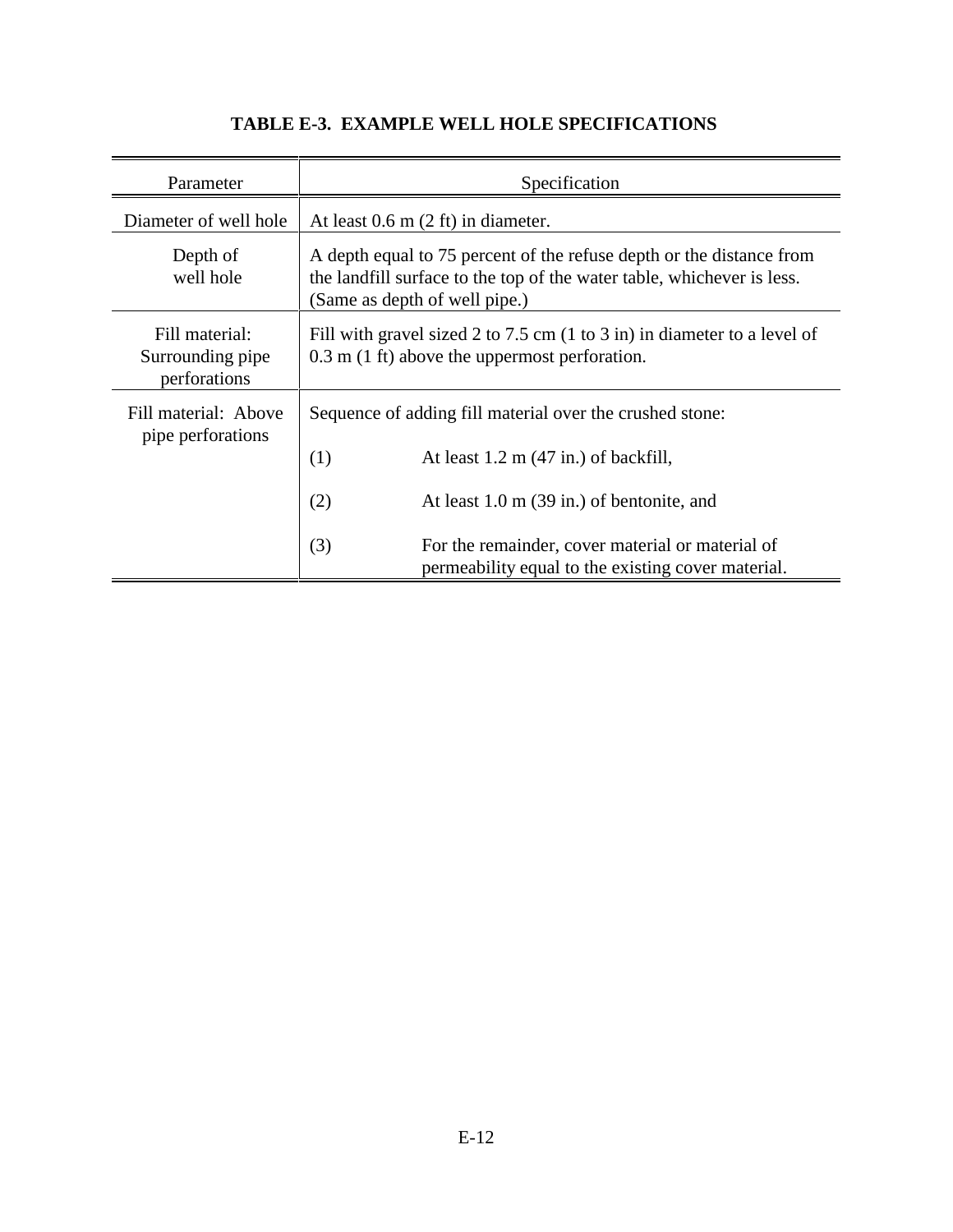**TABLE E-3. EXAMPLE WELL HOLE SPECIFICATIONS**

| Parameter | Specification |
| --- | --- |
| Diameter of well hole | At least 0.6 m (2 ft) in diameter. |
| Depth of well hole | A depth equal to 75 percent of the refuse depth or the distance from the landfill surface to the top of the water table, whichever is less. (Same as depth of well pipe.) |
| Fill material: Surrounding pipe perforations | Fill with gravel sized 2 to 7.5 cm (1 to 3 in) in diameter to a level of 0.3 m (1 ft) above the uppermost perforation. |
| Fill material: Above pipe perforations | Sequence of adding fill material over the crushed stone: (1) At least 1.2 m (47 in.) of backfill, (2) At least 1.0 m (39 in.) of bentonite, and (3) For the remainder, cover material or material of permeability equal to the existing cover material. |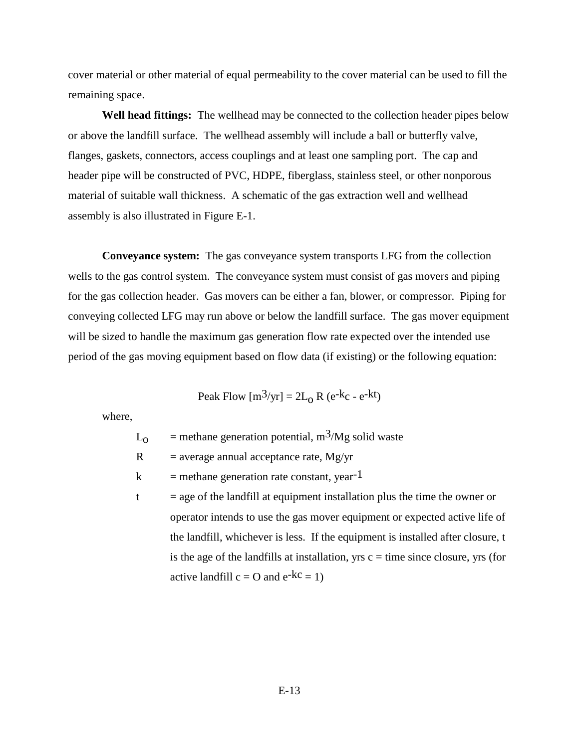cover material or other material of equal permeability to the cover material can be used to fill the remaining space.

**Well head fittings:** The wellhead may be connected to the collection header pipes below or above the landfill surface. The wellhead assembly will include a ball or butterfly valve, flanges, gaskets, connectors, access couplings and at least one sampling port. The cap and header pipe will be constructed of PVC, HDPE, fiberglass, stainless steel, or other nonporous material of suitable wall thickness. A schematic of the gas extraction well and wellhead assembly is also illustrated in Figure E-1.

**Conveyance system:** The gas conveyance system transports LFG from the collection wells to the gas control system. The conveyance system must consist of gas movers and piping for the gas collection header. Gas movers can be either a fan, blower, or compressor. Piping for conveying collected LFG may run above or below the landfill surface. The gas mover equipment will be sized to handle the maximum gas generation flow rate expected over the intended use period of the gas moving equipment based on flow data (if existing) or the following equation:

$$\text{Peak Flow } [m^3/yr] = 2L_o R \left(e^{-kc} - e^{-kt}\right)$$

where,

$L_o$ = methane generation potential, $m^3$/Mg solid waste

R = average annual acceptance rate, Mg/yr

k = methane generation rate constant, $year^{-1}$

t = age of the landfill at equipment installation plus the time the owner or operator intends to use the gas mover equipment or expected active life of the landfill, whichever is less. If the equipment is installed after closure, t is the age of the landfills at installation, yrs c = time since closure, yrs (for active landfill c = O and $e^{-kc} = 1$)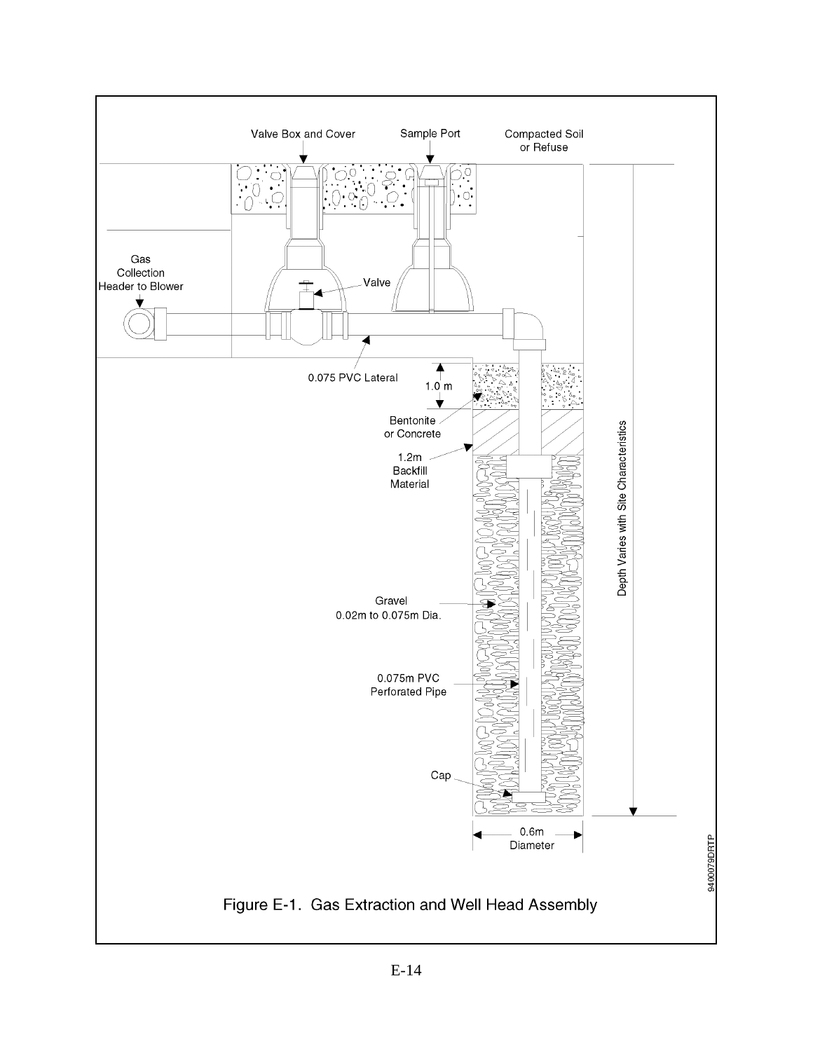Valve Box and Cover

Sample Port

Compacted Soil or Refuse

Gas Collection Header to Blower

Valve

0.075 PVC Lateral

1.0 m

Bentonite or Concrete

1.2m Backfill Material

Gravel 0.02m to 0.075m Dia.

0.075m PVC Perforated Pipe

Cap

0.6m Diameter

Depth Varies with Site Characteristics

9400079DRTP

Figure E-1. Gas Extraction and Well Head Assembly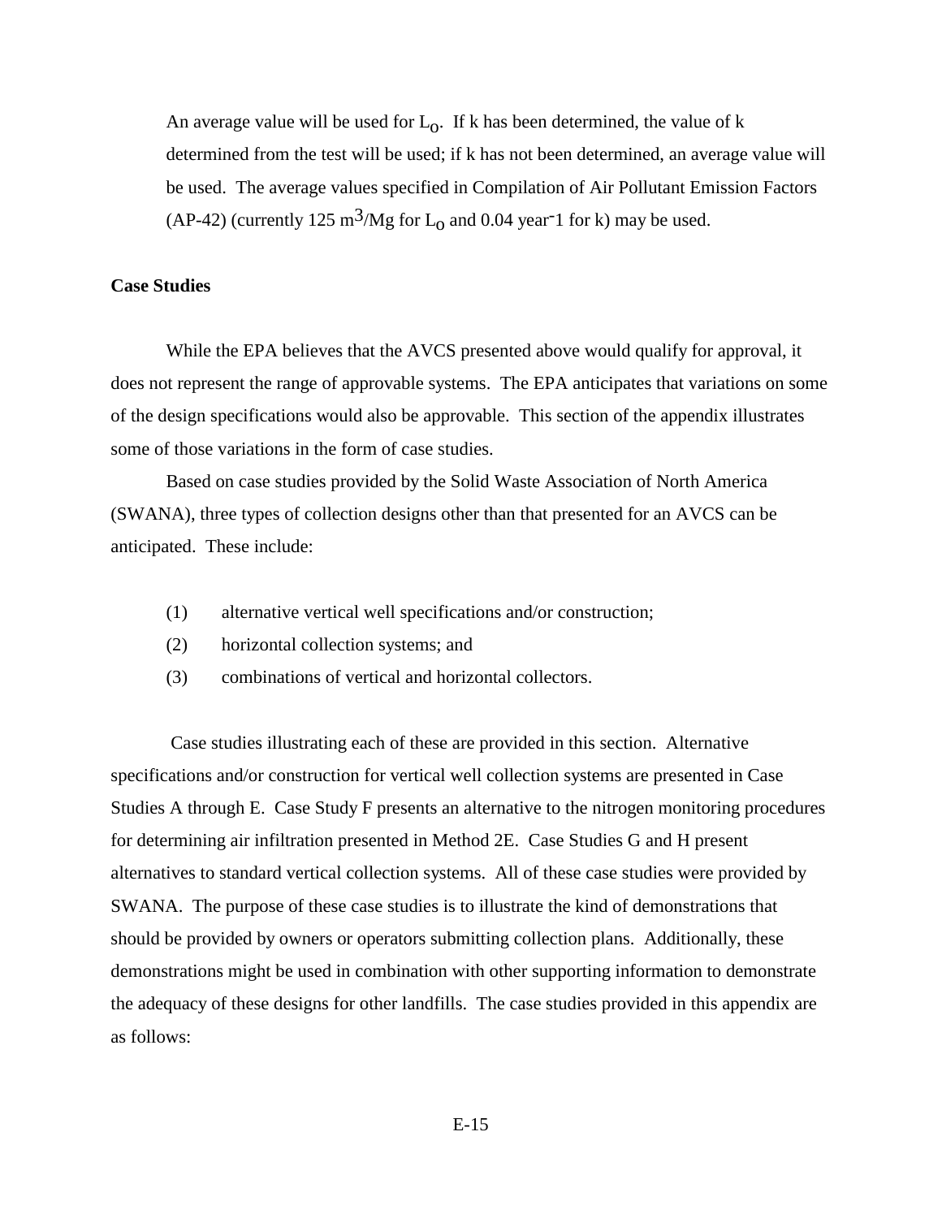An average value will be used for $L_o$. If k has been determined, the value of k determined from the test will be used; if k has not been determined, an average value will be used. The average values specified in Compilation of Air Pollutant Emission Factors (AP-42) (currently 125 $m^3$/Mg for $L_o$ and 0.04 $year^{-1}$ for k) may be used.

**Case Studies**

While the EPA believes that the AVCS presented above would qualify for approval, it does not represent the range of approvable systems. The EPA anticipates that variations on some of the design specifications would also be approvable. This section of the appendix illustrates some of those variations in the form of case studies.

Based on case studies provided by the Solid Waste Association of North America (SWANA), three types of collection designs other than that presented for an AVCS can be anticipated. These include:

(1) alternative vertical well specifications and/or construction;

(2) horizontal collection systems; and

(3) combinations of vertical and horizontal collectors.

Case studies illustrating each of these are provided in this section. Alternative specifications and/or construction for vertical well collection systems are presented in Case Studies A through E. Case Study F presents an alternative to the nitrogen monitoring procedures for determining air infiltration presented in Method 2E. Case Studies G and H present alternatives to standard vertical collection systems. All of these case studies were provided by SWANA. The purpose of these case studies is to illustrate the kind of demonstrations that should be provided by owners or operators submitting collection plans. Additionally, these demonstrations might be used in combination with other supporting information to demonstrate the adequacy of these designs for other landfills. The case studies provided in this appendix are as follows: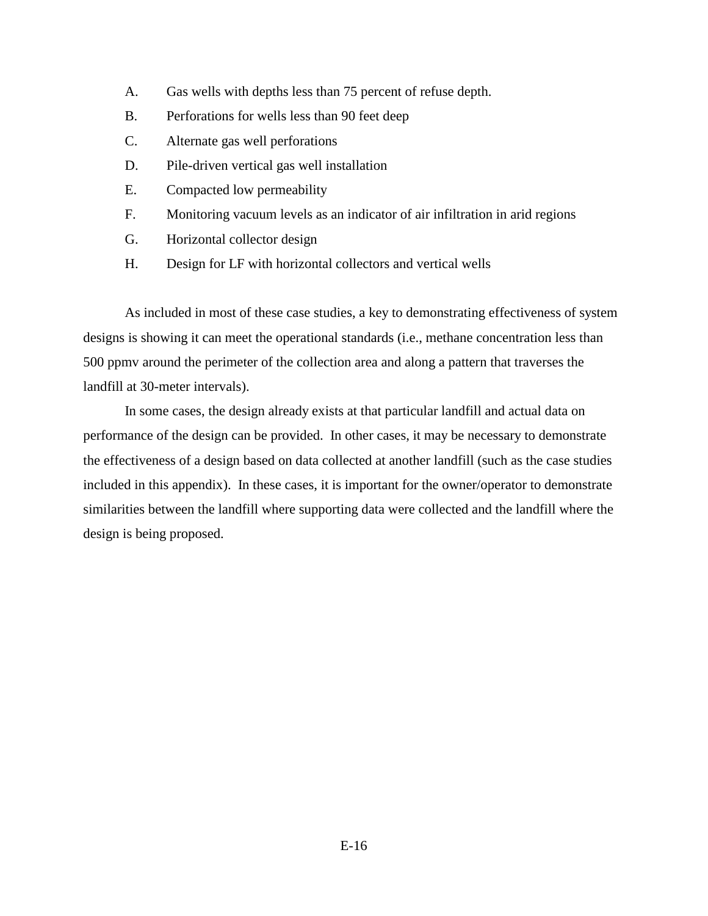A. Gas wells with depths less than 75 percent of refuse depth.

B. Perforations for wells less than 90 feet deep

C. Alternate gas well perforations

D. Pile-driven vertical gas well installation

E. Compacted low permeability

F. Monitoring vacuum levels as an indicator of air infiltration in arid regions

G. Horizontal collector design

H. Design for LF with horizontal collectors and vertical wells

As included in most of these case studies, a key to demonstrating effectiveness of system designs is showing it can meet the operational standards (i.e., methane concentration less than 500 ppmv around the perimeter of the collection area and along a pattern that traverses the landfill at 30-meter intervals).

In some cases, the design already exists at that particular landfill and actual data on performance of the design can be provided. In other cases, it may be necessary to demonstrate the effectiveness of a design based on data collected at another landfill (such as the case studies included in this appendix). In these cases, it is important for the owner/operator to demonstrate similarities between the landfill where supporting data were collected and the landfill where the design is being proposed.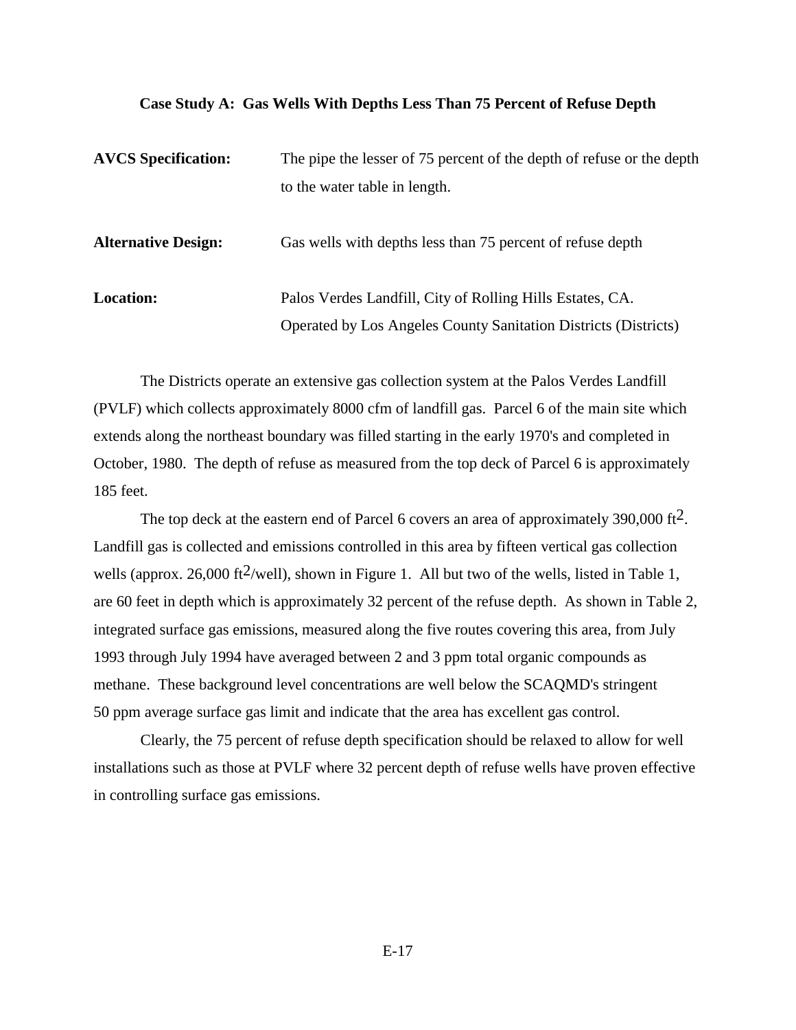### Case Study A: Gas Wells With Depths Less Than 75 Percent of Refuse Depth

**AVCS Specification:** The pipe the lesser of 75 percent of the depth of refuse or the depth to the water table in length.

**Alternative Design:** Gas wells with depths less than 75 percent of refuse depth

**Location:** Palos Verdes Landfill, City of Rolling Hills Estates, CA. Operated by Los Angeles County Sanitation Districts (Districts)

The Districts operate an extensive gas collection system at the Palos Verdes Landfill (PVLF) which collects approximately 8000 cfm of landfill gas. Parcel 6 of the main site which extends along the northeast boundary was filled starting in the early 1970's and completed in October, 1980. The depth of refuse as measured from the top deck of Parcel 6 is approximately 185 feet.

The top deck at the eastern end of Parcel 6 covers an area of approximately 390,000 $ft^2$. Landfill gas is collected and emissions controlled in this area by fifteen vertical gas collection wells (approx. 26,000 $ft^2$/well), shown in Figure 1. All but two of the wells, listed in Table 1, are 60 feet in depth which is approximately 32 percent of the refuse depth. As shown in Table 2, integrated surface gas emissions, measured along the five routes covering this area, from July 1993 through July 1994 have averaged between 2 and 3 ppm total organic compounds as methane. These background level concentrations are well below the SCAQMD's stringent 50 ppm average surface gas limit and indicate that the area has excellent gas control.

Clearly, the 75 percent of refuse depth specification should be relaxed to allow for well installations such as those at PVLF where 32 percent depth of refuse wells have proven effective in controlling surface gas emissions.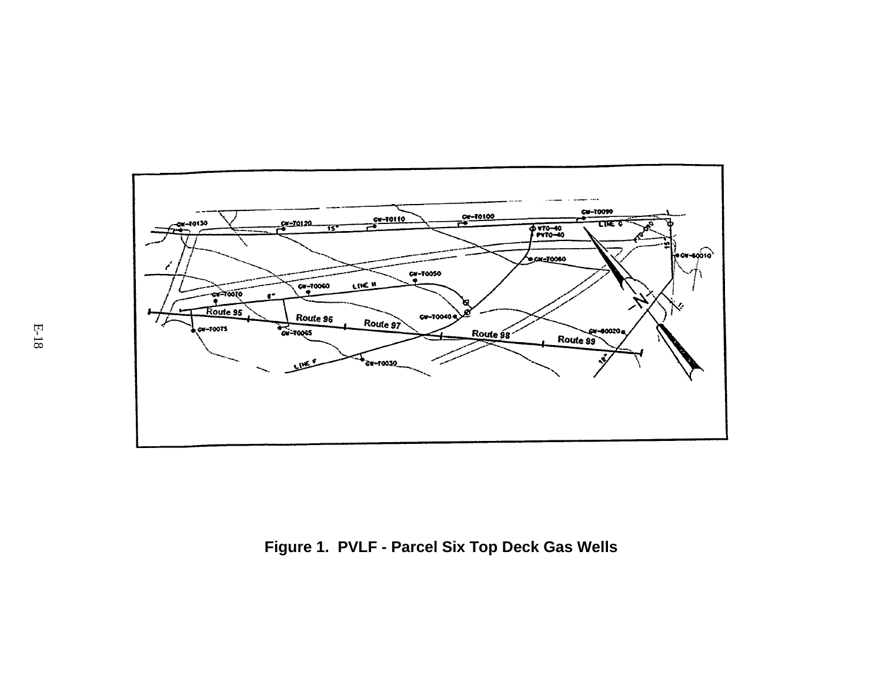Figure 1.  PVLF - Parcel Six Top Deck Gas Wells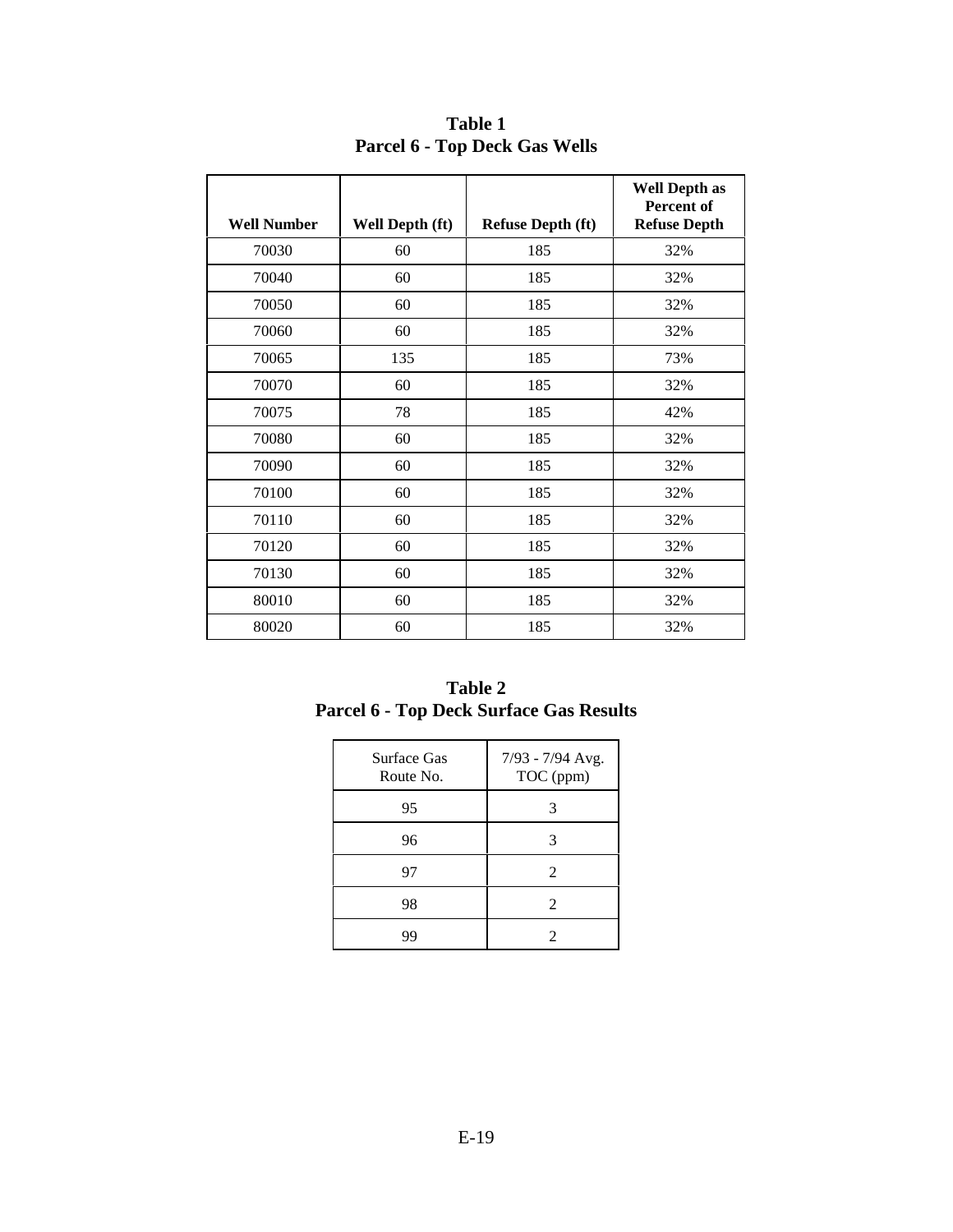**Table 1**
**Parcel 6 - Top Deck Gas Wells**

| Well Number | Well Depth (ft) | Refuse Depth (ft) | Well Depth as Percent of Refuse Depth |
|---|---|---|---|
| 70030 | 60 | 185 | 32% |
| 70040 | 60 | 185 | 32% |
| 70050 | 60 | 185 | 32% |
| 70060 | 60 | 185 | 32% |
| 70065 | 135 | 185 | 73% |
| 70070 | 60 | 185 | 32% |
| 70075 | 78 | 185 | 42% |
| 70080 | 60 | 185 | 32% |
| 70090 | 60 | 185 | 32% |
| 70100 | 60 | 185 | 32% |
| 70110 | 60 | 185 | 32% |
| 70120 | 60 | 185 | 32% |
| 70130 | 60 | 185 | 32% |
| 80010 | 60 | 185 | 32% |
| 80020 | 60 | 185 | 32% |

**Table 2**
**Parcel 6 - Top Deck Surface Gas Results**

| Surface Gas Route No. | 7/93 - 7/94 Avg. TOC (ppm) |
|---|---|
| 95 | 3 |
| 96 | 3 |
| 97 | 2 |
| 98 | 2 |
| 99 | 2 |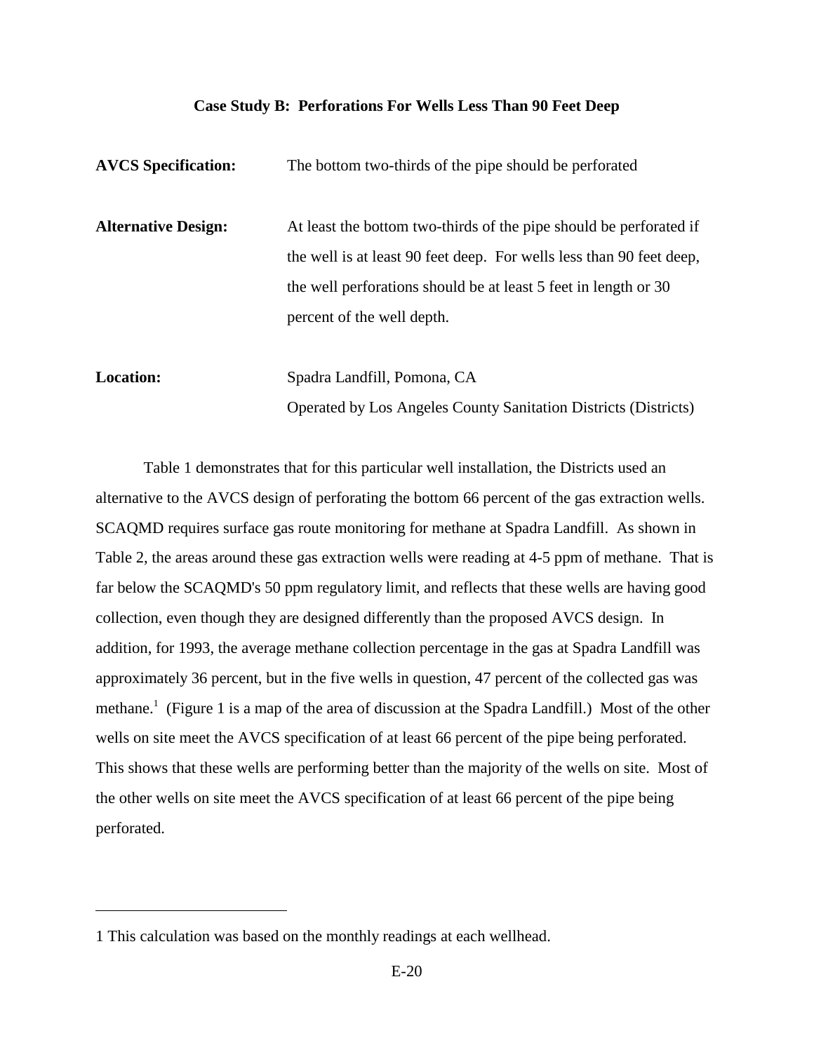### Case Study B: Perforations For Wells Less Than 90 Feet Deep

**AVCS Specification:** The bottom two-thirds of the pipe should be perforated

**Alternative Design:** At least the bottom two-thirds of the pipe should be perforated if the well is at least 90 feet deep. For wells less than 90 feet deep, the well perforations should be at least 5 feet in length or 30 percent of the well depth.

**Location:** Spadra Landfill, Pomona, CA
Operated by Los Angeles County Sanitation Districts (Districts)

Table 1 demonstrates that for this particular well installation, the Districts used an alternative to the AVCS design of perforating the bottom 66 percent of the gas extraction wells. SCAQMD requires surface gas route monitoring for methane at Spadra Landfill. As shown in Table 2, the areas around these gas extraction wells were reading at 4-5 ppm of methane. That is far below the SCAQMD's 50 ppm regulatory limit, and reflects that these wells are having good collection, even though they are designed differently than the proposed AVCS design. In addition, for 1993, the average methane collection percentage in the gas at Spadra Landfill was approximately 36 percent, but in the five wells in question, 47 percent of the collected gas was methane.[1] (Figure 1 is a map of the area of discussion at the Spadra Landfill.) Most of the other wells on site meet the AVCS specification of at least 66 percent of the pipe being perforated. This shows that these wells are performing better than the majority of the wells on site. Most of the other wells on site meet the AVCS specification of at least 66 percent of the pipe being perforated.

---

1 This calculation was based on the monthly readings at each wellhead.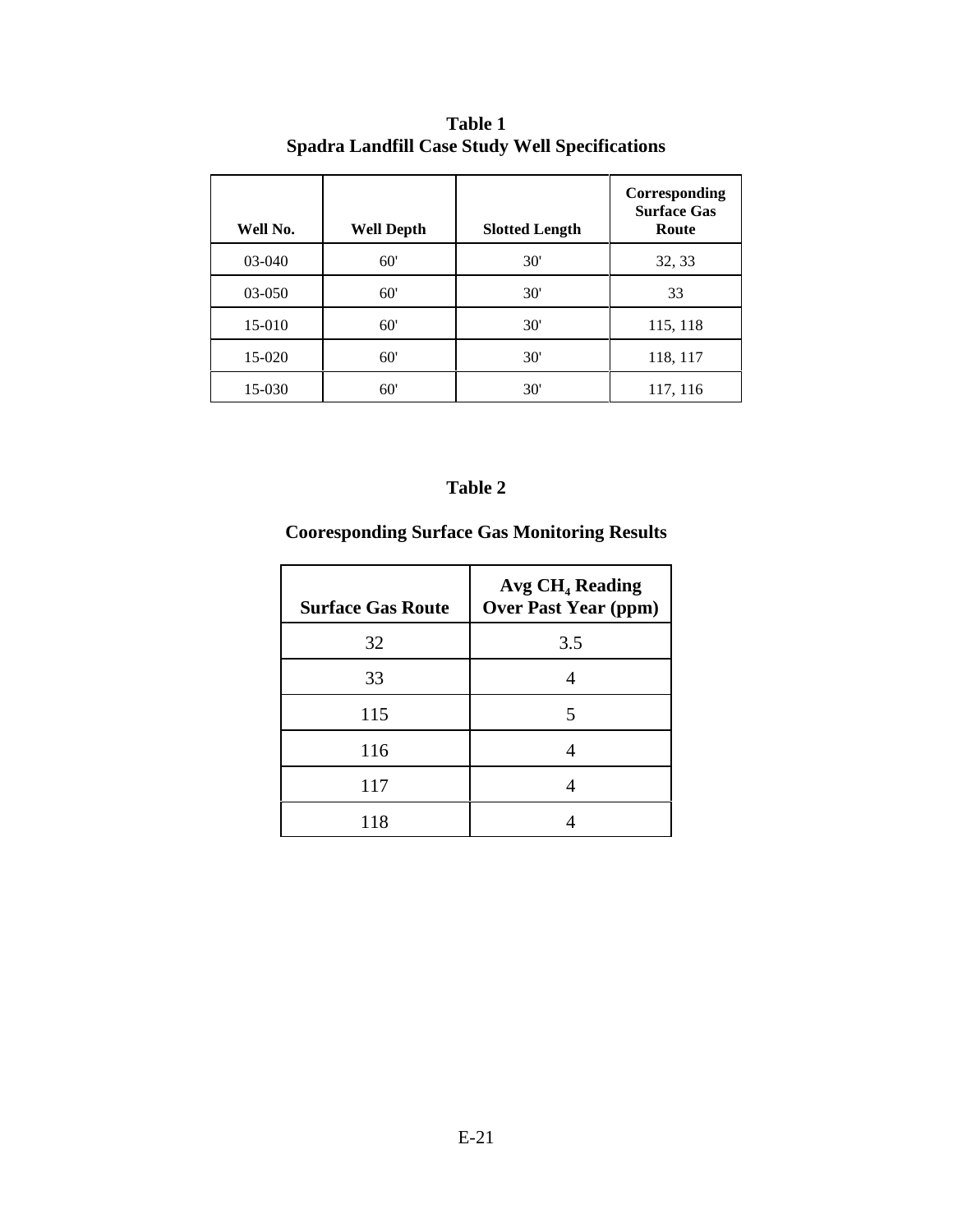**Table 1**
**Spadra Landfill Case Study Well Specifications**

| Well No. | Well Depth | Slotted Length | Corresponding Surface Gas Route |
|---|---|---|---|
| 03-040 | 60' | 30' | 32, 33 |
| 03-050 | 60' | 30' | 33 |
| 15-010 | 60' | 30' | 115, 118 |
| 15-020 | 60' | 30' | 118, 117 |
| 15-030 | 60' | 30' | 117, 116 |

**Table 2**

**Cooresponding Surface Gas Monitoring Results**

| Surface Gas Route | Avg $CH_4$ Reading Over Past Year (ppm) |
|---|---|
| 32 | 3.5 |
| 33 | 4 |
| 115 | 5 |
| 116 | 4 |
| 117 | 4 |
| 118 | 4 |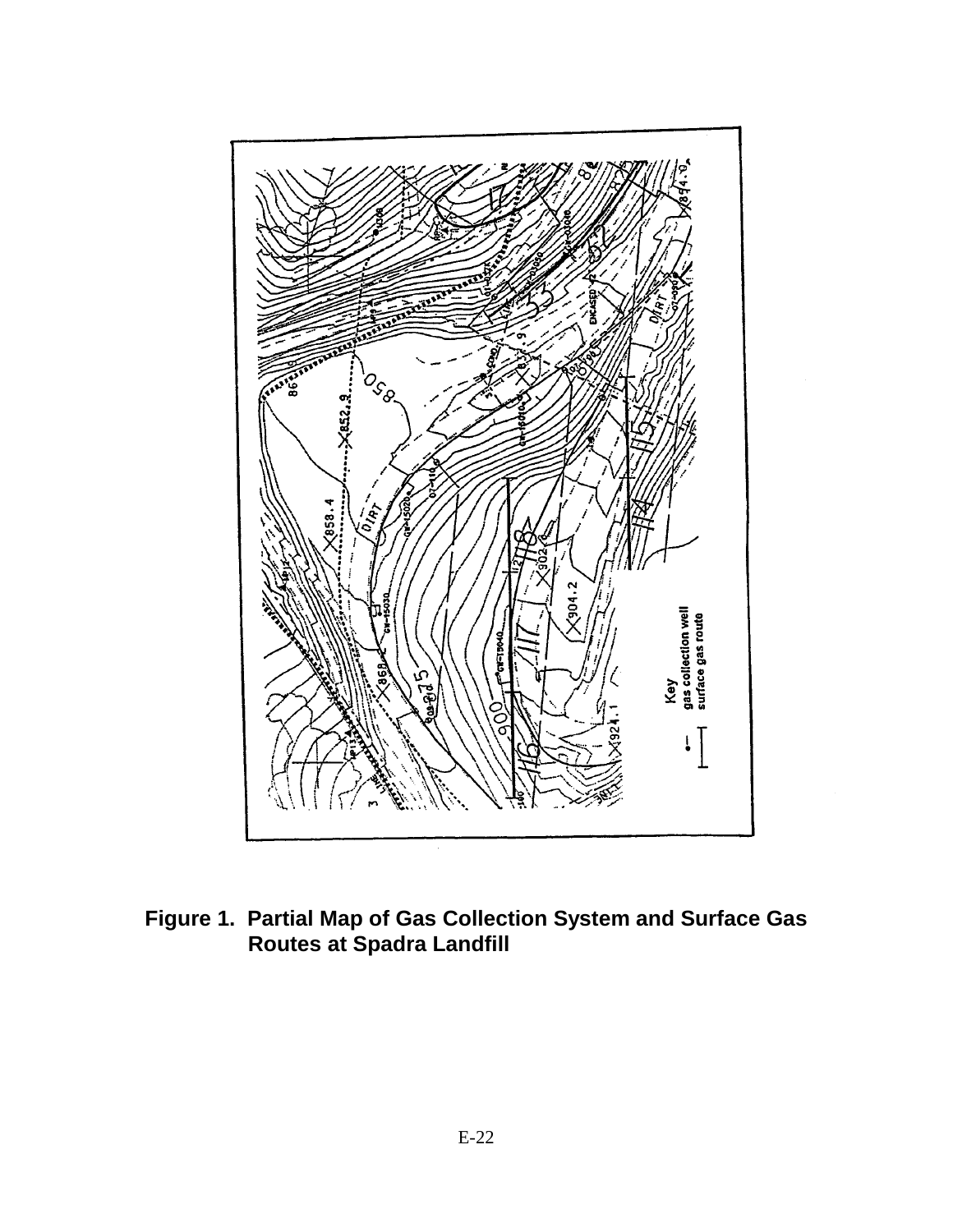**Figure 1. Partial Map of Gas Collection System and Surface Gas Routes at Spadra Landfill**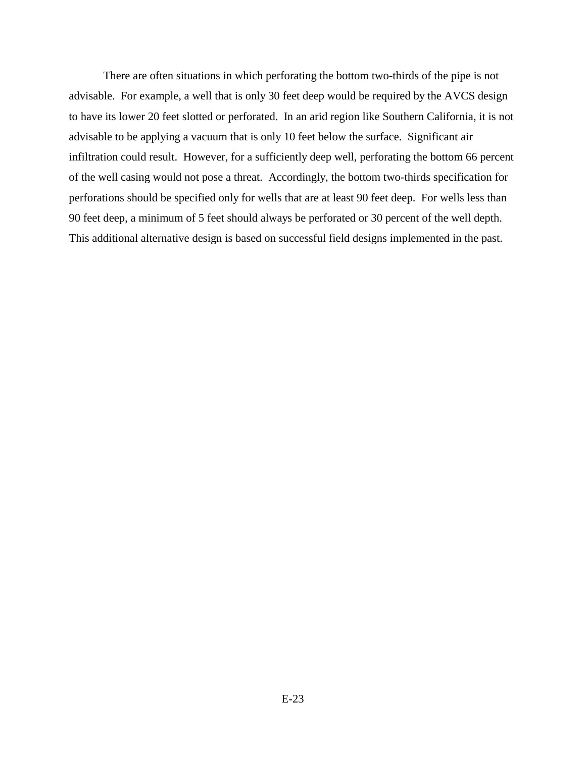There are often situations in which perforating the bottom two-thirds of the pipe is not advisable. For example, a well that is only 30 feet deep would be required by the AVCS design to have its lower 20 feet slotted or perforated. In an arid region like Southern California, it is not advisable to be applying a vacuum that is only 10 feet below the surface. Significant air infiltration could result. However, for a sufficiently deep well, perforating the bottom 66 percent of the well casing would not pose a threat. Accordingly, the bottom two-thirds specification for perforations should be specified only for wells that are at least 90 feet deep. For wells less than 90 feet deep, a minimum of 5 feet should always be perforated or 30 percent of the well depth. This additional alternative design is based on successful field designs implemented in the past.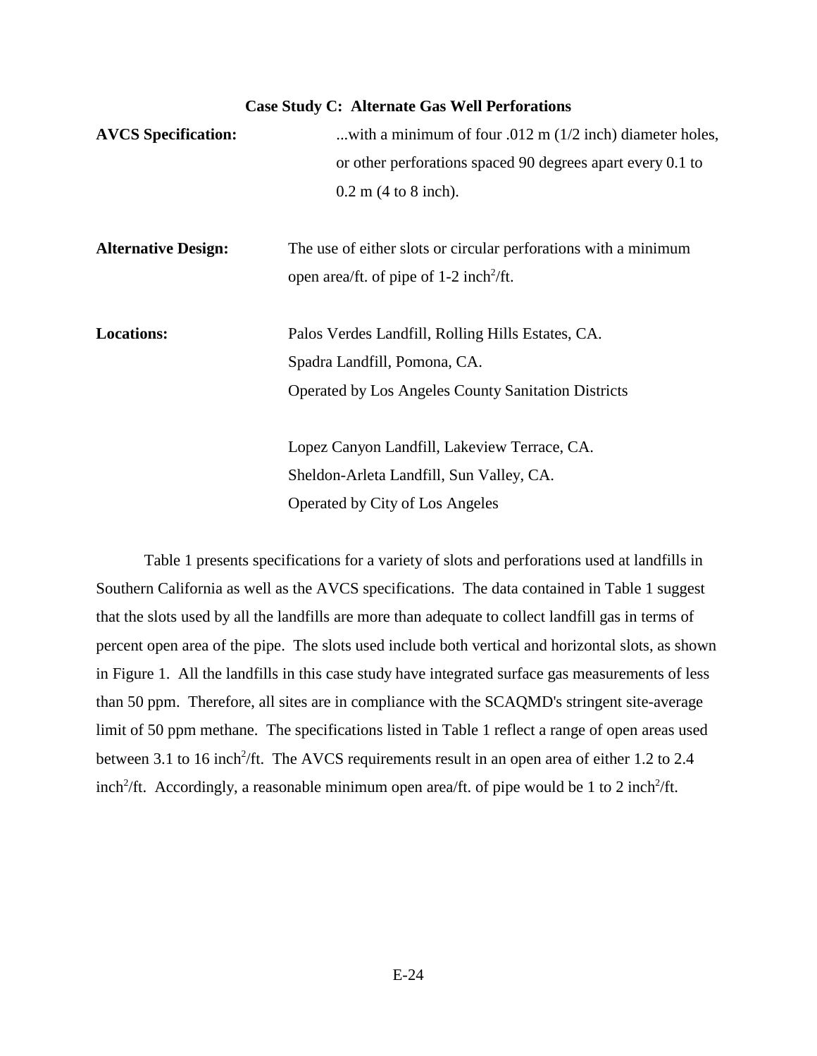## Case Study C: Alternate Gas Well Perforations

**AVCS Specification:** ...with a minimum of four .012 m (1/2 inch) diameter holes, or other perforations spaced 90 degrees apart every 0.1 to 0.2 m (4 to 8 inch).

**Alternative Design:** The use of either slots or circular perforations with a minimum open area/ft. of pipe of 1-2 inch$^2$/ft.

**Locations:** Palos Verdes Landfill, Rolling Hills Estates, CA.
Spadra Landfill, Pomona, CA.
Operated by Los Angeles County Sanitation Districts

Lopez Canyon Landfill, Lakeview Terrace, CA.
Sheldon-Arleta Landfill, Sun Valley, CA.
Operated by City of Los Angeles

Table 1 presents specifications for a variety of slots and perforations used at landfills in Southern California as well as the AVCS specifications. The data contained in Table 1 suggest that the slots used by all the landfills are more than adequate to collect landfill gas in terms of percent open area of the pipe. The slots used include both vertical and horizontal slots, as shown in Figure 1. All the landfills in this case study have integrated surface gas measurements of less than 50 ppm. Therefore, all sites are in compliance with the SCAQMD's stringent site-average limit of 50 ppm methane. The specifications listed in Table 1 reflect a range of open areas used between 3.1 to 16 inch$^2$/ft. The AVCS requirements result in an open area of either 1.2 to 2.4 inch$^2$/ft. Accordingly, a reasonable minimum open area/ft. of pipe would be 1 to 2 inch$^2$/ft.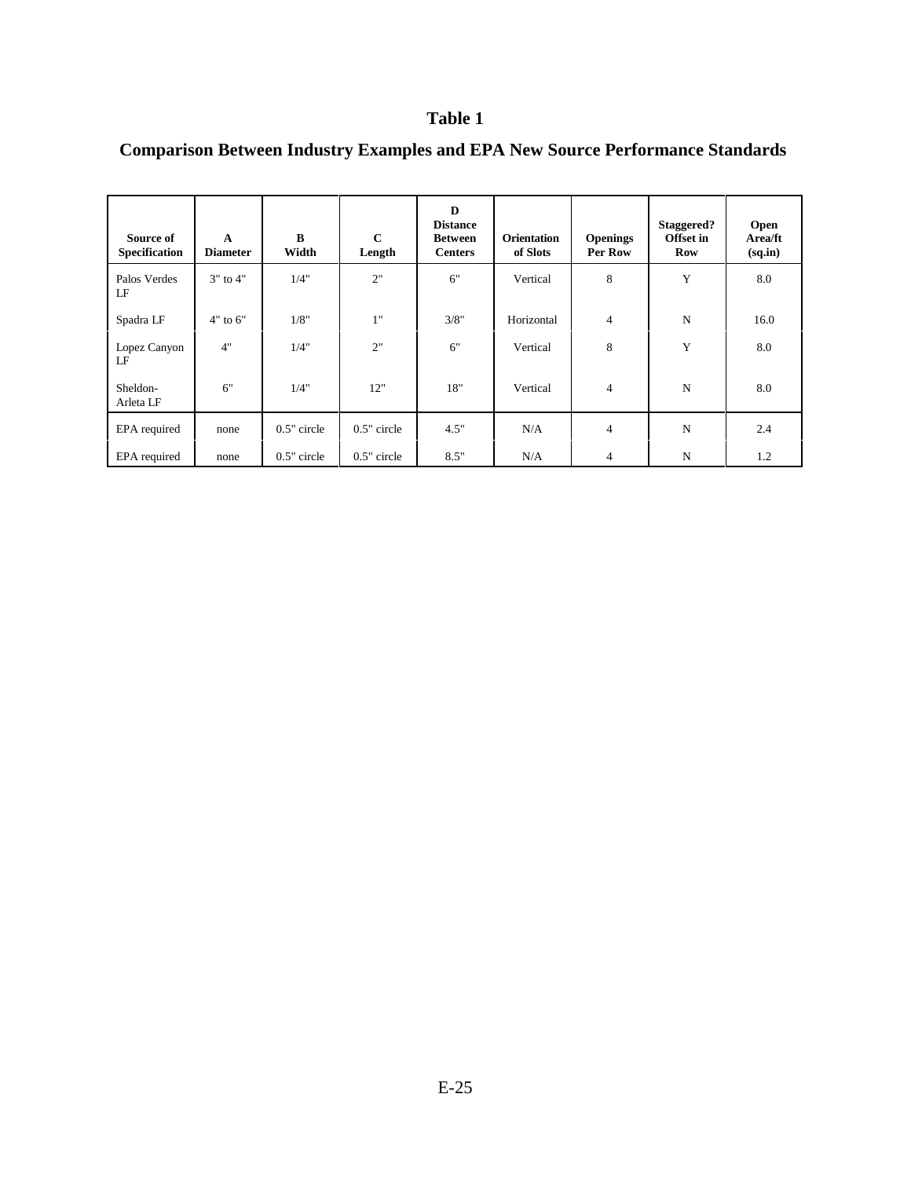# Table 1

## Comparison Between Industry Examples and EPA New Source Performance Standards

| Source of Specification | A Diameter | B Width | C Length | D Distance Between Centers | Orientation of Slots | Openings Per Row | Staggered? Offset in Row | Open Area/ft (sq.in) |
|---|---|---|---|---|---|---|---|---|
| Palos Verdes LF | 3" to 4" | 1/4" | 2" | 6" | Vertical | 8 | Y | 8.0 |
| Spadra LF | 4" to 6" | 1/8" | 1" | 3/8" | Horizontal | 4 | N | 16.0 |
| Lopez Canyon LF | 4" | 1/4" | 2" | 6" | Vertical | 8 | Y | 8.0 |
| Sheldon-Arleta LF | 6" | 1/4" | 12" | 18" | Vertical | 4 | N | 8.0 |
| EPA required | none | 0.5" circle | 0.5" circle | 4.5" | N/A | 4 | N | 2.4 |
| EPA required | none | 0.5" circle | 0.5" circle | 8.5" | N/A | 4 | N | 1.2 |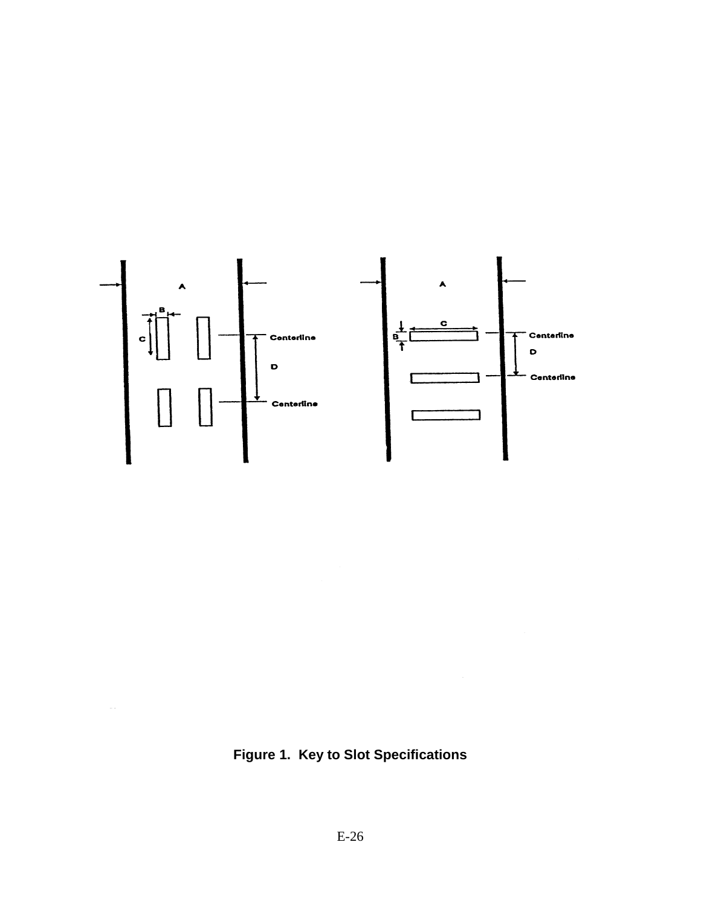Figure 1. Key to Slot Specifications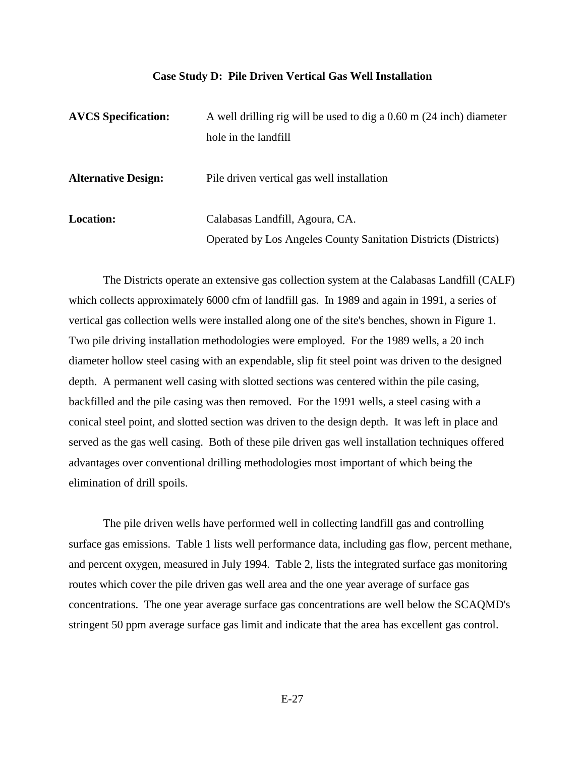### Case Study D: Pile Driven Vertical Gas Well Installation

**AVCS Specification:** A well drilling rig will be used to dig a 0.60 m (24 inch) diameter hole in the landfill

**Alternative Design:** Pile driven vertical gas well installation

**Location:** Calabasas Landfill, Agoura, CA.
Operated by Los Angeles County Sanitation Districts (Districts)

The Districts operate an extensive gas collection system at the Calabasas Landfill (CALF) which collects approximately 6000 cfm of landfill gas. In 1989 and again in 1991, a series of vertical gas collection wells were installed along one of the site's benches, shown in Figure 1. Two pile driving installation methodologies were employed. For the 1989 wells, a 20 inch diameter hollow steel casing with an expendable, slip fit steel point was driven to the designed depth. A permanent well casing with slotted sections was centered within the pile casing, backfilled and the pile casing was then removed. For the 1991 wells, a steel casing with a conical steel point, and slotted section was driven to the design depth. It was left in place and served as the gas well casing. Both of these pile driven gas well installation techniques offered advantages over conventional drilling methodologies most important of which being the elimination of drill spoils.

The pile driven wells have performed well in collecting landfill gas and controlling surface gas emissions. Table 1 lists well performance data, including gas flow, percent methane, and percent oxygen, measured in July 1994. Table 2, lists the integrated surface gas monitoring routes which cover the pile driven gas well area and the one year average of surface gas concentrations. The one year average surface gas concentrations are well below the SCAQMD's stringent 50 ppm average surface gas limit and indicate that the area has excellent gas control.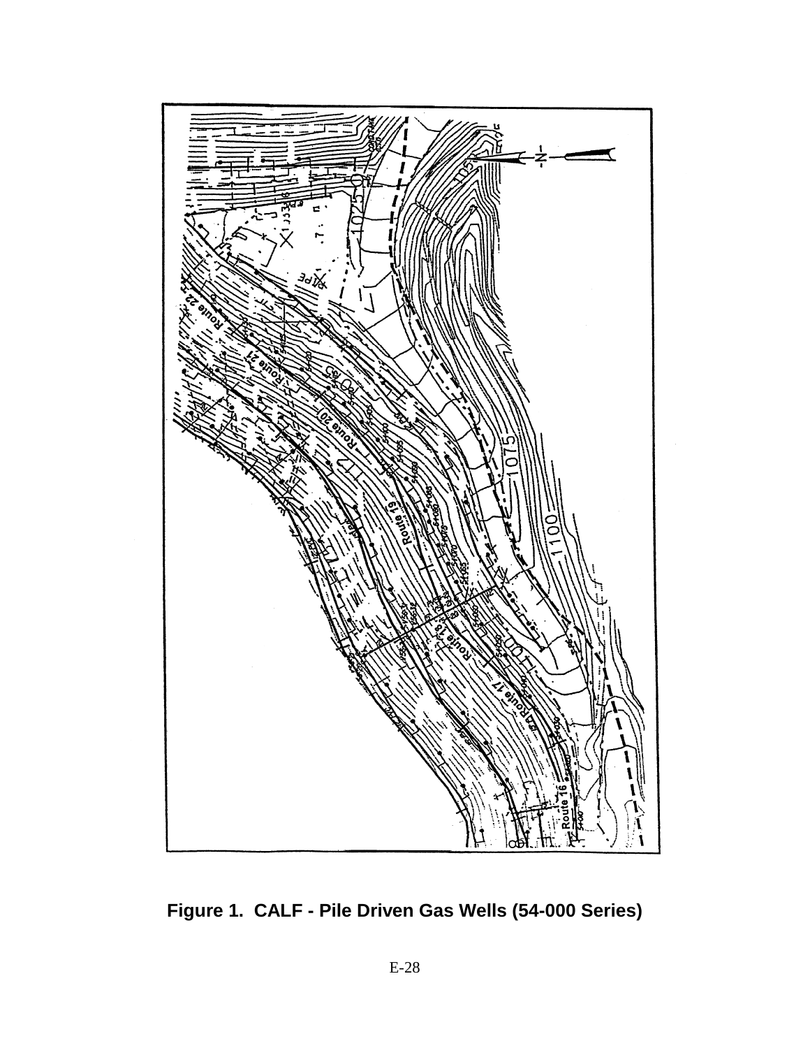**Figure 1. CALF - Pile Driven Gas Wells (54-000 Series)**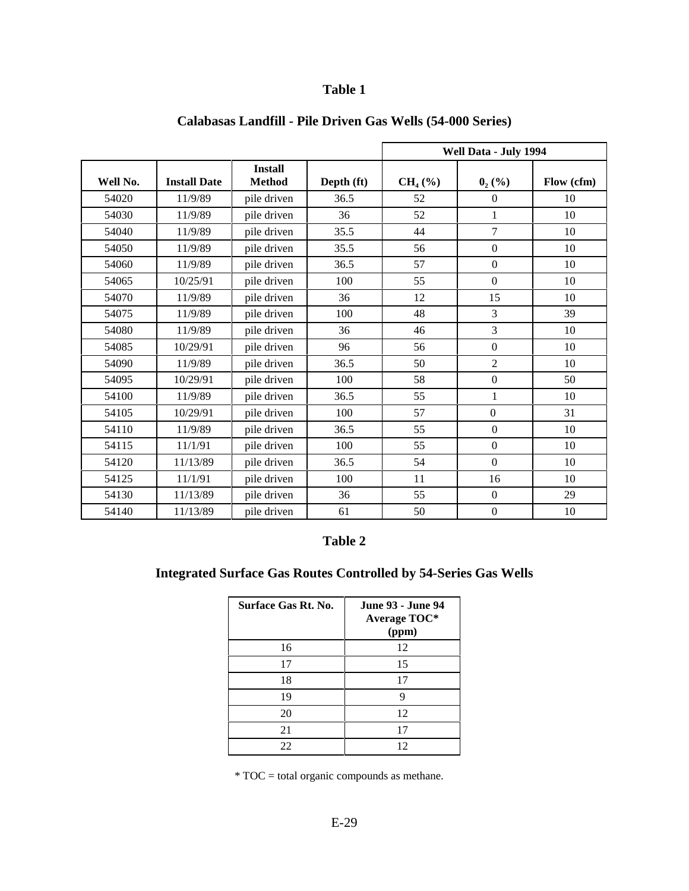## Table 1

## Calabasas Landfill - Pile Driven Gas Wells (54-000 Series)

| | | | | Well Data - July 1994 | | |
|---|---|---|---|---|---|---|
| Well No. | Install Date | Install Method | Depth (ft) | $CH_4$ (%) | $0_2$ (%) | Flow (cfm) |
| 54020 | 11/9/89 | pile driven | 36.5 | 52 | 0 | 10 |
| 54030 | 11/9/89 | pile driven | 36 | 52 | 1 | 10 |
| 54040 | 11/9/89 | pile driven | 35.5 | 44 | 7 | 10 |
| 54050 | 11/9/89 | pile driven | 35.5 | 56 | 0 | 10 |
| 54060 | 11/9/89 | pile driven | 36.5 | 57 | 0 | 10 |
| 54065 | 10/25/91 | pile driven | 100 | 55 | 0 | 10 |
| 54070 | 11/9/89 | pile driven | 36 | 12 | 15 | 10 |
| 54075 | 11/9/89 | pile driven | 100 | 48 | 3 | 39 |
| 54080 | 11/9/89 | pile driven | 36 | 46 | 3 | 10 |
| 54085 | 10/29/91 | pile driven | 96 | 56 | 0 | 10 |
| 54090 | 11/9/89 | pile driven | 36.5 | 50 | 2 | 10 |
| 54095 | 10/29/91 | pile driven | 100 | 58 | 0 | 50 |
| 54100 | 11/9/89 | pile driven | 36.5 | 55 | 1 | 10 |
| 54105 | 10/29/91 | pile driven | 100 | 57 | 0 | 31 |
| 54110 | 11/9/89 | pile driven | 36.5 | 55 | 0 | 10 |
| 54115 | 11/1/91 | pile driven | 100 | 55 | 0 | 10 |
| 54120 | 11/13/89 | pile driven | 36.5 | 54 | 0 | 10 |
| 54125 | 11/1/91 | pile driven | 100 | 11 | 16 | 10 |
| 54130 | 11/13/89 | pile driven | 36 | 55 | 0 | 29 |
| 54140 | 11/13/89 | pile driven | 61 | 50 | 0 | 10 |

## Table 2

## Integrated Surface Gas Routes Controlled by 54-Series Gas Wells

| Surface Gas Rt. No. | June 93 - June 94 Average TOC* (ppm) |
|---|---|
| 16 | 12 |
| 17 | 15 |
| 18 | 17 |
| 19 | 9 |
| 20 | 12 |
| 21 | 17 |
| 22 | 12 |

* TOC = total organic compounds as methane.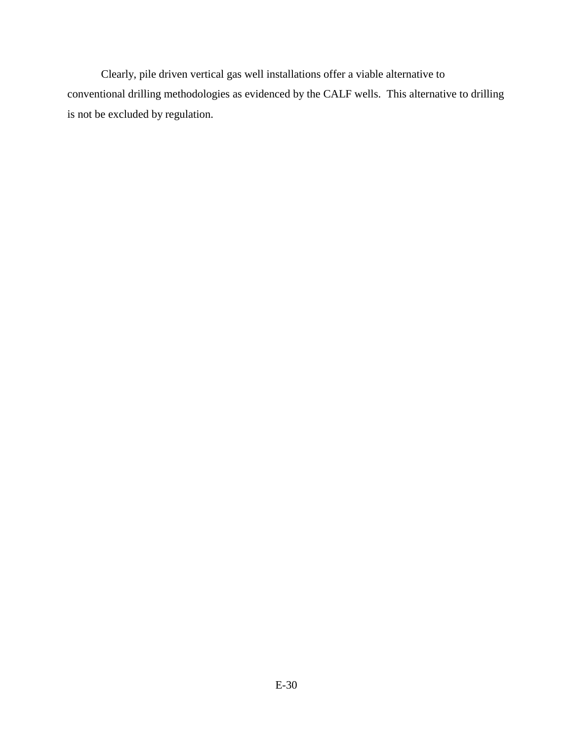Clearly, pile driven vertical gas well installations offer a viable alternative to conventional drilling methodologies as evidenced by the CALF wells. This alternative to drilling is not be excluded by regulation.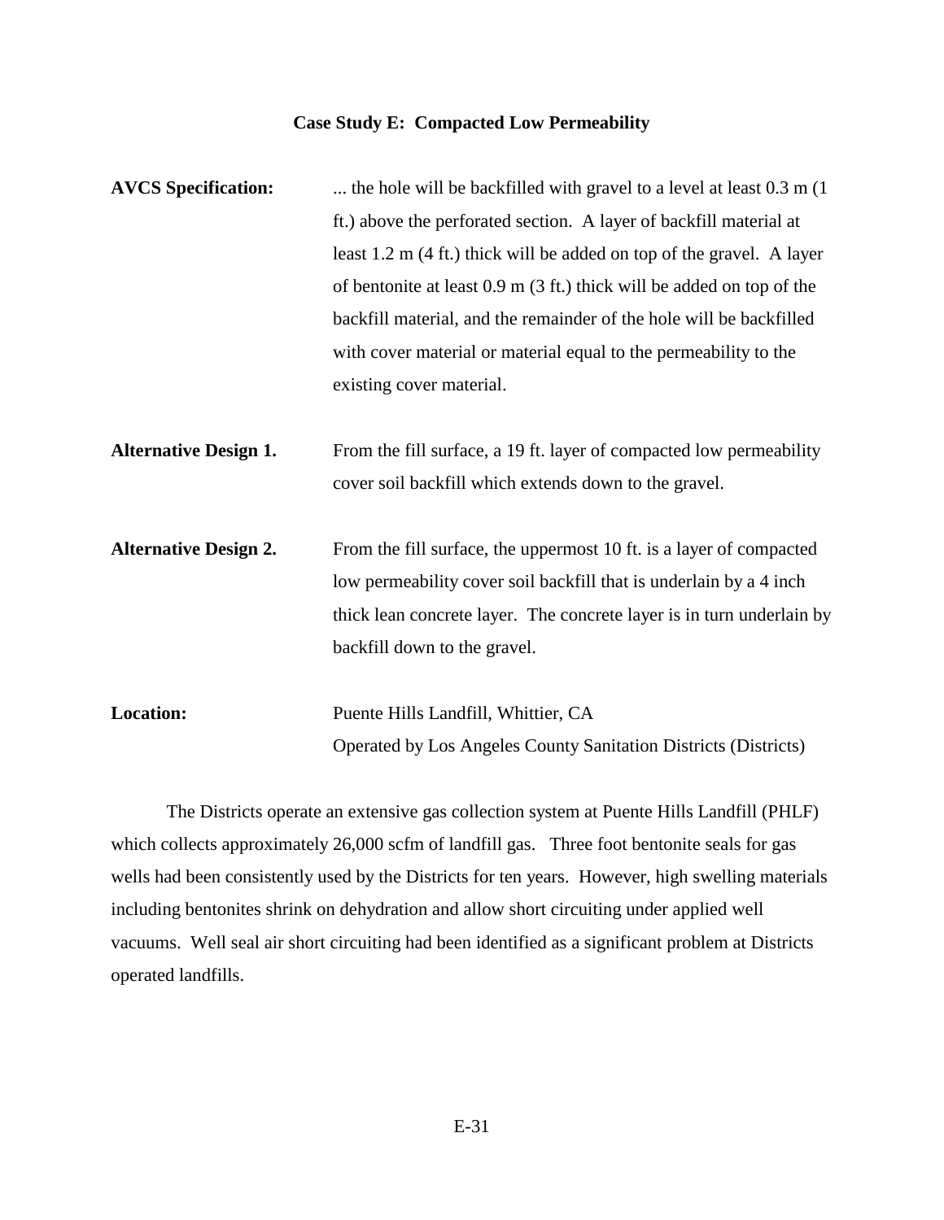### Case Study E: Compacted Low Permeability

**AVCS Specification:** ... the hole will be backfilled with gravel to a level at least 0.3 m (1 ft.) above the perforated section. A layer of backfill material at least 1.2 m (4 ft.) thick will be added on top of the gravel. A layer of bentonite at least 0.9 m (3 ft.) thick will be added on top of the backfill material, and the remainder of the hole will be backfilled with cover material or material equal to the permeability to the existing cover material.

**Alternative Design 1.** From the fill surface, a 19 ft. layer of compacted low permeability cover soil backfill which extends down to the gravel.

**Alternative Design 2.** From the fill surface, the uppermost 10 ft. is a layer of compacted low permeability cover soil backfill that is underlain by a 4 inch thick lean concrete layer. The concrete layer is in turn underlain by backfill down to the gravel.

**Location:** Puente Hills Landfill, Whittier, CA
Operated by Los Angeles County Sanitation Districts (Districts)

The Districts operate an extensive gas collection system at Puente Hills Landfill (PHLF) which collects approximately 26,000 scfm of landfill gas. Three foot bentonite seals for gas wells had been consistently used by the Districts for ten years. However, high swelling materials including bentonites shrink on dehydration and allow short circuiting under applied well vacuums. Well seal air short circuiting had been identified as a significant problem at Districts operated landfills.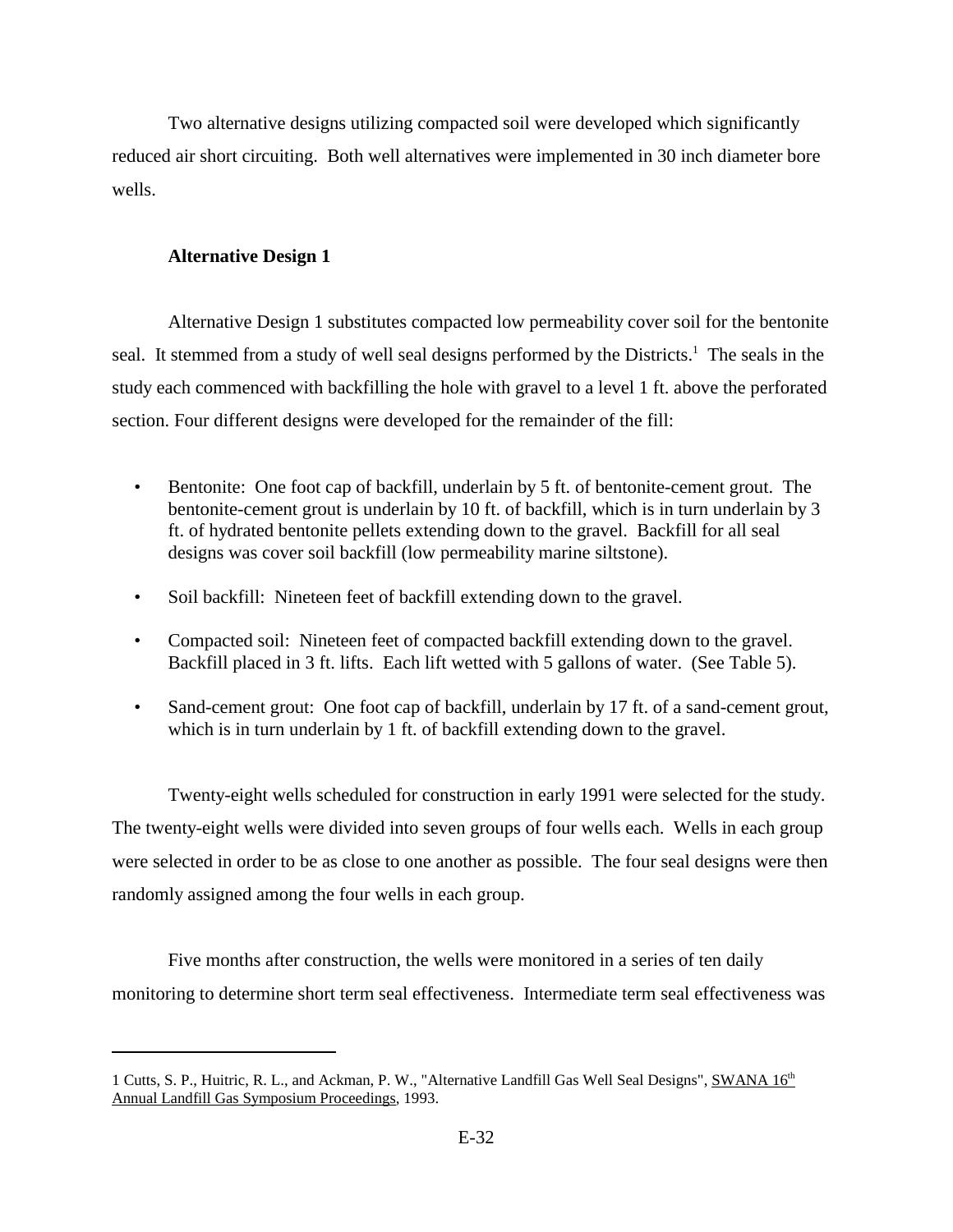Two alternative designs utilizing compacted soil were developed which significantly reduced air short circuiting. Both well alternatives were implemented in 30 inch diameter bore wells.

**Alternative Design 1**

Alternative Design 1 substitutes compacted low permeability cover soil for the bentonite seal. It stemmed from a study of well seal designs performed by the Districts.[1] The seals in the study each commenced with backfilling the hole with gravel to a level 1 ft. above the perforated section. Four different designs were developed for the remainder of the fill:

- Bentonite: One foot cap of backfill, underlain by 5 ft. of bentonite-cement grout. The bentonite-cement grout is underlain by 10 ft. of backfill, which is in turn underlain by 3 ft. of hydrated bentonite pellets extending down to the gravel. Backfill for all seal designs was cover soil backfill (low permeability marine siltstone).
- Soil backfill: Nineteen feet of backfill extending down to the gravel.
- Compacted soil: Nineteen feet of compacted backfill extending down to the gravel. Backfill placed in 3 ft. lifts. Each lift wetted with 5 gallons of water. (See Table 5).
- Sand-cement grout: One foot cap of backfill, underlain by 17 ft. of a sand-cement grout, which is in turn underlain by 1 ft. of backfill extending down to the gravel.

Twenty-eight wells scheduled for construction in early 1991 were selected for the study. The twenty-eight wells were divided into seven groups of four wells each. Wells in each group were selected in order to be as close to one another as possible. The four seal designs were then randomly assigned among the four wells in each group.

Five months after construction, the wells were monitored in a series of ten daily monitoring to determine short term seal effectiveness. Intermediate term seal effectiveness was

---

1 Cutts, S. P., Huitric, R. L., and Ackman, P. W., "Alternative Landfill Gas Well Seal Designs", SWANA 16th Annual Landfill Gas Symposium Proceedings, 1993.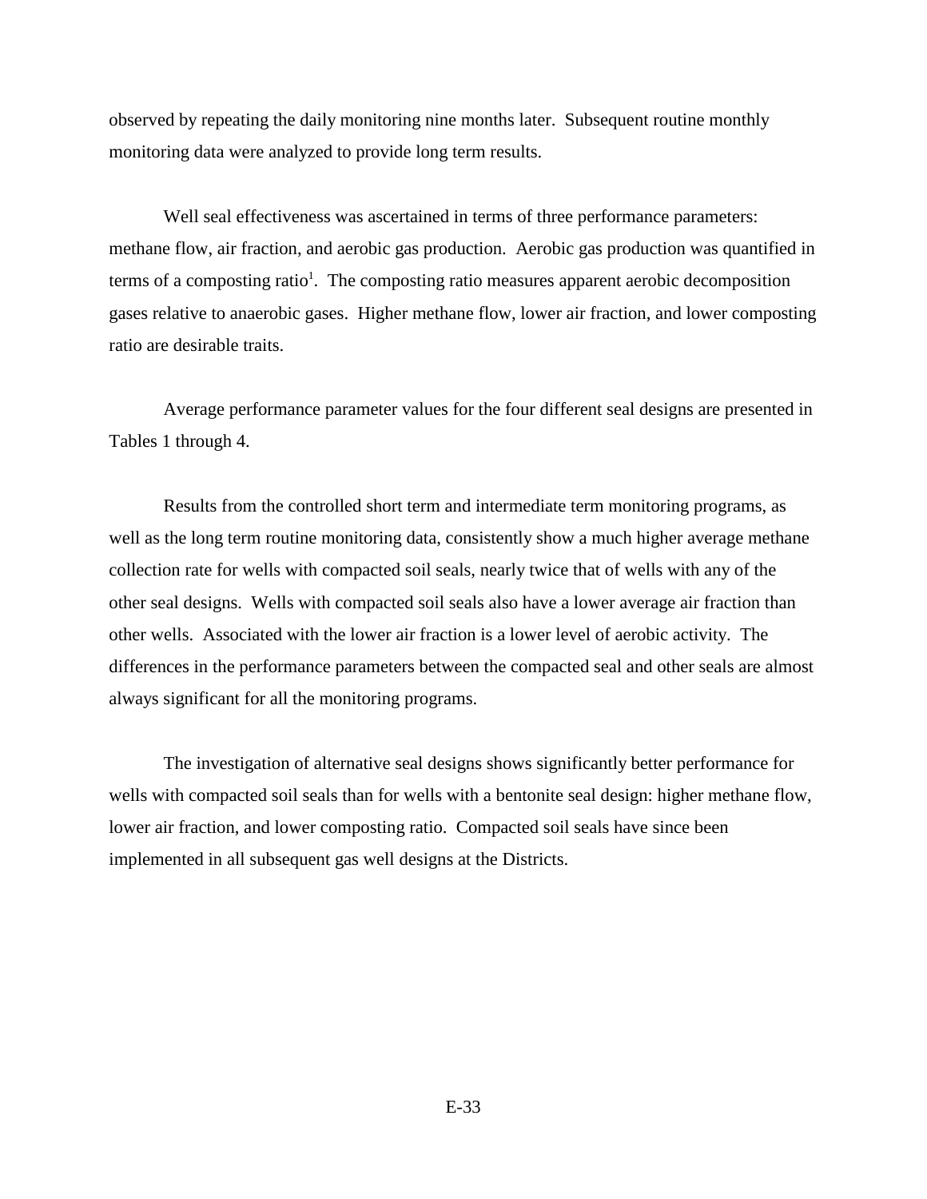observed by repeating the daily monitoring nine months later. Subsequent routine monthly monitoring data were analyzed to provide long term results.

Well seal effectiveness was ascertained in terms of three performance parameters: methane flow, air fraction, and aerobic gas production. Aerobic gas production was quantified in terms of a composting ratio[1]. The composting ratio measures apparent aerobic decomposition gases relative to anaerobic gases. Higher methane flow, lower air fraction, and lower composting ratio are desirable traits.

Average performance parameter values for the four different seal designs are presented in Tables 1 through 4.

Results from the controlled short term and intermediate term monitoring programs, as well as the long term routine monitoring data, consistently show a much higher average methane collection rate for wells with compacted soil seals, nearly twice that of wells with any of the other seal designs. Wells with compacted soil seals also have a lower average air fraction than other wells. Associated with the lower air fraction is a lower level of aerobic activity. The differences in the performance parameters between the compacted seal and other seals are almost always significant for all the monitoring programs.

The investigation of alternative seal designs shows significantly better performance for wells with compacted soil seals than for wells with a bentonite seal design: higher methane flow, lower air fraction, and lower composting ratio. Compacted soil seals have since been implemented in all subsequent gas well designs at the Districts.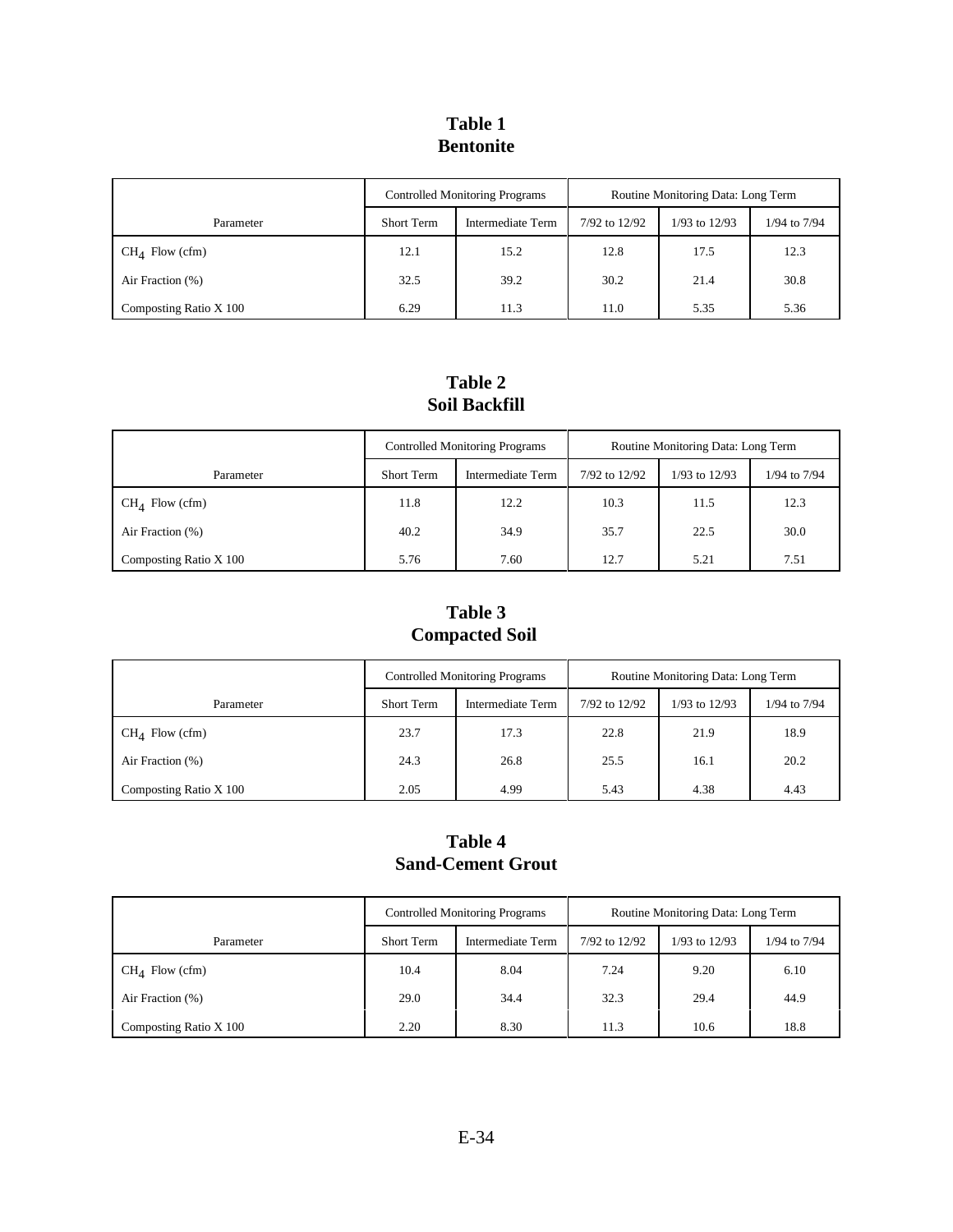# Table 1
# Bentonite

| Parameter | Controlled Monitoring Programs | | Routine Monitoring Data: Long Term | | |
|---|---|---|---|---|---|
| | Short Term | Intermediate Term | 7/92 to 12/92 | 1/93 to 12/93 | 1/94 to 7/94 |
| $CH_4$ Flow (cfm) | 12.1 | 15.2 | 12.8 | 17.5 | 12.3 |
| Air Fraction (%) | 32.5 | 39.2 | 30.2 | 21.4 | 30.8 |
| Composting Ratio X 100 | 6.29 | 11.3 | 11.0 | 5.35 | 5.36 |

# Table 2
# Soil Backfill

| Parameter | Controlled Monitoring Programs | | Routine Monitoring Data: Long Term | | |
|---|---|---|---|---|---|
| | Short Term | Intermediate Term | 7/92 to 12/92 | 1/93 to 12/93 | 1/94 to 7/94 |
| $CH_4$ Flow (cfm) | 11.8 | 12.2 | 10.3 | 11.5 | 12.3 |
| Air Fraction (%) | 40.2 | 34.9 | 35.7 | 22.5 | 30.0 |
| Composting Ratio X 100 | 5.76 | 7.60 | 12.7 | 5.21 | 7.51 |

# Table 3
# Compacted Soil

| Parameter | Controlled Monitoring Programs | | Routine Monitoring Data: Long Term | | |
|---|---|---|---|---|---|
| | Short Term | Intermediate Term | 7/92 to 12/92 | 1/93 to 12/93 | 1/94 to 7/94 |
| $CH_4$ Flow (cfm) | 23.7 | 17.3 | 22.8 | 21.9 | 18.9 |
| Air Fraction (%) | 24.3 | 26.8 | 25.5 | 16.1 | 20.2 |
| Composting Ratio X 100 | 2.05 | 4.99 | 5.43 | 4.38 | 4.43 |

# Table 4
# Sand-Cement Grout

| Parameter | Controlled Monitoring Programs | | Routine Monitoring Data: Long Term | | |
|---|---|---|---|---|---|
| | Short Term | Intermediate Term | 7/92 to 12/92 | 1/93 to 12/93 | 1/94 to 7/94 |
| $CH_4$ Flow (cfm) | 10.4 | 8.04 | 7.24 | 9.20 | 6.10 |
| Air Fraction (%) | 29.0 | 34.4 | 32.3 | 29.4 | 44.9 |
| Composting Ratio X 100 | 2.20 | 8.30 | 11.3 | 10.6 | 18.8 |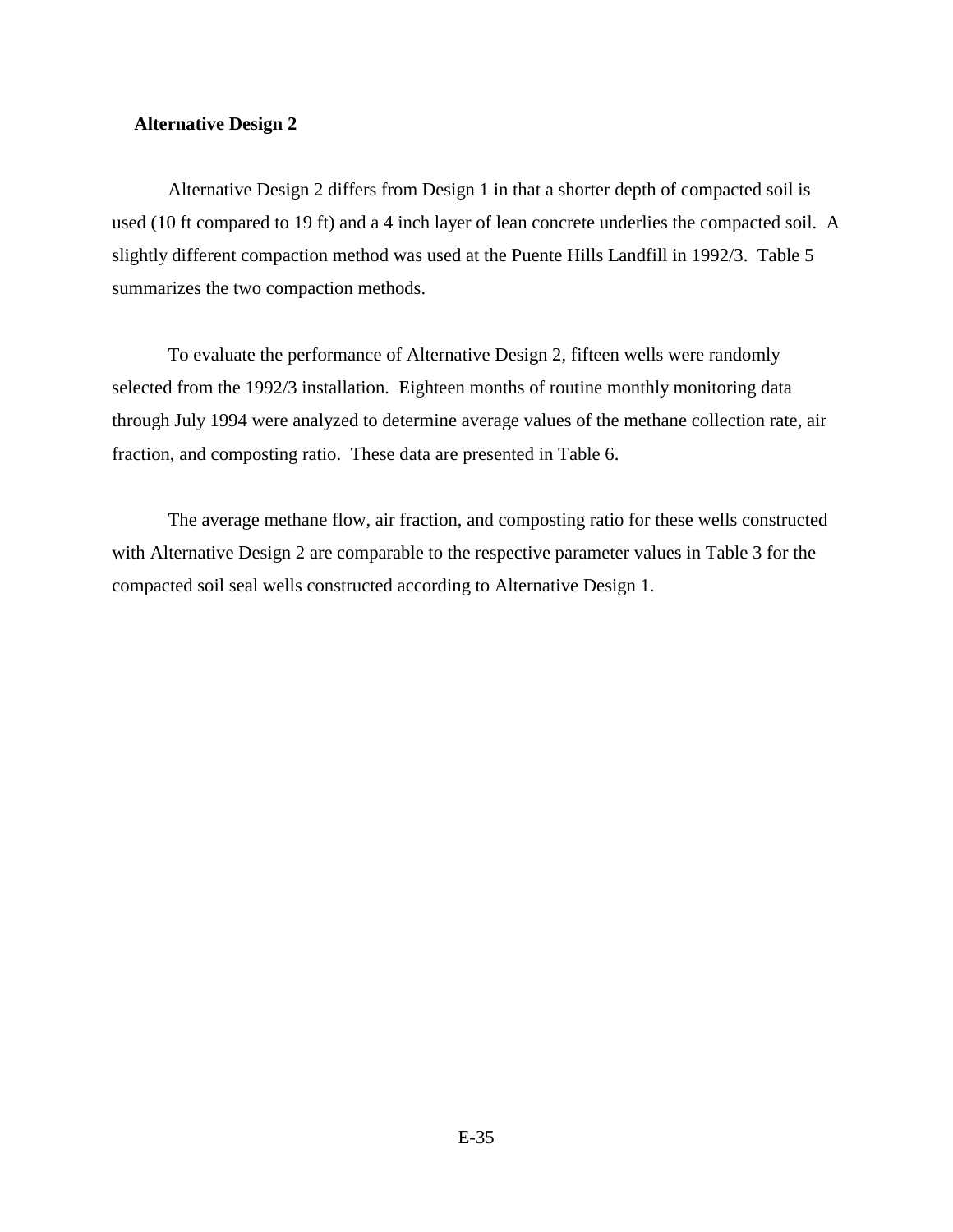**Alternative Design 2**

Alternative Design 2 differs from Design 1 in that a shorter depth of compacted soil is used (10 ft compared to 19 ft) and a 4 inch layer of lean concrete underlies the compacted soil. A slightly different compaction method was used at the Puente Hills Landfill in 1992/3. Table 5 summarizes the two compaction methods.

To evaluate the performance of Alternative Design 2, fifteen wells were randomly selected from the 1992/3 installation. Eighteen months of routine monthly monitoring data through July 1994 were analyzed to determine average values of the methane collection rate, air fraction, and composting ratio. These data are presented in Table 6.

The average methane flow, air fraction, and composting ratio for these wells constructed with Alternative Design 2 are comparable to the respective parameter values in Table 3 for the compacted soil seal wells constructed according to Alternative Design 1.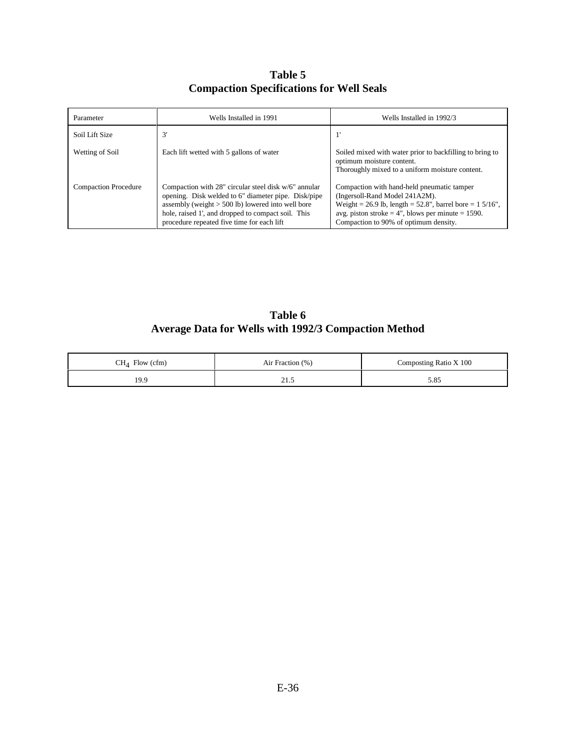**Table 5**
**Compaction Specifications for Well Seals**

| Parameter | Wells Installed in 1991 | Wells Installed in 1992/3 |
|---|---|---|
| Soil Lift Size | 3' | 1' |
| Wetting of Soil | Each lift wetted with 5 gallons of water | Soiled mixed with water prior to backfilling to bring to optimum moisture content. Thoroughly mixed to a uniform moisture content. |
| Compaction Procedure | Compaction with 28" circular steel disk w/6" annular opening. Disk welded to 6" diameter pipe. Disk/pipe assembly (weight > 500 lb) lowered into well bore hole, raised 1', and dropped to compact soil. This procedure repeated five time for each lift | Compaction with hand-held pneumatic tamper (Ingersoll-Rand Model 241A2M). Weight = 26.9 lb, length = 52.8", barrel bore = 1 5/16", avg. piston stroke = 4", blows per minute = 1590. Compaction to 90% of optimum density. |

**Table 6**
**Average Data for Wells with 1992/3 Compaction Method**

| $CH_4$ Flow (cfm) | Air Fraction (%) | Composting Ratio X 100 |
|---|---|---|
| 19.9 | 21.5 | 5.85 |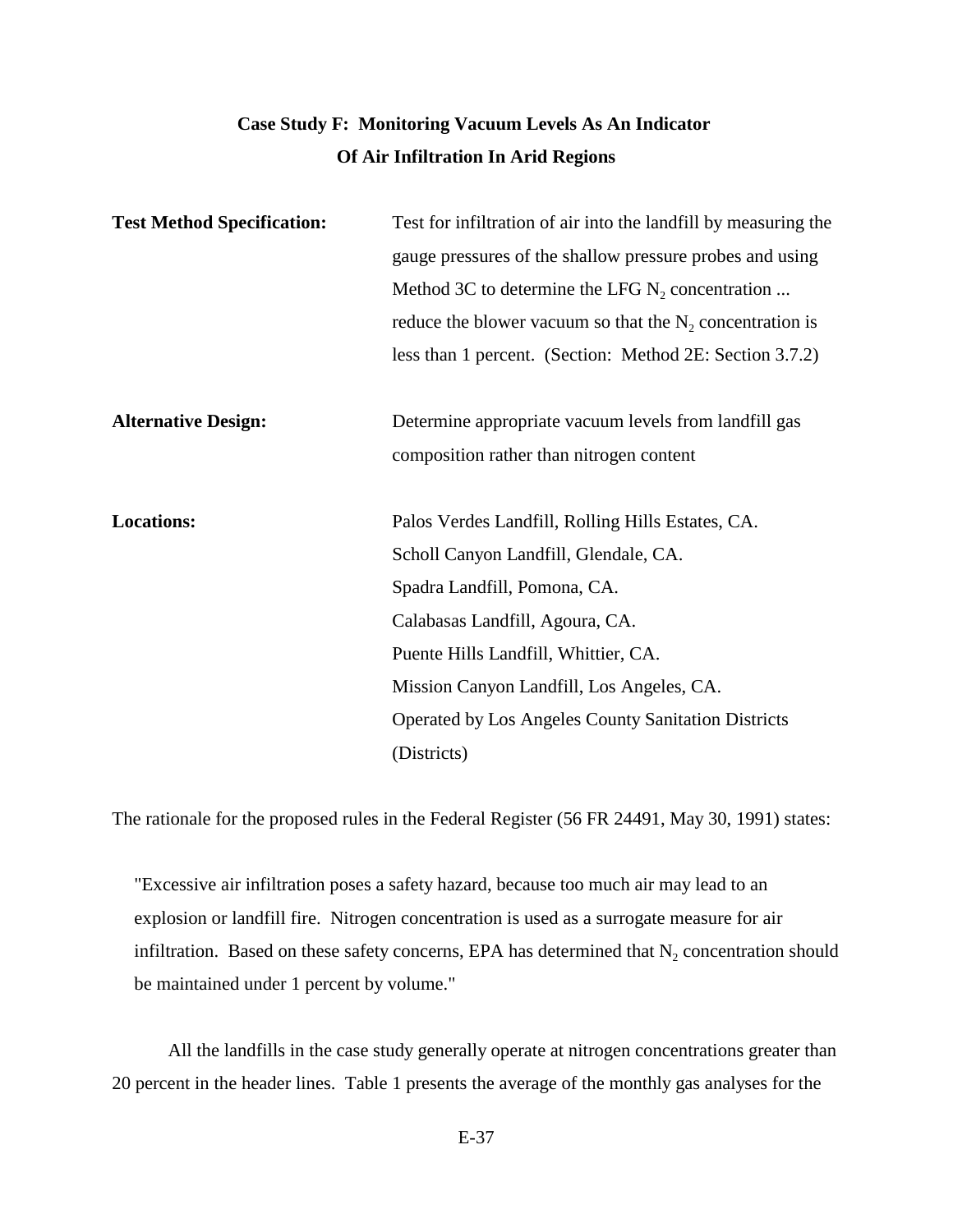## Case Study F: Monitoring Vacuum Levels As An Indicator Of Air Infiltration In Arid Regions

**Test Method Specification:** Test for infiltration of air into the landfill by measuring the gauge pressures of the shallow pressure probes and using Method 3C to determine the LFG $N_2$ concentration ... reduce the blower vacuum so that the $N_2$ concentration is less than 1 percent. (Section: Method 2E: Section 3.7.2)

**Alternative Design:** Determine appropriate vacuum levels from landfill gas composition rather than nitrogen content

**Locations:** Palos Verdes Landfill, Rolling Hills Estates, CA.
Scholl Canyon Landfill, Glendale, CA.
Spadra Landfill, Pomona, CA.
Calabasas Landfill, Agoura, CA.
Puente Hills Landfill, Whittier, CA.
Mission Canyon Landfill, Los Angeles, CA.
Operated by Los Angeles County Sanitation Districts (Districts)

The rationale for the proposed rules in the Federal Register (56 FR 24491, May 30, 1991) states:

> "Excessive air infiltration poses a safety hazard, because too much air may lead to an explosion or landfill fire. Nitrogen concentration is used as a surrogate measure for air infiltration. Based on these safety concerns, EPA has determined that $N_2$ concentration should be maintained under 1 percent by volume."

All the landfills in the case study generally operate at nitrogen concentrations greater than 20 percent in the header lines. Table 1 presents the average of the monthly gas analyses for the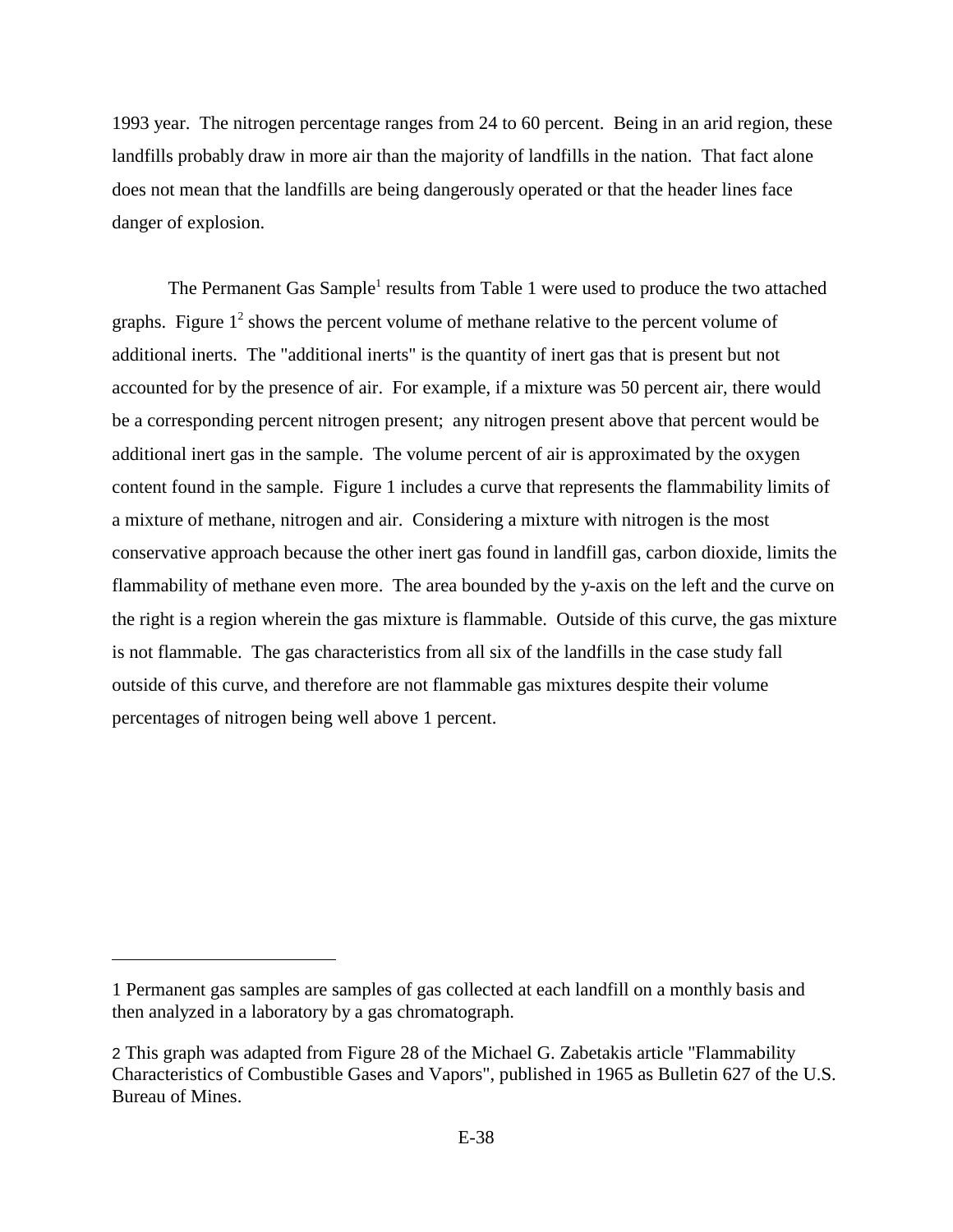1993 year. The nitrogen percentage ranges from 24 to 60 percent. Being in an arid region, these landfills probably draw in more air than the majority of landfills in the nation. That fact alone does not mean that the landfills are being dangerously operated or that the header lines face danger of explosion.

The Permanent Gas Sample[1] results from Table 1 were used to produce the two attached graphs. Figure 1[2] shows the percent volume of methane relative to the percent volume of additional inerts. The "additional inerts" is the quantity of inert gas that is present but not accounted for by the presence of air. For example, if a mixture was 50 percent air, there would be a corresponding percent nitrogen present; any nitrogen present above that percent would be additional inert gas in the sample. The volume percent of air is approximated by the oxygen content found in the sample. Figure 1 includes a curve that represents the flammability limits of a mixture of methane, nitrogen and air. Considering a mixture with nitrogen is the most conservative approach because the other inert gas found in landfill gas, carbon dioxide, limits the flammability of methane even more. The area bounded by the y-axis on the left and the curve on the right is a region wherein the gas mixture is flammable. Outside of this curve, the gas mixture is not flammable. The gas characteristics from all six of the landfills in the case study fall outside of this curve, and therefore are not flammable gas mixtures despite their volume percentages of nitrogen being well above 1 percent.

---

1 Permanent gas samples are samples of gas collected at each landfill on a monthly basis and then analyzed in a laboratory by a gas chromatograph.

2 This graph was adapted from Figure 28 of the Michael G. Zabetakis article "Flammability Characteristics of Combustible Gases and Vapors", published in 1965 as Bulletin 627 of the U.S. Bureau of Mines.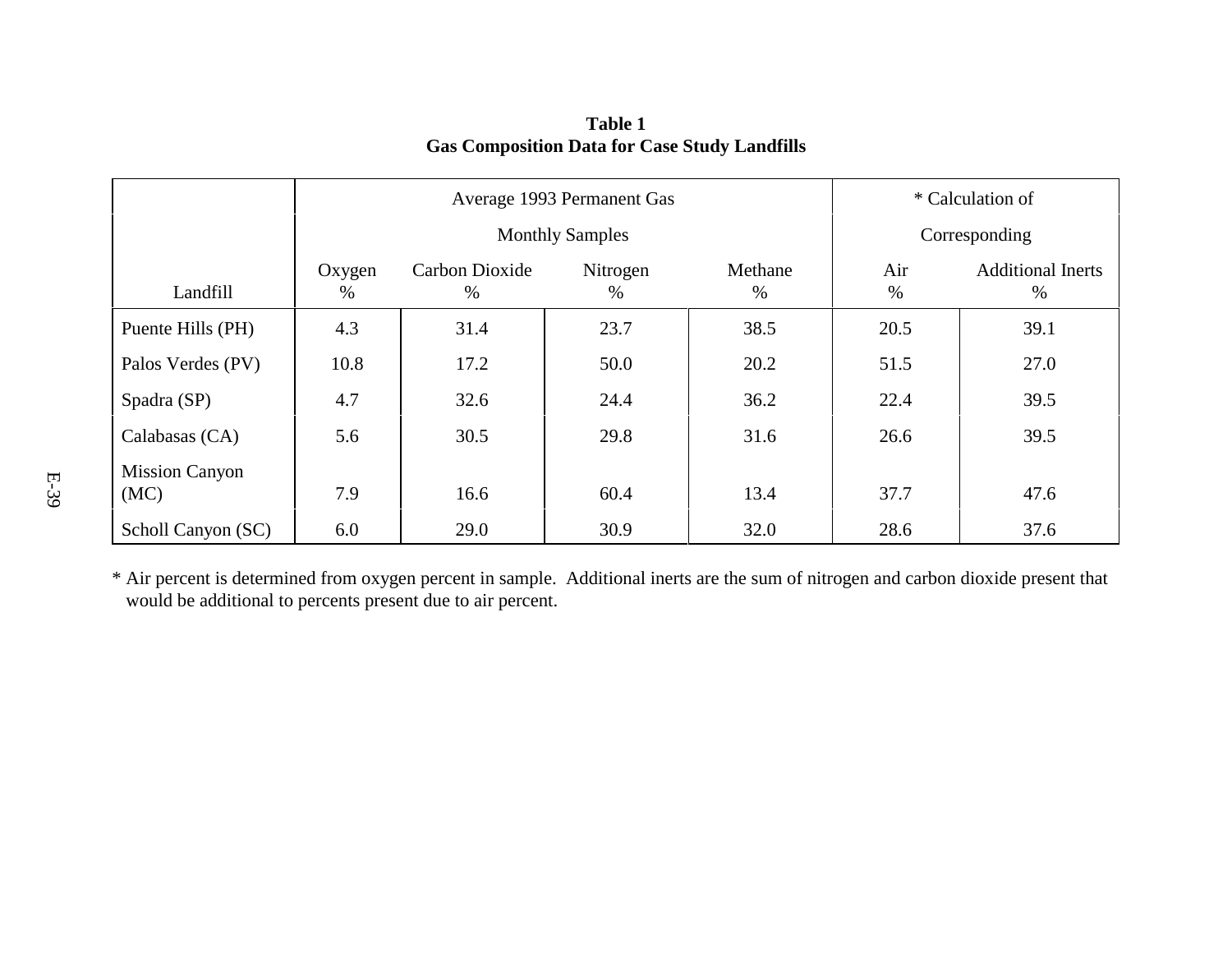**Table 1**
**Gas Composition Data for Case Study Landfills**

| | Average 1993 Permanent Gas Monthly Samples | | | | * Calculation of Corresponding | |
|---|---|---|---|---|---|---|
| Landfill | Oxygen % | Carbon Dioxide % | Nitrogen % | Methane % | Air % | Additional Inerts % |
| Puente Hills (PH) | 4.3 | 31.4 | 23.7 | 38.5 | 20.5 | 39.1 |
| Palos Verdes (PV) | 10.8 | 17.2 | 50.0 | 20.2 | 51.5 | 27.0 |
| Spadra (SP) | 4.7 | 32.6 | 24.4 | 36.2 | 22.4 | 39.5 |
| Calabasas (CA) | 5.6 | 30.5 | 29.8 | 31.6 | 26.6 | 39.5 |
| Mission Canyon (MC) | 7.9 | 16.6 | 60.4 | 13.4 | 37.7 | 47.6 |
| Scholl Canyon (SC) | 6.0 | 29.0 | 30.9 | 32.0 | 28.6 | 37.6 |

* Air percent is determined from oxygen percent in sample. Additional inerts are the sum of nitrogen and carbon dioxide present that would be additional to percents present due to air percent.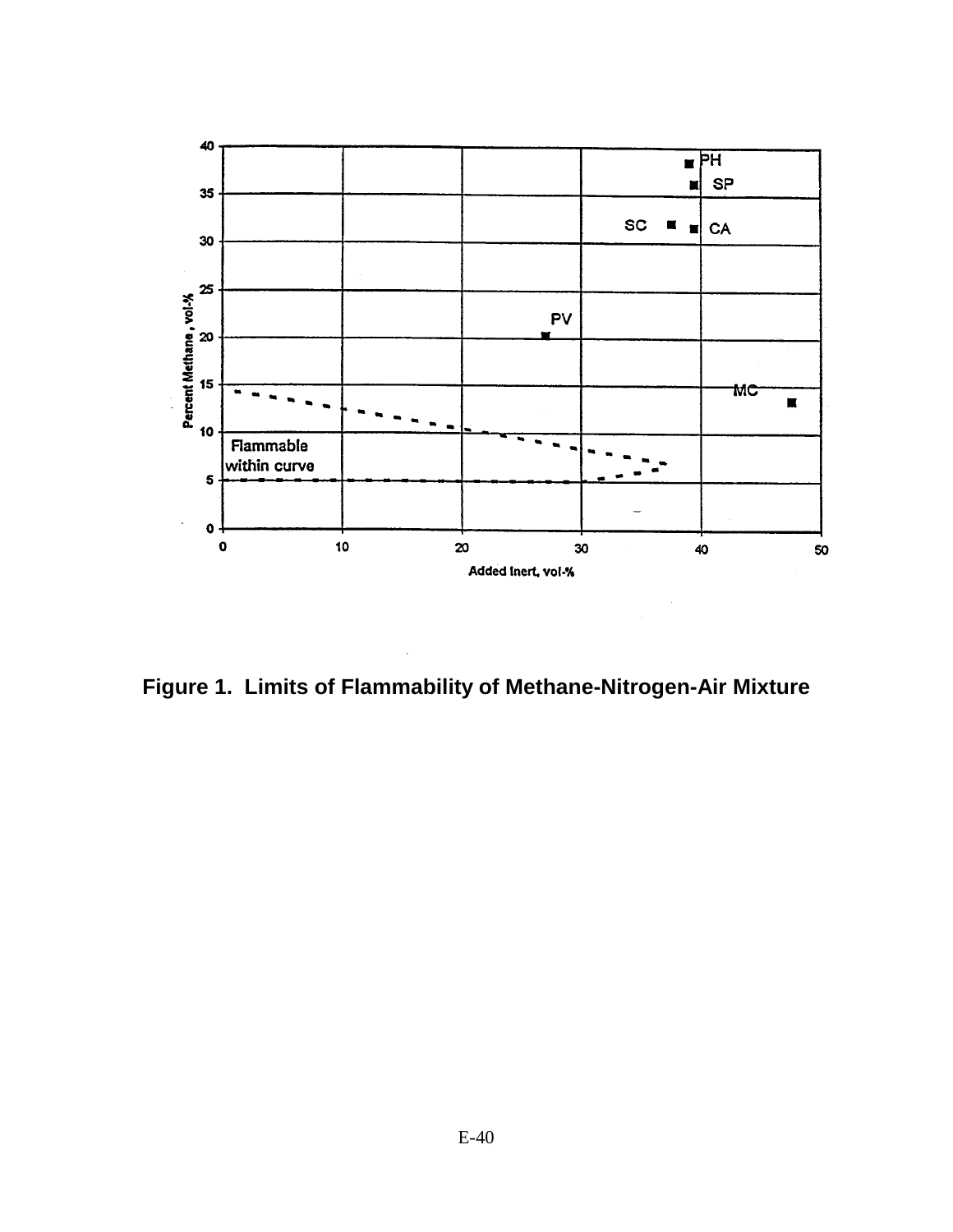Figure 1. Limits of Flammability of Methane-Nitrogen-Air Mixture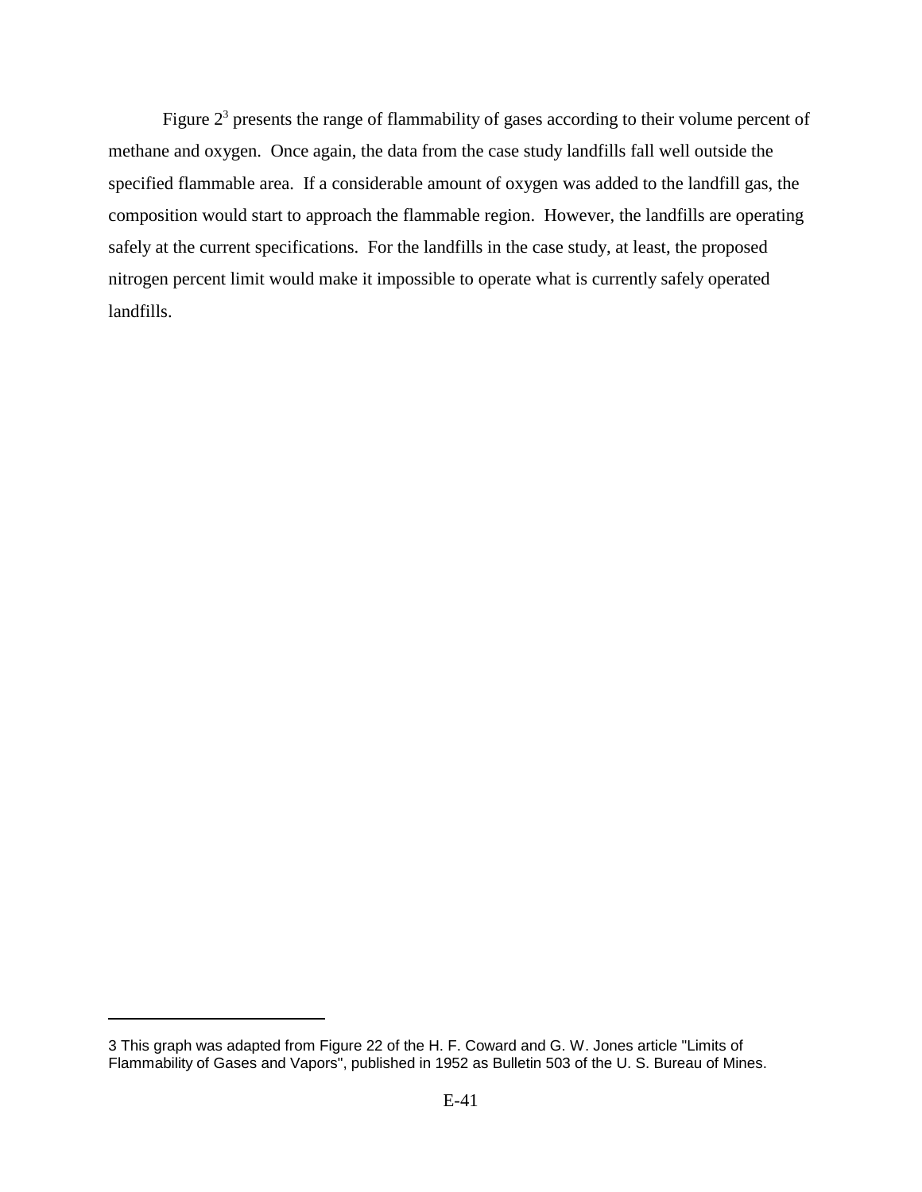Figure 2[3] presents the range of flammability of gases according to their volume percent of methane and oxygen. Once again, the data from the case study landfills fall well outside the specified flammable area. If a considerable amount of oxygen was added to the landfill gas, the composition would start to approach the flammable region. However, the landfills are operating safely at the current specifications. For the landfills in the case study, at least, the proposed nitrogen percent limit would make it impossible to operate what is currently safely operated landfills.

---

3 This graph was adapted from Figure 22 of the H. F. Coward and G. W. Jones article "Limits of Flammability of Gases and Vapors", published in 1952 as Bulletin 503 of the U. S. Bureau of Mines.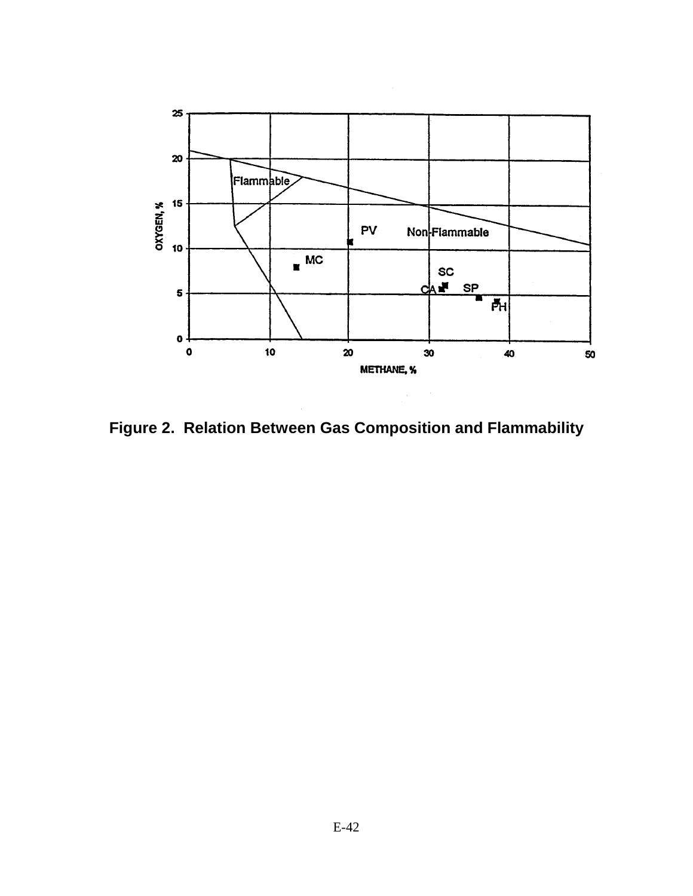**Figure 2. Relation Between Gas Composition and Flammability**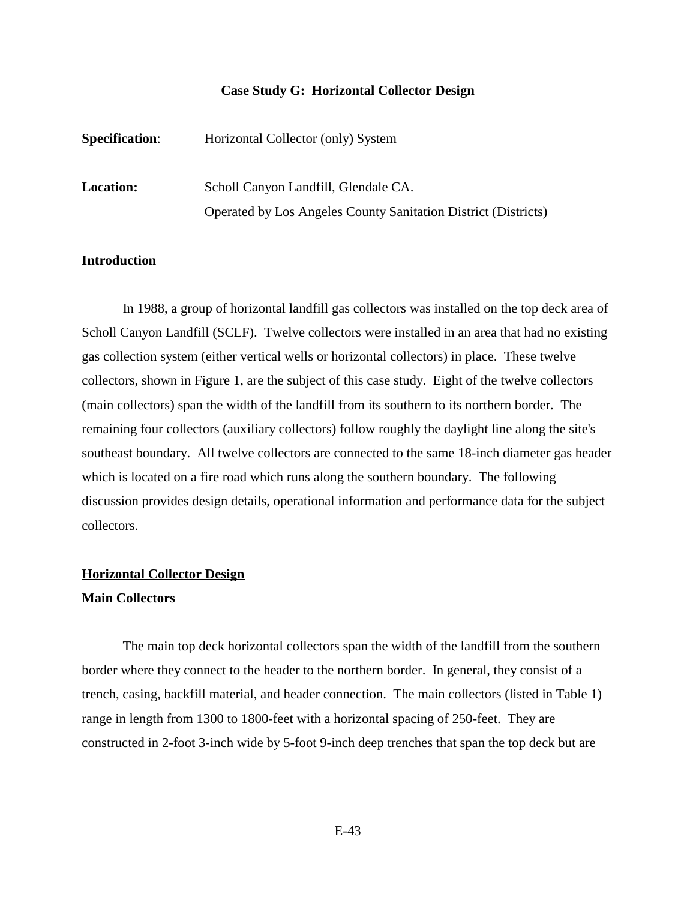### Case Study G: Horizontal Collector Design

**Specification**: Horizontal Collector (only) System

**Location:** Scholl Canyon Landfill, Glendale CA.
Operated by Los Angeles County Sanitation District (Districts)

## Introduction

In 1988, a group of horizontal landfill gas collectors was installed on the top deck area of Scholl Canyon Landfill (SCLF). Twelve collectors were installed in an area that had no existing gas collection system (either vertical wells or horizontal collectors) in place. These twelve collectors, shown in Figure 1, are the subject of this case study. Eight of the twelve collectors (main collectors) span the width of the landfill from its southern to its northern border. The remaining four collectors (auxiliary collectors) follow roughly the daylight line along the site's southeast boundary. All twelve collectors are connected to the same 18-inch diameter gas header which is located on a fire road which runs along the southern boundary. The following discussion provides design details, operational information and performance data for the subject collectors.

## Horizontal Collector Design

### Main Collectors

The main top deck horizontal collectors span the width of the landfill from the southern border where they connect to the header to the northern border. In general, they consist of a trench, casing, backfill material, and header connection. The main collectors (listed in Table 1) range in length from 1300 to 1800-feet with a horizontal spacing of 250-feet. They are constructed in 2-foot 3-inch wide by 5-foot 9-inch deep trenches that span the top deck but are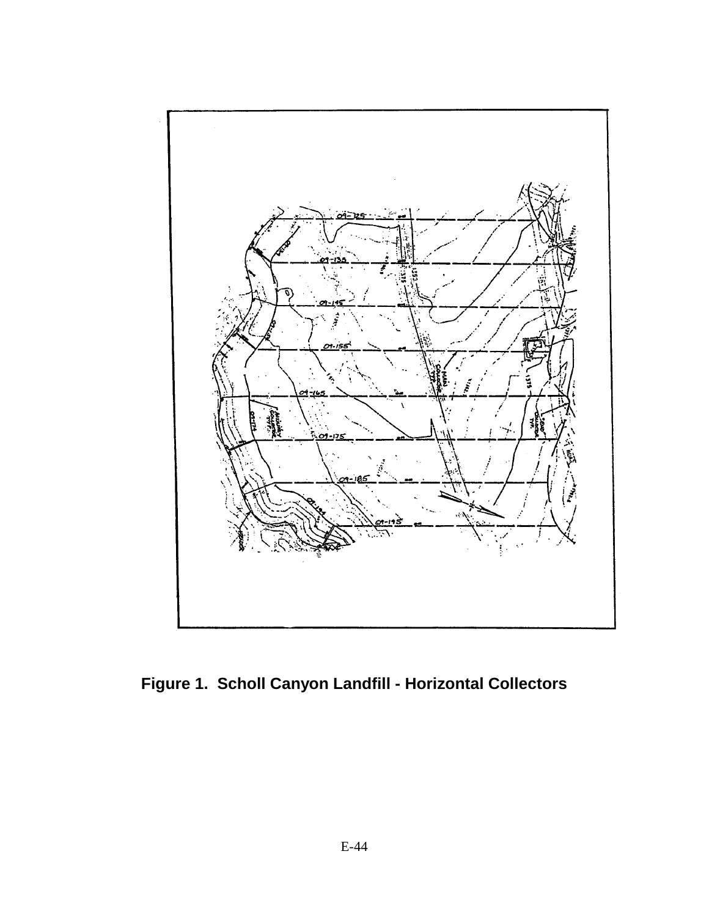**Figure 1. Scholl Canyon Landfill - Horizontal Collectors**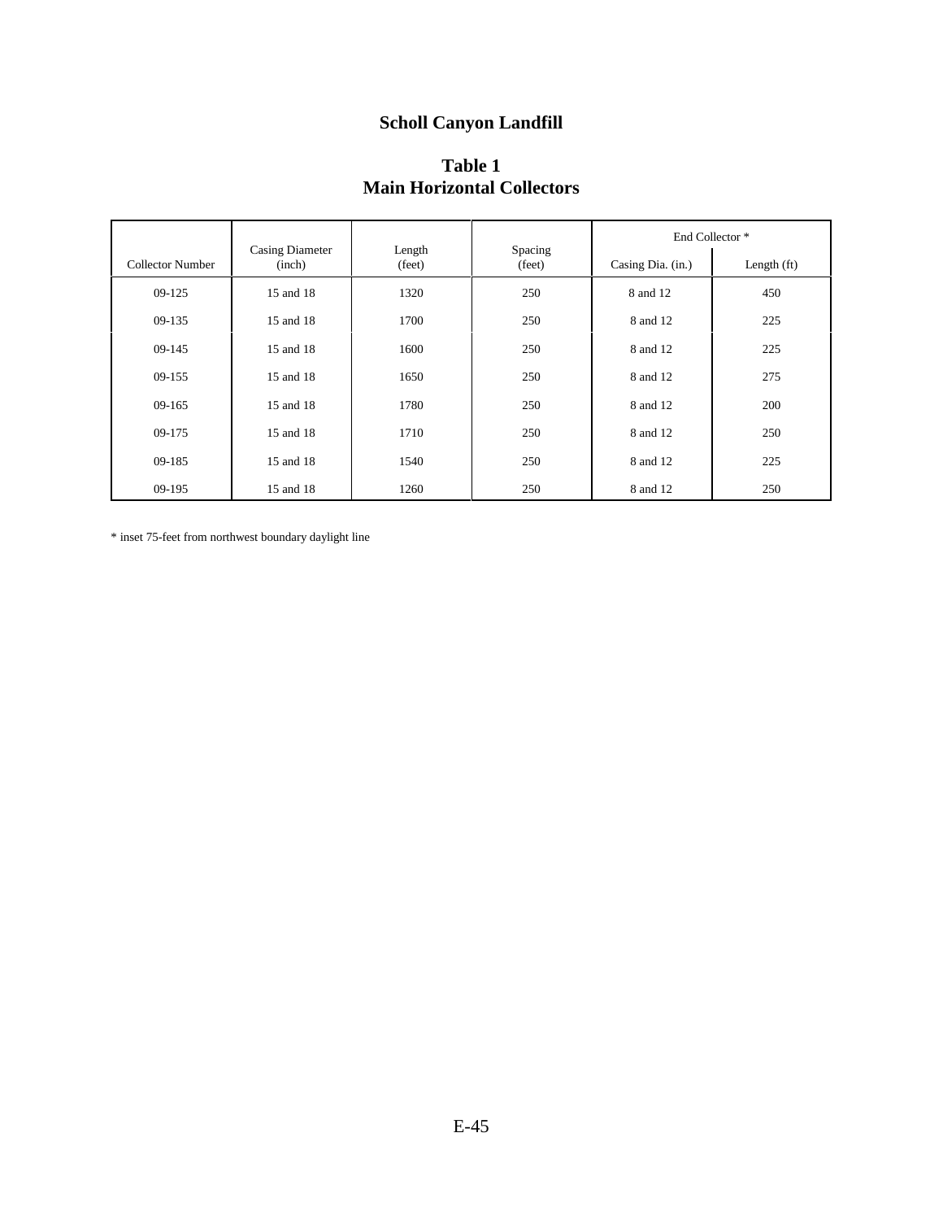# Scholl Canyon Landfill

## Table 1
## Main Horizontal Collectors

| Collector Number | Casing Diameter (inch) | Length (feet) | Spacing (feet) | End Collector * | |
|---|---|---|---|---|---|
| | | | | Casing Dia. (in.) | Length (ft) |
| 09-125 | 15 and 18 | 1320 | 250 | 8 and 12 | 450 |
| 09-135 | 15 and 18 | 1700 | 250 | 8 and 12 | 225 |
| 09-145 | 15 and 18 | 1600 | 250 | 8 and 12 | 225 |
| 09-155 | 15 and 18 | 1650 | 250 | 8 and 12 | 275 |
| 09-165 | 15 and 18 | 1780 | 250 | 8 and 12 | 200 |
| 09-175 | 15 and 18 | 1710 | 250 | 8 and 12 | 250 |
| 09-185 | 15 and 18 | 1540 | 250 | 8 and 12 | 225 |
| 09-195 | 15 and 18 | 1260 | 250 | 8 and 12 | 250 |

* inset 75-feet from northwest boundary daylight line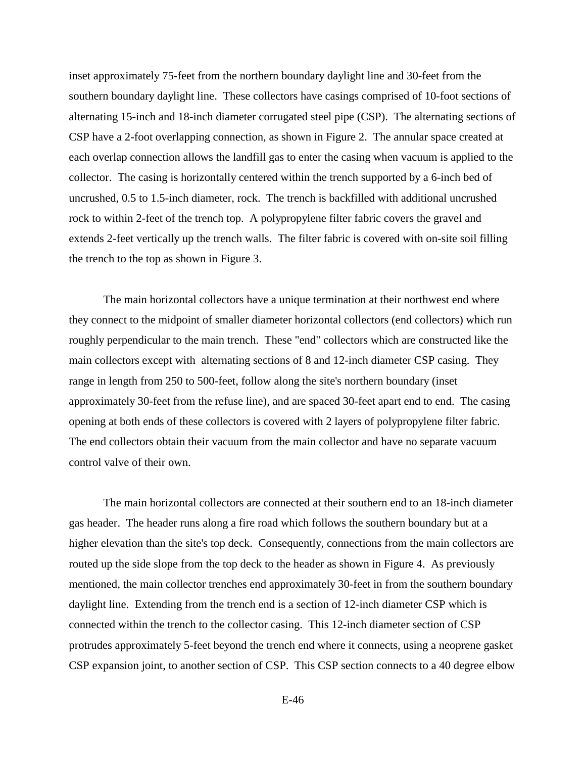inset approximately 75-feet from the northern boundary daylight line and 30-feet from the southern boundary daylight line. These collectors have casings comprised of 10-foot sections of alternating 15-inch and 18-inch diameter corrugated steel pipe (CSP). The alternating sections of CSP have a 2-foot overlapping connection, as shown in Figure 2. The annular space created at each overlap connection allows the landfill gas to enter the casing when vacuum is applied to the collector. The casing is horizontally centered within the trench supported by a 6-inch bed of uncrushed, 0.5 to 1.5-inch diameter, rock. The trench is backfilled with additional uncrushed rock to within 2-feet of the trench top. A polypropylene filter fabric covers the gravel and extends 2-feet vertically up the trench walls. The filter fabric is covered with on-site soil filling the trench to the top as shown in Figure 3.

The main horizontal collectors have a unique termination at their northwest end where they connect to the midpoint of smaller diameter horizontal collectors (end collectors) which run roughly perpendicular to the main trench. These "end" collectors which are constructed like the main collectors except with alternating sections of 8 and 12-inch diameter CSP casing. They range in length from 250 to 500-feet, follow along the site's northern boundary (inset approximately 30-feet from the refuse line), and are spaced 30-feet apart end to end. The casing opening at both ends of these collectors is covered with 2 layers of polypropylene filter fabric. The end collectors obtain their vacuum from the main collector and have no separate vacuum control valve of their own.

The main horizontal collectors are connected at their southern end to an 18-inch diameter gas header. The header runs along a fire road which follows the southern boundary but at a higher elevation than the site's top deck. Consequently, connections from the main collectors are routed up the side slope from the top deck to the header as shown in Figure 4. As previously mentioned, the main collector trenches end approximately 30-feet in from the southern boundary daylight line. Extending from the trench end is a section of 12-inch diameter CSP which is connected within the trench to the collector casing. This 12-inch diameter section of CSP protrudes approximately 5-feet beyond the trench end where it connects, using a neoprene gasket CSP expansion joint, to another section of CSP. This CSP section connects to a 40 degree elbow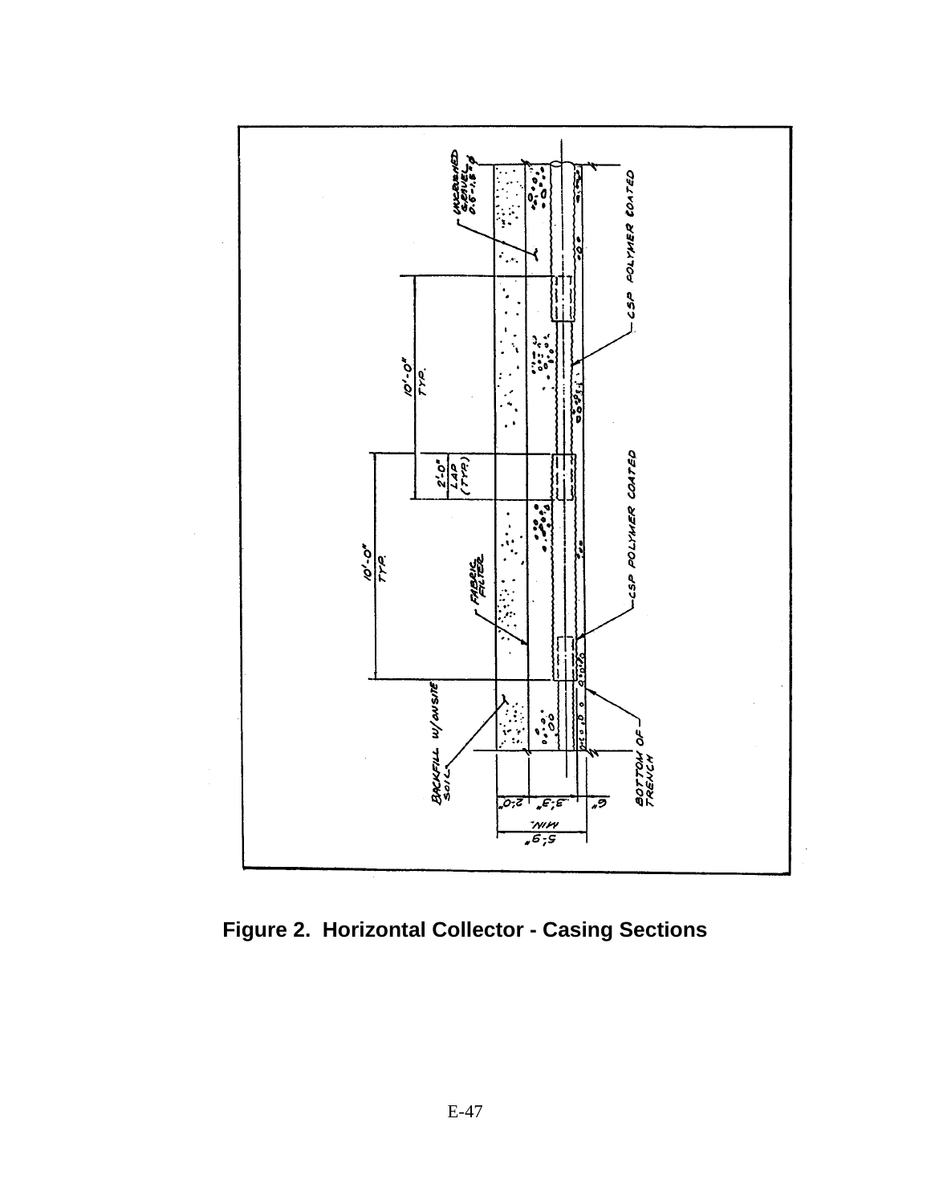**Figure 2. Horizontal Collector - Casing Sections**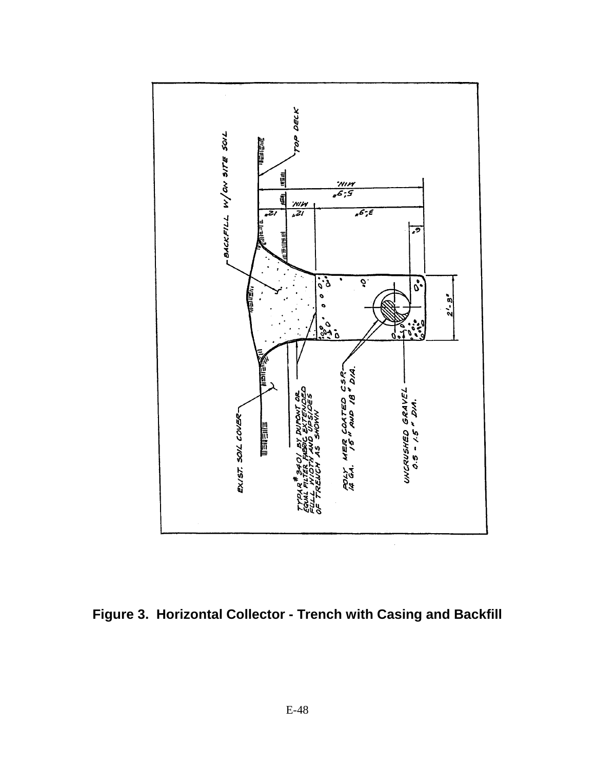**Figure 3. Horizontal Collector - Trench with Casing and Backfill**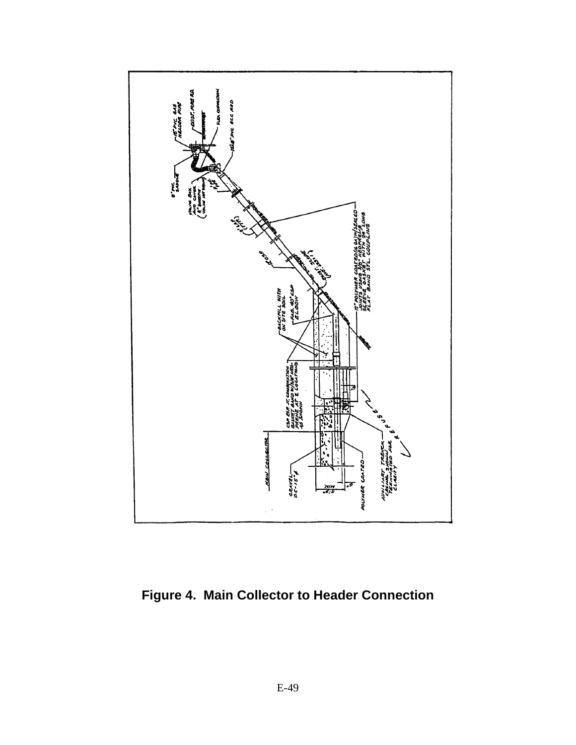**Figure 4. Main Collector to Header Connection**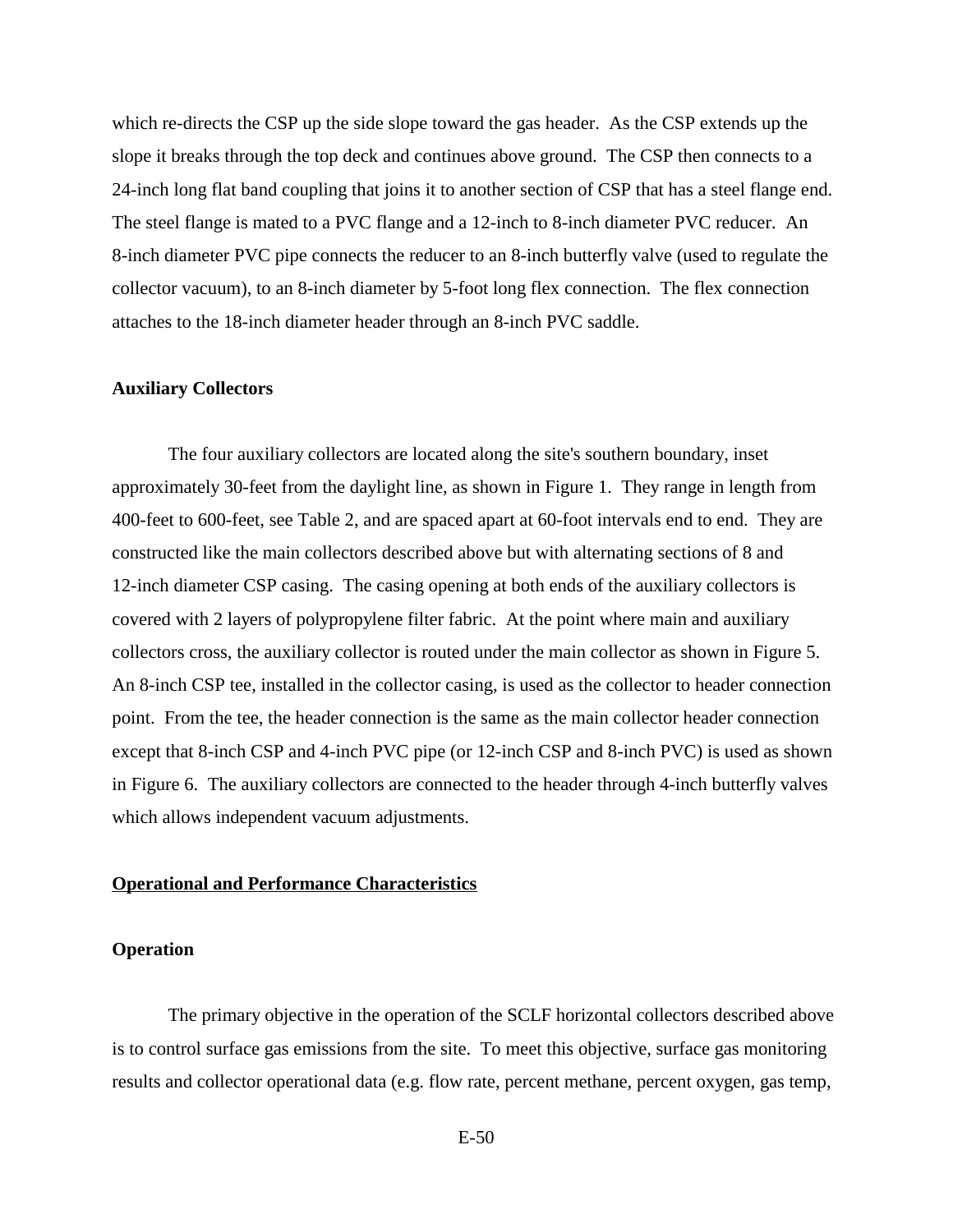which re-directs the CSP up the side slope toward the gas header. As the CSP extends up the slope it breaks through the top deck and continues above ground. The CSP then connects to a 24-inch long flat band coupling that joins it to another section of CSP that has a steel flange end. The steel flange is mated to a PVC flange and a 12-inch to 8-inch diameter PVC reducer. An 8-inch diameter PVC pipe connects the reducer to an 8-inch butterfly valve (used to regulate the collector vacuum), to an 8-inch diameter by 5-foot long flex connection. The flex connection attaches to the 18-inch diameter header through an 8-inch PVC saddle.

**Auxiliary Collectors**

The four auxiliary collectors are located along the site's southern boundary, inset approximately 30-feet from the daylight line, as shown in Figure 1. They range in length from 400-feet to 600-feet, see Table 2, and are spaced apart at 60-foot intervals end to end. They are constructed like the main collectors described above but with alternating sections of 8 and 12-inch diameter CSP casing. The casing opening at both ends of the auxiliary collectors is covered with 2 layers of polypropylene filter fabric. At the point where main and auxiliary collectors cross, the auxiliary collector is routed under the main collector as shown in Figure 5. An 8-inch CSP tee, installed in the collector casing, is used as the collector to header connection point. From the tee, the header connection is the same as the main collector header connection except that 8-inch CSP and 4-inch PVC pipe (or 12-inch CSP and 8-inch PVC) is used as shown in Figure 6. The auxiliary collectors are connected to the header through 4-inch butterfly valves which allows independent vacuum adjustments.

## Operational and Performance Characteristics

**Operation**

The primary objective in the operation of the SCLF horizontal collectors described above is to control surface gas emissions from the site. To meet this objective, surface gas monitoring results and collector operational data (e.g. flow rate, percent methane, percent oxygen, gas temp,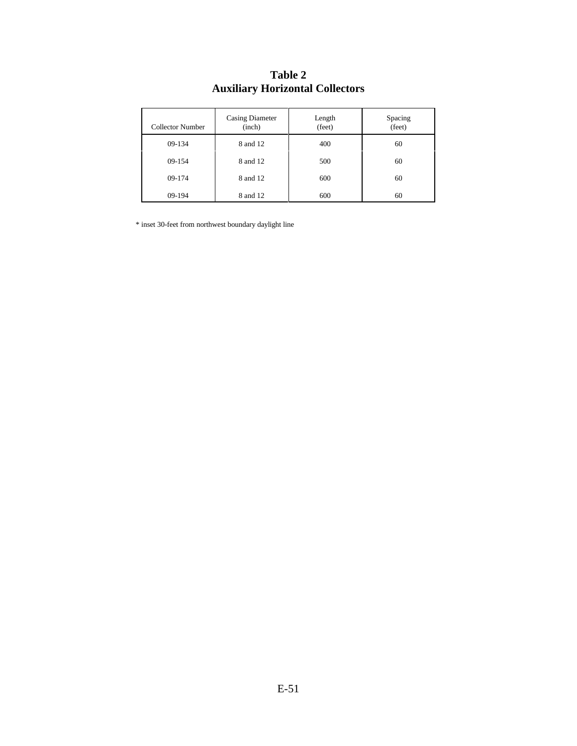# Table 2
## Auxiliary Horizontal Collectors

| Collector Number | Casing Diameter (inch) | Length (feet) | Spacing (feet) |
| --- | --- | --- | --- |
| 09-134 | 8 and 12 | 400 | 60 |
| 09-154 | 8 and 12 | 500 | 60 |
| 09-174 | 8 and 12 | 600 | 60 |
| 09-194 | 8 and 12 | 600 | 60 |

* inset 30-feet from northwest boundary daylight line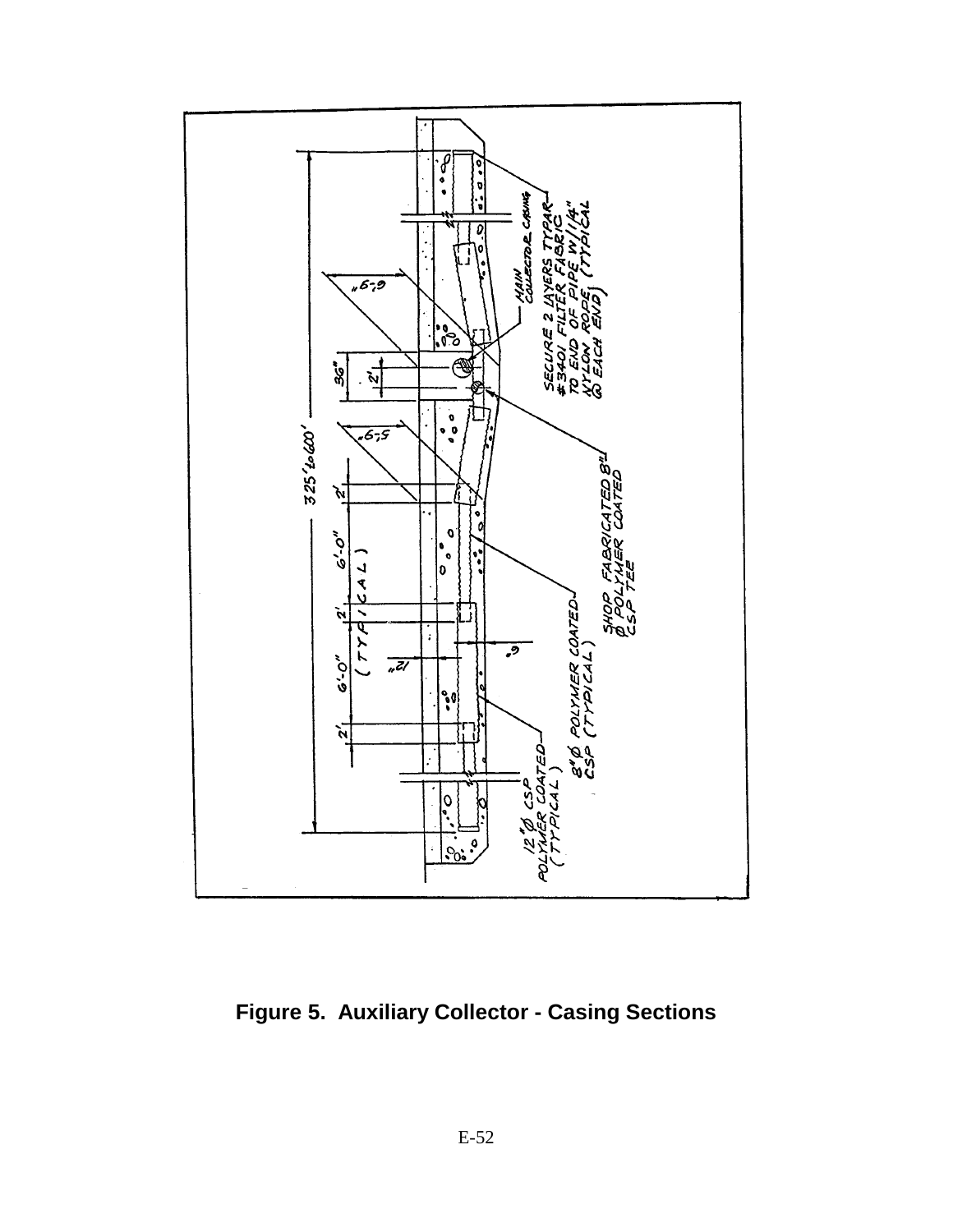**Figure 5. Auxiliary Collector - Casing Sections**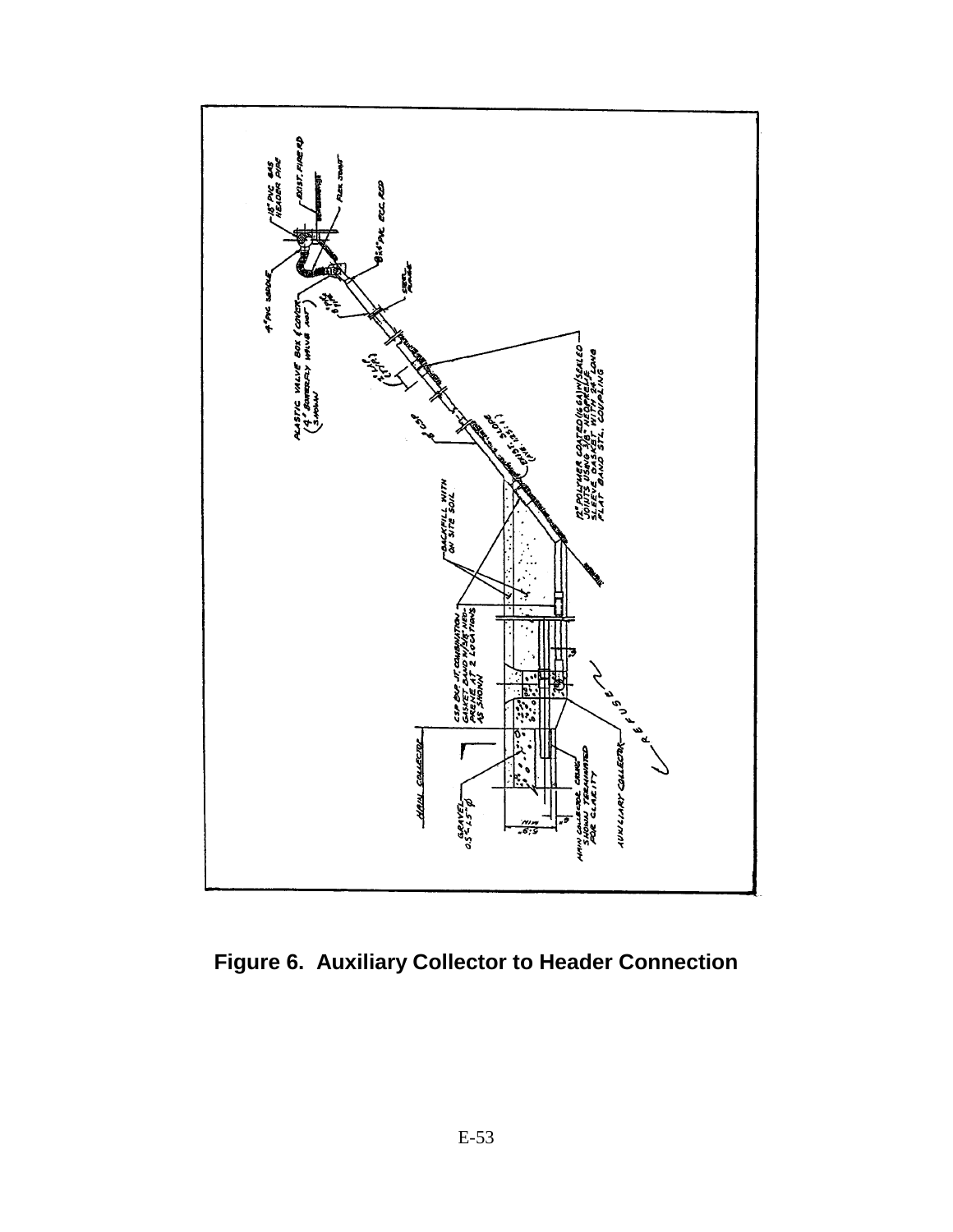Figure 6. Auxiliary Collector to Header Connection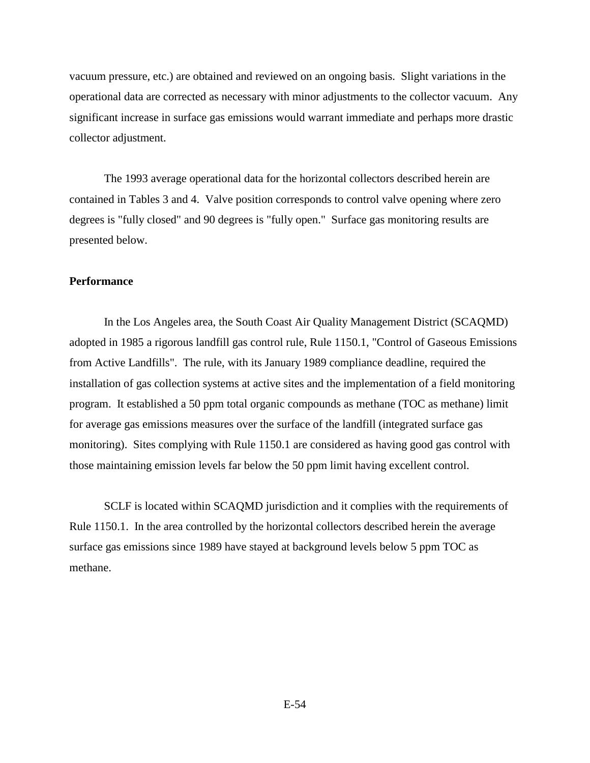vacuum pressure, etc.) are obtained and reviewed on an ongoing basis. Slight variations in the operational data are corrected as necessary with minor adjustments to the collector vacuum. Any significant increase in surface gas emissions would warrant immediate and perhaps more drastic collector adjustment.

The 1993 average operational data for the horizontal collectors described herein are contained in Tables 3 and 4. Valve position corresponds to control valve opening where zero degrees is "fully closed" and 90 degrees is "fully open." Surface gas monitoring results are presented below.

**Performance**

In the Los Angeles area, the South Coast Air Quality Management District (SCAQMD) adopted in 1985 a rigorous landfill gas control rule, Rule 1150.1, "Control of Gaseous Emissions from Active Landfills". The rule, with its January 1989 compliance deadline, required the installation of gas collection systems at active sites and the implementation of a field monitoring program. It established a 50 ppm total organic compounds as methane (TOC as methane) limit for average gas emissions measures over the surface of the landfill (integrated surface gas monitoring). Sites complying with Rule 1150.1 are considered as having good gas control with those maintaining emission levels far below the 50 ppm limit having excellent control.

SCLF is located within SCAQMD jurisdiction and it complies with the requirements of Rule 1150.1. In the area controlled by the horizontal collectors described herein the average surface gas emissions since 1989 have stayed at background levels below 5 ppm TOC as methane.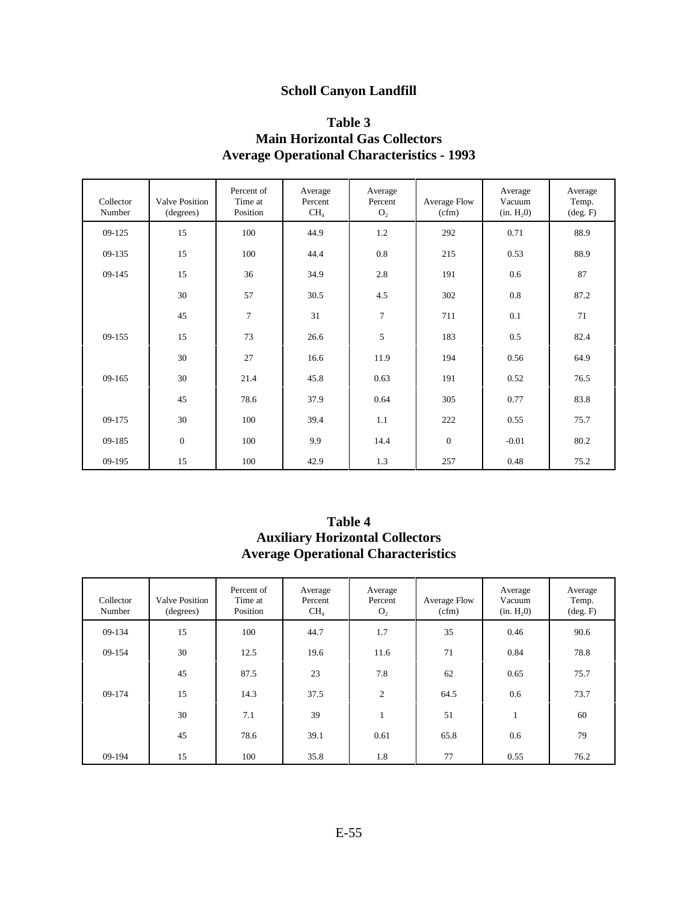# Scholl Canyon Landfill

## Table 3
## Main Horizontal Gas Collectors
## Average Operational Characteristics - 1993

| Collector Number | Valve Position (degrees) | Percent of Time at Position | Average Percent $CH_4$ | Average Percent $O_2$ | Average Flow (cfm) | Average Vacuum (in. $H_2O$) | Average Temp. (deg. F) |
|---|---|---|---|---|---|---|---|
| 09-125 | 15 | 100 | 44.9 | 1.2 | 292 | 0.71 | 88.9 |
| 09-135 | 15 | 100 | 44.4 | 0.8 | 215 | 0.53 | 88.9 |
| 09-145 | 15 | 36 | 34.9 | 2.8 | 191 | 0.6 | 87 |
| | 30 | 57 | 30.5 | 4.5 | 302 | 0.8 | 87.2 |
| | 45 | 7 | 31 | 7 | 711 | 0.1 | 71 |
| 09-155 | 15 | 73 | 26.6 | 5 | 183 | 0.5 | 82.4 |
| | 30 | 27 | 16.6 | 11.9 | 194 | 0.56 | 64.9 |
| 09-165 | 30 | 21.4 | 45.8 | 0.63 | 191 | 0.52 | 76.5 |
| | 45 | 78.6 | 37.9 | 0.64 | 305 | 0.77 | 83.8 |
| 09-175 | 30 | 100 | 39.4 | 1.1 | 222 | 0.55 | 75.7 |
| 09-185 | 0 | 100 | 9.9 | 14.4 | 0 | -0.01 | 80.2 |
| 09-195 | 15 | 100 | 42.9 | 1.3 | 257 | 0.48 | 75.2 |

## Table 4
## Auxiliary Horizontal Collectors
## Average Operational Characteristics

| Collector Number | Valve Position (degrees) | Percent of Time at Position | Average Percent $CH_4$ | Average Percent $O_2$ | Average Flow (cfm) | Average Vacuum (in. $H_2O$) | Average Temp. (deg. F) |
|---|---|---|---|---|---|---|---|
| 09-134 | 15 | 100 | 44.7 | 1.7 | 35 | 0.46 | 90.6 |
| 09-154 | 30 | 12.5 | 19.6 | 11.6 | 71 | 0.84 | 78.8 |
| | 45 | 87.5 | 23 | 7.8 | 62 | 0.65 | 75.7 |
| 09-174 | 15 | 14.3 | 37.5 | 2 | 64.5 | 0.6 | 73.7 |
| | 30 | 7.1 | 39 | 1 | 51 | 1 | 60 |
| | 45 | 78.6 | 39.1 | 0.61 | 65.8 | 0.6 | 79 |
| 09-194 | 15 | 100 | 35.8 | 1.8 | 77 | 0.55 | 76.2 |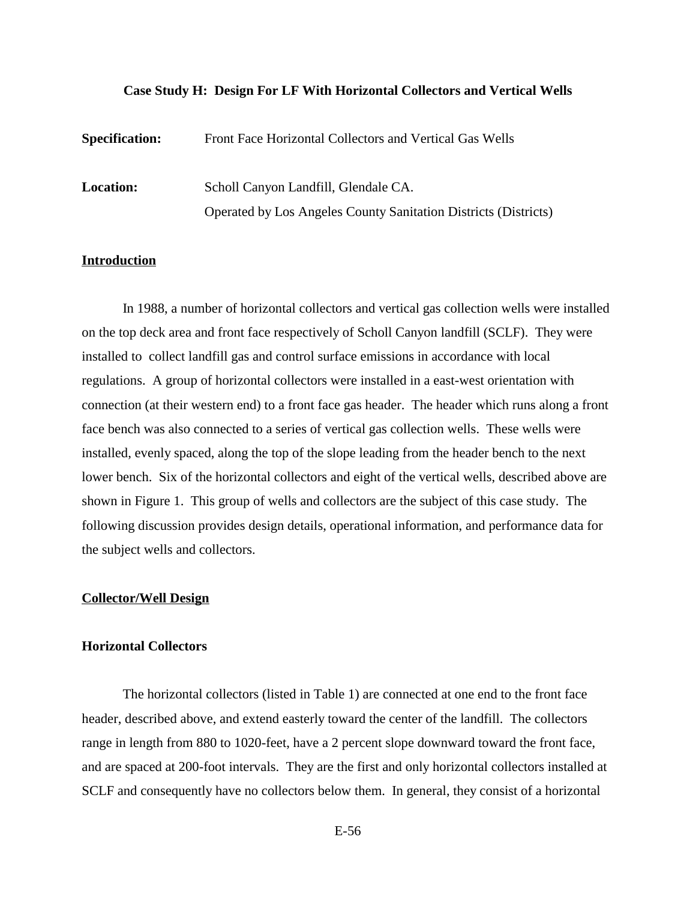**Case Study H: Design For LF With Horizontal Collectors and Vertical Wells**

**Specification:** Front Face Horizontal Collectors and Vertical Gas Wells

**Location:** Scholl Canyon Landfill, Glendale CA.
Operated by Los Angeles County Sanitation Districts (Districts)

## Introduction

In 1988, a number of horizontal collectors and vertical gas collection wells were installed on the top deck area and front face respectively of Scholl Canyon landfill (SCLF). They were installed to collect landfill gas and control surface emissions in accordance with local regulations. A group of horizontal collectors were installed in a east-west orientation with connection (at their western end) to a front face gas header. The header which runs along a front face bench was also connected to a series of vertical gas collection wells. These wells were installed, evenly spaced, along the top of the slope leading from the header bench to the next lower bench. Six of the horizontal collectors and eight of the vertical wells, described above are shown in Figure 1. This group of wells and collectors are the subject of this case study. The following discussion provides design details, operational information, and performance data for the subject wells and collectors.

## Collector/Well Design

### Horizontal Collectors

The horizontal collectors (listed in Table 1) are connected at one end to the front face header, described above, and extend easterly toward the center of the landfill. The collectors range in length from 880 to 1020-feet, have a 2 percent slope downward toward the front face, and are spaced at 200-foot intervals. They are the first and only horizontal collectors installed at SCLF and consequently have no collectors below them. In general, they consist of a horizontal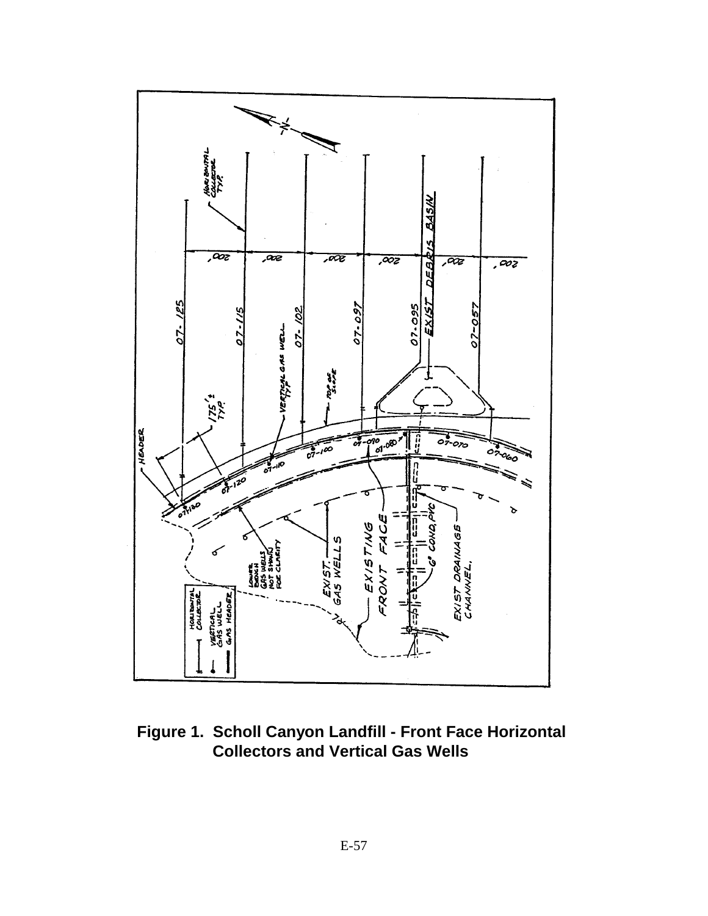**Figure 1. Scholl Canyon Landfill - Front Face Horizontal Collectors and Vertical Gas Wells**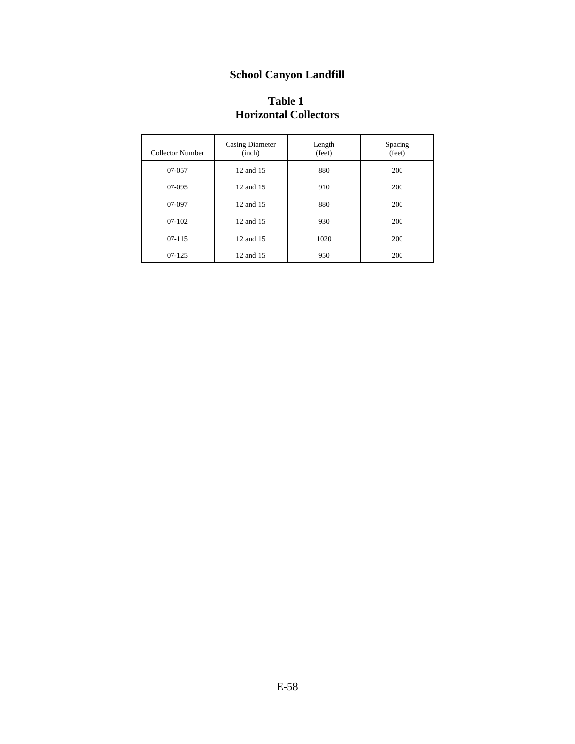# School Canyon Landfill

## Table 1
## Horizontal Collectors

| Collector Number | Casing Diameter (inch) | Length (feet) | Spacing (feet) |
|---|---|---|---|
| 07-057 | 12 and 15 | 880 | 200 |
| 07-095 | 12 and 15 | 910 | 200 |
| 07-097 | 12 and 15 | 880 | 200 |
| 07-102 | 12 and 15 | 930 | 200 |
| 07-115 | 12 and 15 | 1020 | 200 |
| 07-125 | 12 and 15 | 950 | 200 |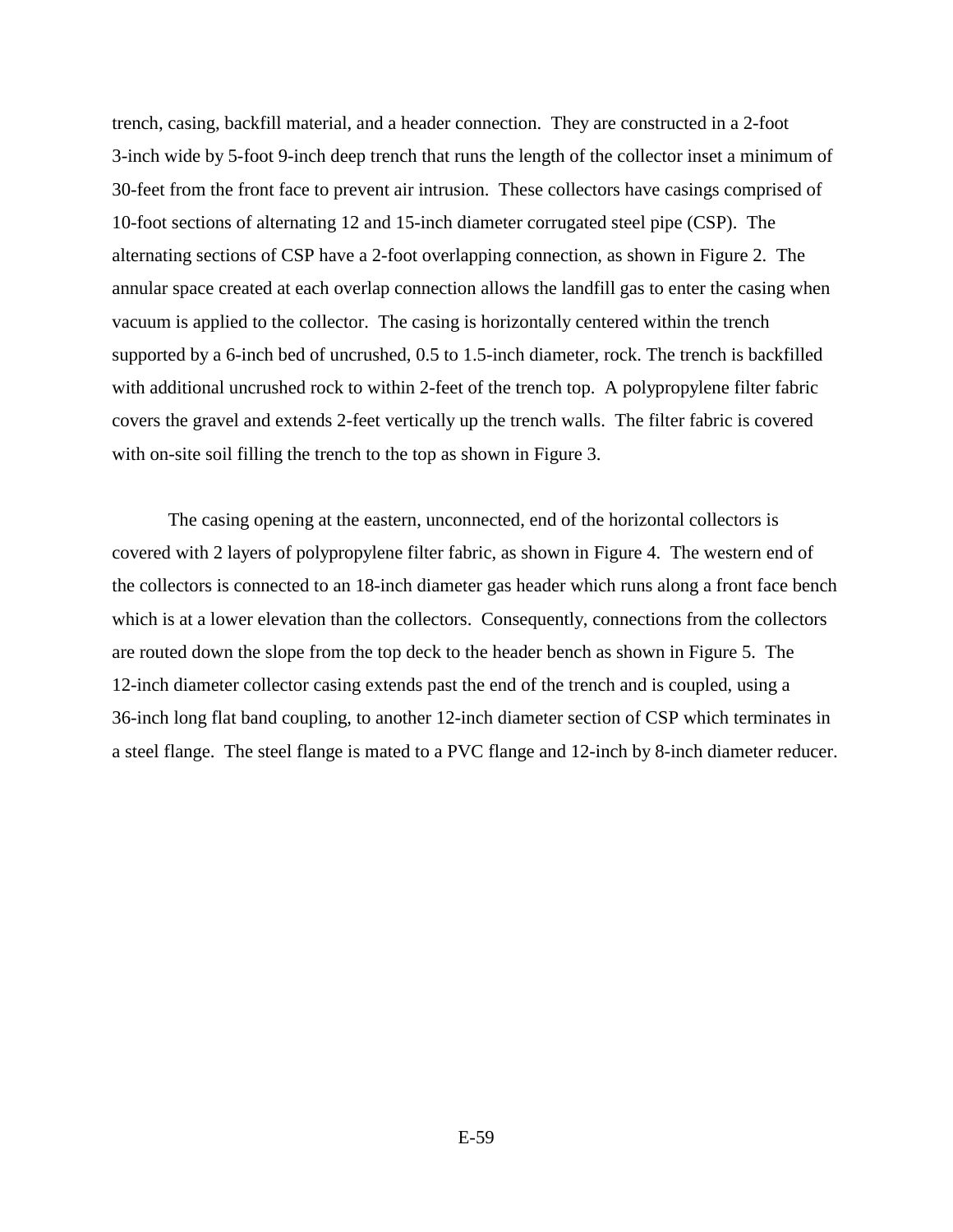trench, casing, backfill material, and a header connection. They are constructed in a 2-foot 3-inch wide by 5-foot 9-inch deep trench that runs the length of the collector inset a minimum of 30-feet from the front face to prevent air intrusion. These collectors have casings comprised of 10-foot sections of alternating 12 and 15-inch diameter corrugated steel pipe (CSP). The alternating sections of CSP have a 2-foot overlapping connection, as shown in Figure 2. The annular space created at each overlap connection allows the landfill gas to enter the casing when vacuum is applied to the collector. The casing is horizontally centered within the trench supported by a 6-inch bed of uncrushed, 0.5 to 1.5-inch diameter, rock. The trench is backfilled with additional uncrushed rock to within 2-feet of the trench top. A polypropylene filter fabric covers the gravel and extends 2-feet vertically up the trench walls. The filter fabric is covered with on-site soil filling the trench to the top as shown in Figure 3.

The casing opening at the eastern, unconnected, end of the horizontal collectors is covered with 2 layers of polypropylene filter fabric, as shown in Figure 4. The western end of the collectors is connected to an 18-inch diameter gas header which runs along a front face bench which is at a lower elevation than the collectors. Consequently, connections from the collectors are routed down the slope from the top deck to the header bench as shown in Figure 5. The 12-inch diameter collector casing extends past the end of the trench and is coupled, using a 36-inch long flat band coupling, to another 12-inch diameter section of CSP which terminates in a steel flange. The steel flange is mated to a PVC flange and 12-inch by 8-inch diameter reducer.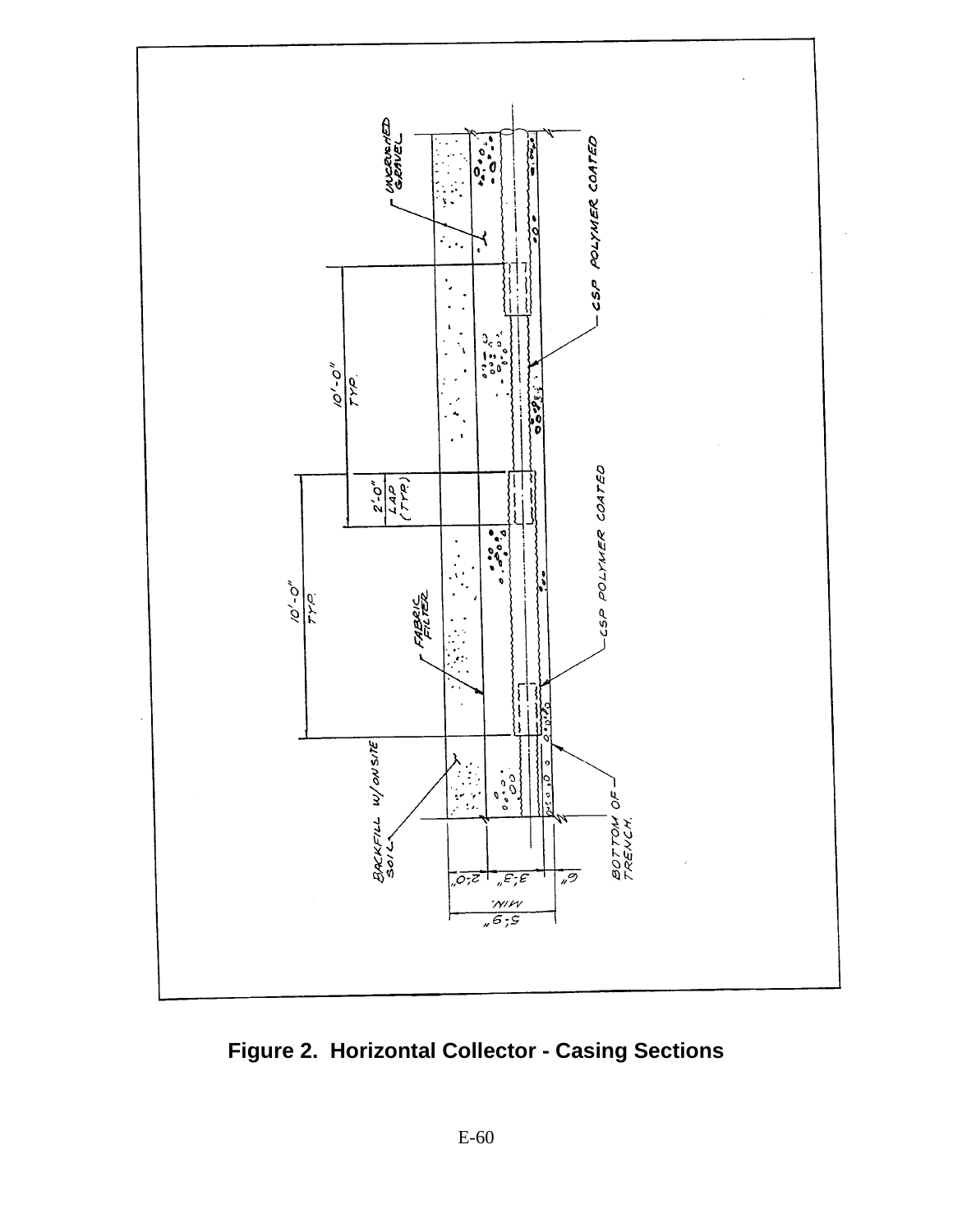**Figure 2. Horizontal Collector - Casing Sections**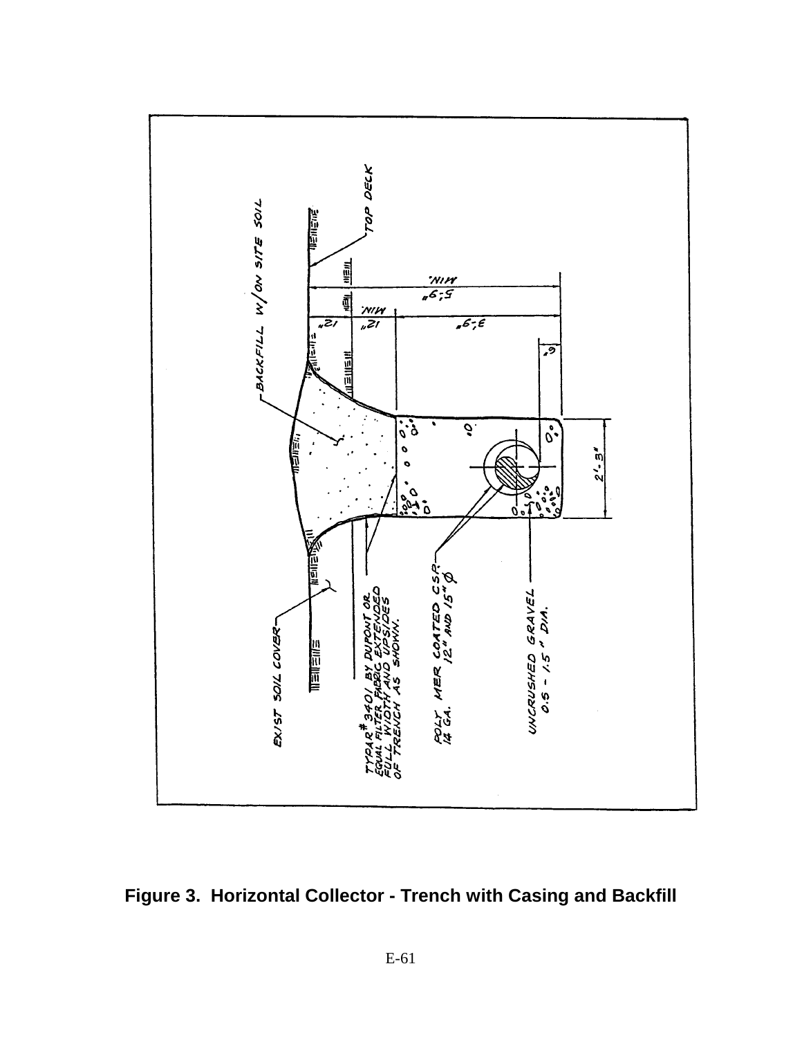TOP DECK

BACKFILL W/ON SITE SOIL

5'-9" MIN.

12" MIN.

12"

3'-9"

6"

2'-3"

EXIST SOIL COVER

TYPAR # 3401 BY DUPONT OR EQUAL FILTER FABRIC EXTENDED FULL WIDTH AND UPSIDES OF TRENCH AS SHOWN.

POLY MER COATED CSP. 14 GA. 12" AND 15" Ø

UNCRUSHED GRAVEL 0.5 - 1.5" DIA.

**Figure 3. Horizontal Collector - Trench with Casing and Backfill**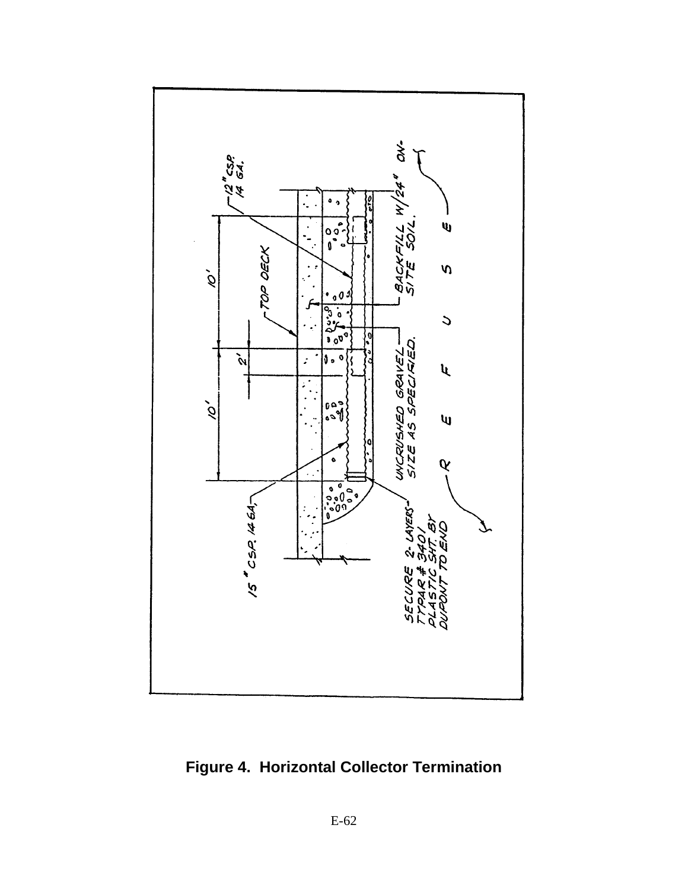**Figure 4. Horizontal Collector Termination**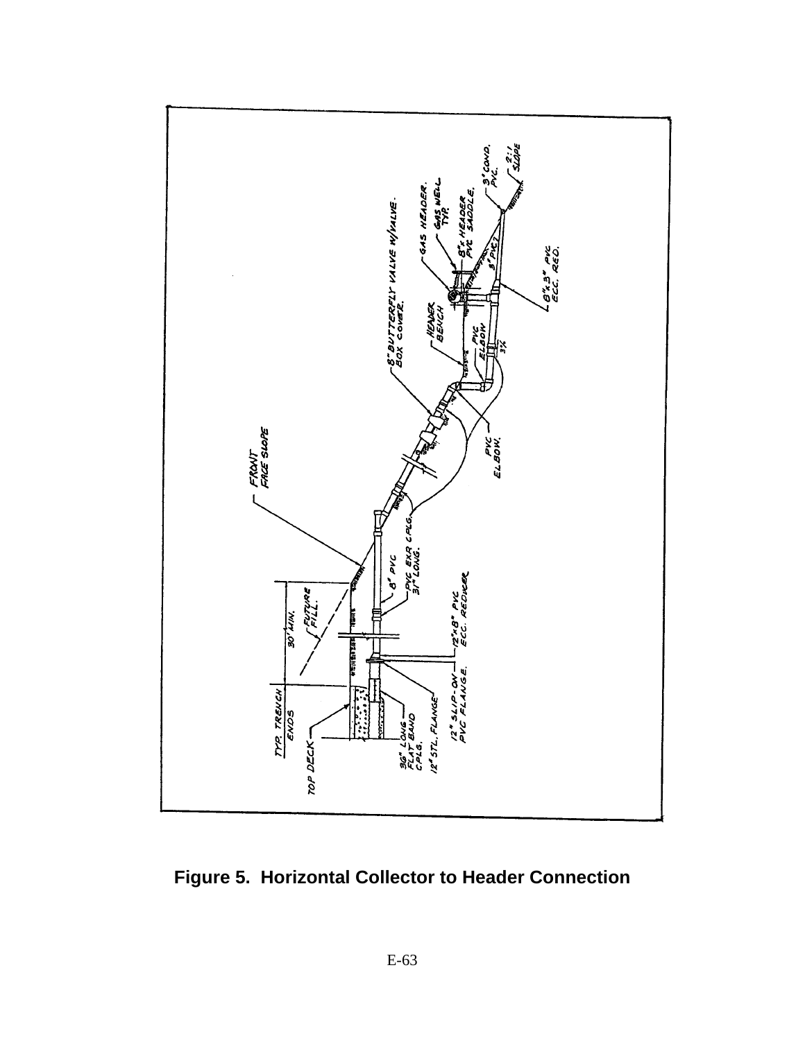**Figure 5. Horizontal Collector to Header Connection**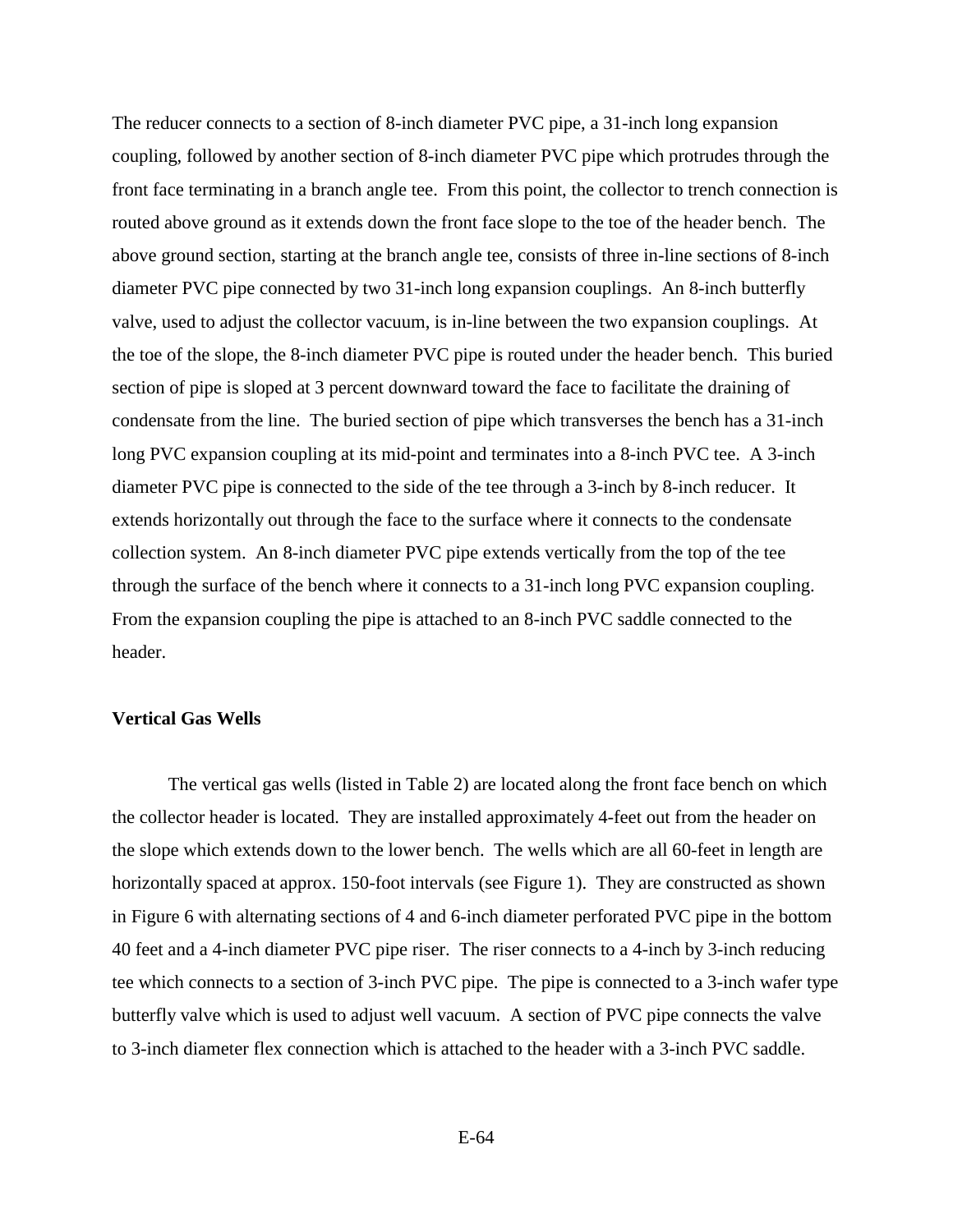The reducer connects to a section of 8-inch diameter PVC pipe, a 31-inch long expansion coupling, followed by another section of 8-inch diameter PVC pipe which protrudes through the front face terminating in a branch angle tee. From this point, the collector to trench connection is routed above ground as it extends down the front face slope to the toe of the header bench. The above ground section, starting at the branch angle tee, consists of three in-line sections of 8-inch diameter PVC pipe connected by two 31-inch long expansion couplings. An 8-inch butterfly valve, used to adjust the collector vacuum, is in-line between the two expansion couplings. At the toe of the slope, the 8-inch diameter PVC pipe is routed under the header bench. This buried section of pipe is sloped at 3 percent downward toward the face to facilitate the draining of condensate from the line. The buried section of pipe which transverses the bench has a 31-inch long PVC expansion coupling at its mid-point and terminates into a 8-inch PVC tee. A 3-inch diameter PVC pipe is connected to the side of the tee through a 3-inch by 8-inch reducer. It extends horizontally out through the face to the surface where it connects to the condensate collection system. An 8-inch diameter PVC pipe extends vertically from the top of the tee through the surface of the bench where it connects to a 31-inch long PVC expansion coupling. From the expansion coupling the pipe is attached to an 8-inch PVC saddle connected to the header.

**Vertical Gas Wells**

The vertical gas wells (listed in Table 2) are located along the front face bench on which the collector header is located. They are installed approximately 4-feet out from the header on the slope which extends down to the lower bench. The wells which are all 60-feet in length are horizontally spaced at approx. 150-foot intervals (see Figure 1). They are constructed as shown in Figure 6 with alternating sections of 4 and 6-inch diameter perforated PVC pipe in the bottom 40 feet and a 4-inch diameter PVC pipe riser. The riser connects to a 4-inch by 3-inch reducing tee which connects to a section of 3-inch PVC pipe. The pipe is connected to a 3-inch wafer type butterfly valve which is used to adjust well vacuum. A section of PVC pipe connects the valve to 3-inch diameter flex connection which is attached to the header with a 3-inch PVC saddle.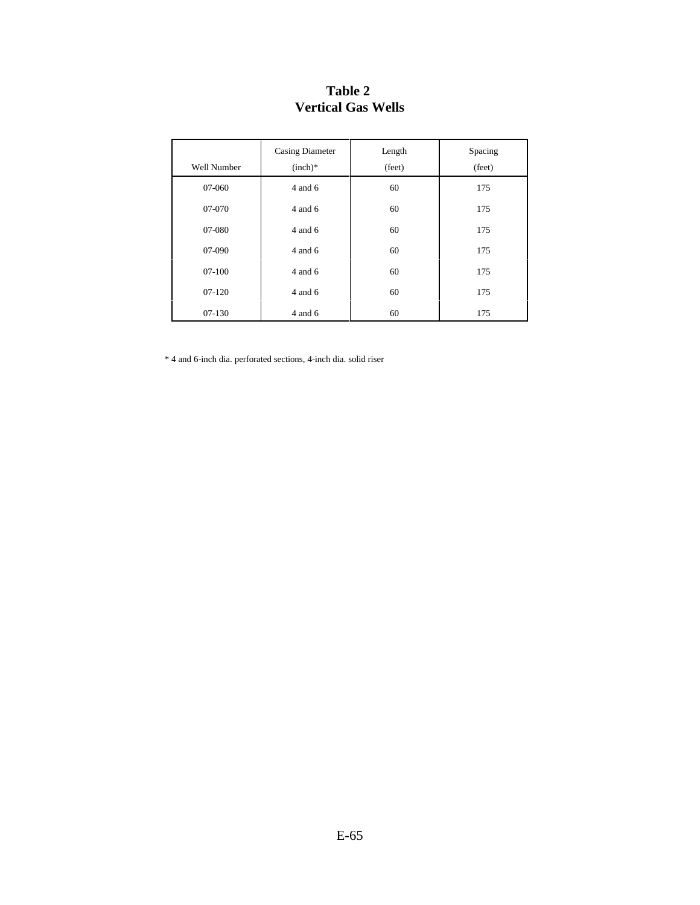# Table 2
# Vertical Gas Wells

| Well Number | Casing Diameter (inch)* | Length (feet) | Spacing (feet) |
|---|---|---|---|
| 07-060 | 4 and 6 | 60 | 175 |
| 07-070 | 4 and 6 | 60 | 175 |
| 07-080 | 4 and 6 | 60 | 175 |
| 07-090 | 4 and 6 | 60 | 175 |
| 07-100 | 4 and 6 | 60 | 175 |
| 07-120 | 4 and 6 | 60 | 175 |
| 07-130 | 4 and 6 | 60 | 175 |

* 4 and 6-inch dia. perforated sections, 4-inch dia. solid riser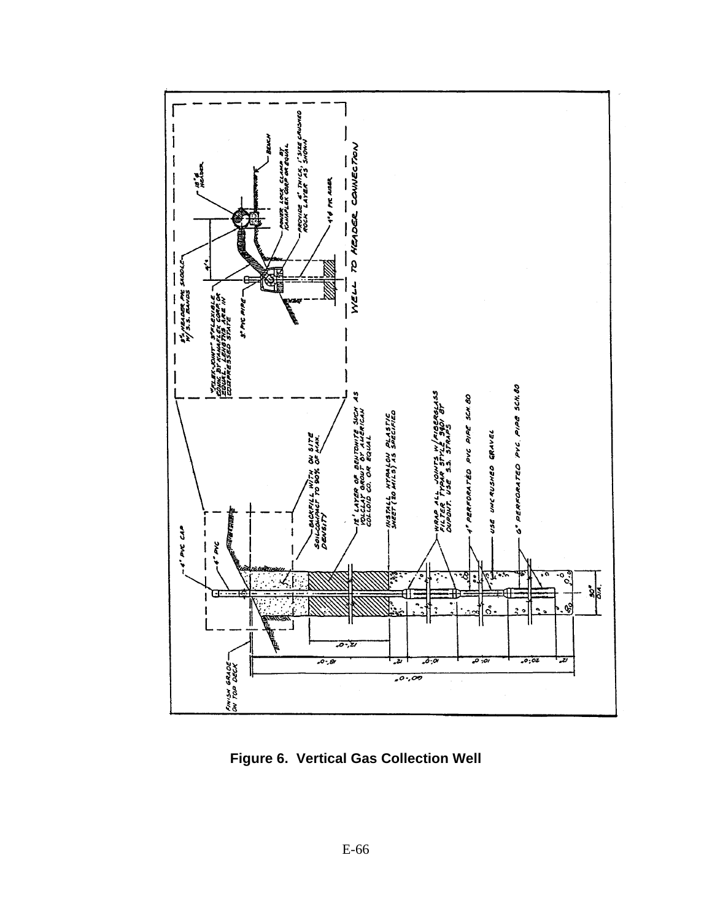**Figure 6. Vertical Gas Collection Well**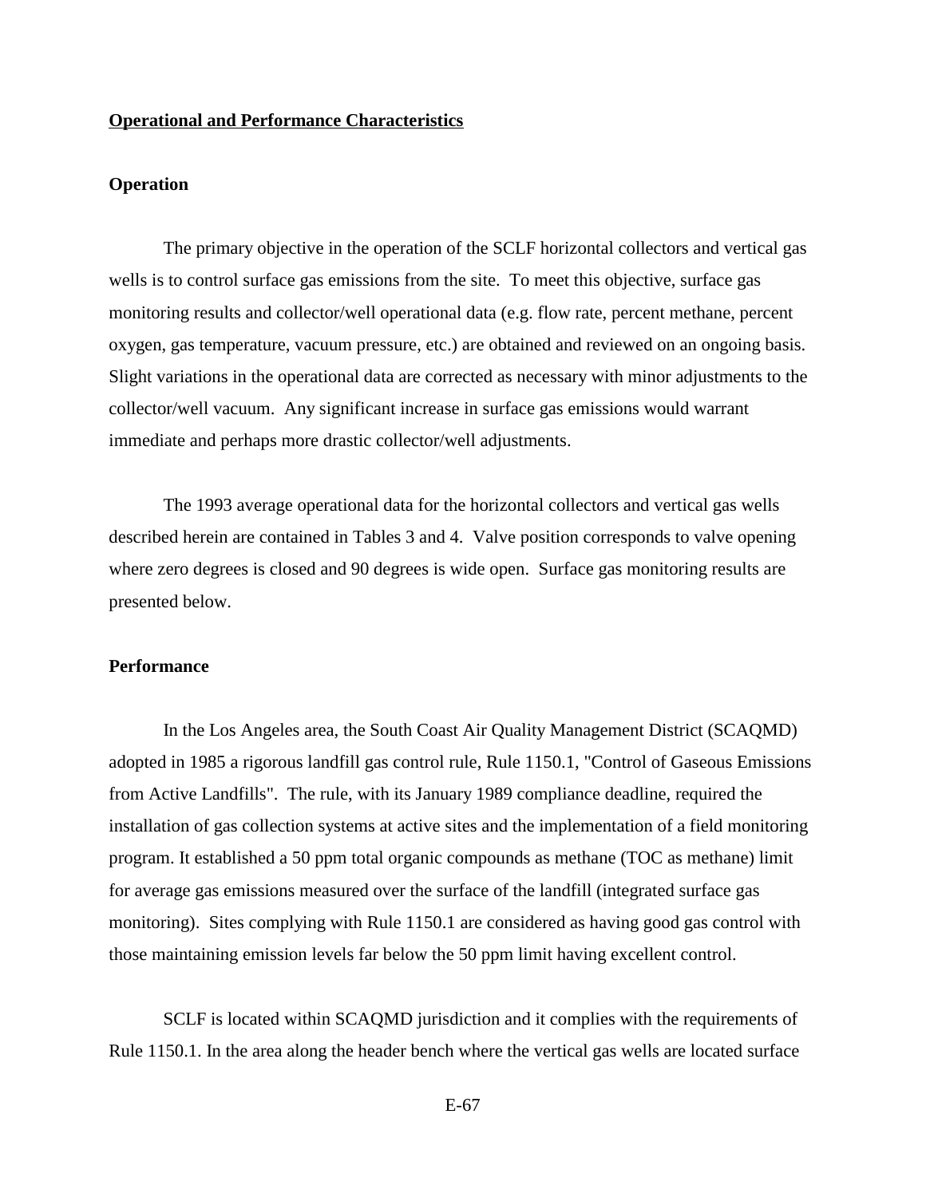**Operational and Performance Characteristics**

**Operation**

The primary objective in the operation of the SCLF horizontal collectors and vertical gas wells is to control surface gas emissions from the site. To meet this objective, surface gas monitoring results and collector/well operational data (e.g. flow rate, percent methane, percent oxygen, gas temperature, vacuum pressure, etc.) are obtained and reviewed on an ongoing basis. Slight variations in the operational data are corrected as necessary with minor adjustments to the collector/well vacuum. Any significant increase in surface gas emissions would warrant immediate and perhaps more drastic collector/well adjustments.

The 1993 average operational data for the horizontal collectors and vertical gas wells described herein are contained in Tables 3 and 4. Valve position corresponds to valve opening where zero degrees is closed and 90 degrees is wide open. Surface gas monitoring results are presented below.

**Performance**

In the Los Angeles area, the South Coast Air Quality Management District (SCAQMD) adopted in 1985 a rigorous landfill gas control rule, Rule 1150.1, "Control of Gaseous Emissions from Active Landfills". The rule, with its January 1989 compliance deadline, required the installation of gas collection systems at active sites and the implementation of a field monitoring program. It established a 50 ppm total organic compounds as methane (TOC as methane) limit for average gas emissions measured over the surface of the landfill (integrated surface gas monitoring). Sites complying with Rule 1150.1 are considered as having good gas control with those maintaining emission levels far below the 50 ppm limit having excellent control.

SCLF is located within SCAQMD jurisdiction and it complies with the requirements of Rule 1150.1. In the area along the header bench where the vertical gas wells are located surface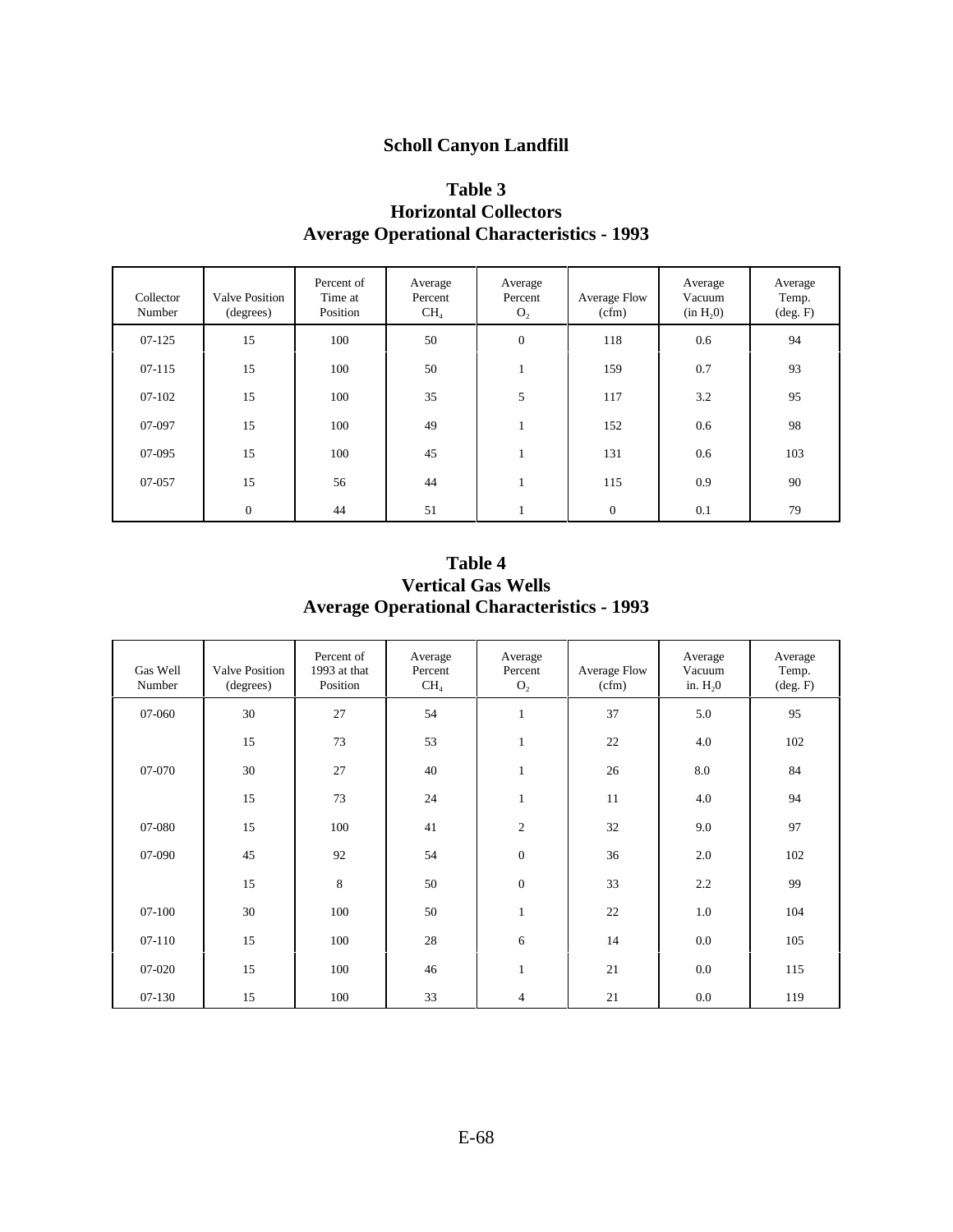# Scholl Canyon Landfill

## Table 3
## Horizontal Collectors
## Average Operational Characteristics - 1993

| Collector Number | Valve Position (degrees) | Percent of Time at Position | Average Percent $CH_4$ | Average Percent $O_2$ | Average Flow (cfm) | Average Vacuum (in $H_20$) | Average Temp. (deg. F) |
|---|---|---|---|---|---|---|---|
| 07-125 | 15 | 100 | 50 | 0 | 118 | 0.6 | 94 |
| 07-115 | 15 | 100 | 50 | 1 | 159 | 0.7 | 93 |
| 07-102 | 15 | 100 | 35 | 5 | 117 | 3.2 | 95 |
| 07-097 | 15 | 100 | 49 | 1 | 152 | 0.6 | 98 |
| 07-095 | 15 | 100 | 45 | 1 | 131 | 0.6 | 103 |
| 07-057 | 15 | 56 | 44 | 1 | 115 | 0.9 | 90 |
| | 0 | 44 | 51 | 1 | 0 | 0.1 | 79 |

## Table 4
## Vertical Gas Wells
## Average Operational Characteristics - 1993

| Gas Well Number | Valve Position (degrees) | Percent of 1993 at that Position | Average Percent $CH_4$ | Average Percent $O_2$ | Average Flow (cfm) | Average Vacuum in. $H_20$ | Average Temp. (deg. F) |
|---|---|---|---|---|---|---|---|
| 07-060 | 30 | 27 | 54 | 1 | 37 | 5.0 | 95 |
| | 15 | 73 | 53 | 1 | 22 | 4.0 | 102 |
| 07-070 | 30 | 27 | 40 | 1 | 26 | 8.0 | 84 |
| | 15 | 73 | 24 | 1 | 11 | 4.0 | 94 |
| 07-080 | 15 | 100 | 41 | 2 | 32 | 9.0 | 97 |
| 07-090 | 45 | 92 | 54 | 0 | 36 | 2.0 | 102 |
| | 15 | 8 | 50 | 0 | 33 | 2.2 | 99 |
| 07-100 | 30 | 100 | 50 | 1 | 22 | 1.0 | 104 |
| 07-110 | 15 | 100 | 28 | 6 | 14 | 0.0 | 105 |
| 07-020 | 15 | 100 | 46 | 1 | 21 | 0.0 | 115 |
| 07-130 | 15 | 100 | 33 | 4 | 21 | 0.0 | 119 |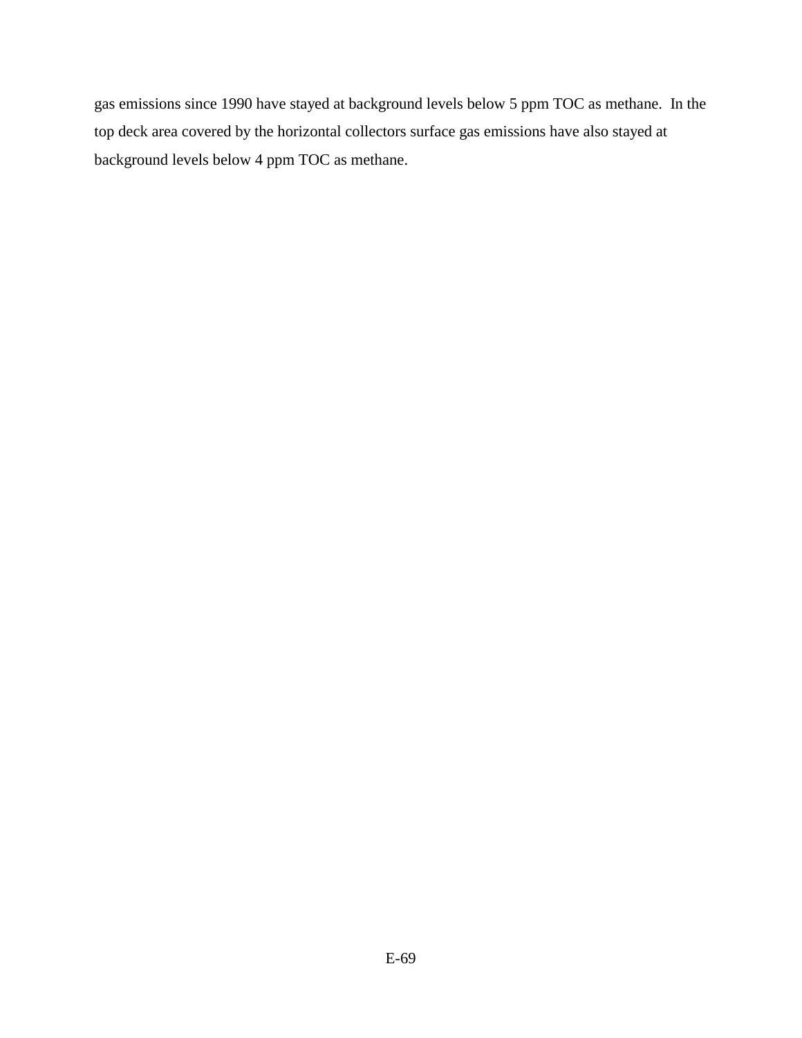gas emissions since 1990 have stayed at background levels below 5 ppm TOC as methane. In the top deck area covered by the horizontal collectors surface gas emissions have also stayed at background levels below 4 ppm TOC as methane.